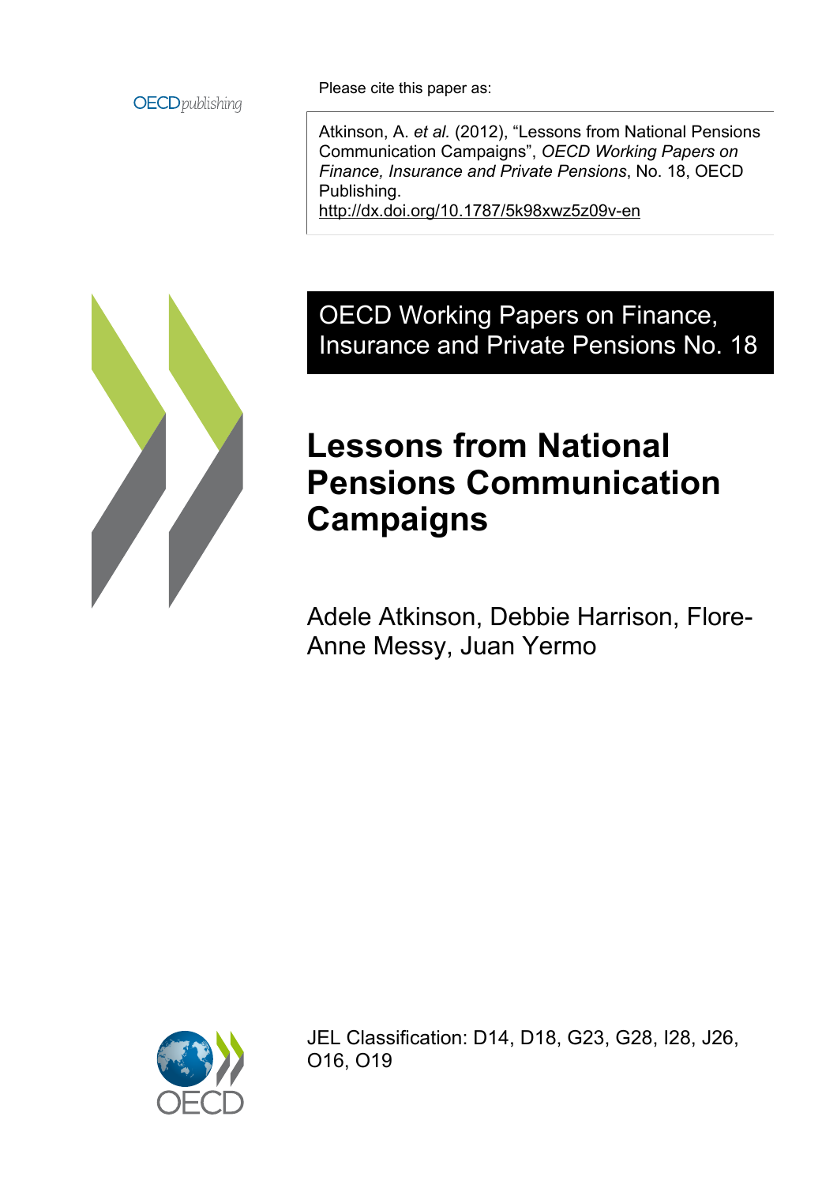OECD*publishing*

Please cite this paper as:

Atkinson, A. *et al.* (2012), "Lessons from National Pensions Communication Campaigns", *OECD Working Papers on Finance, Insurance and Private Pensions*, No. 18, OECD Publishing.
http://dx.doi.org/10.1787/5k98xwz5z09v-en

OECD Working Papers on Finance, Insurance and Private Pensions No. 18

# Lessons from National Pensions Communication Campaigns

Adele Atkinson, Debbie Harrison, Flore-Anne Messy, Juan Yermo

JEL Classification: D14, D18, G23, G28, I28, J26, O16, O19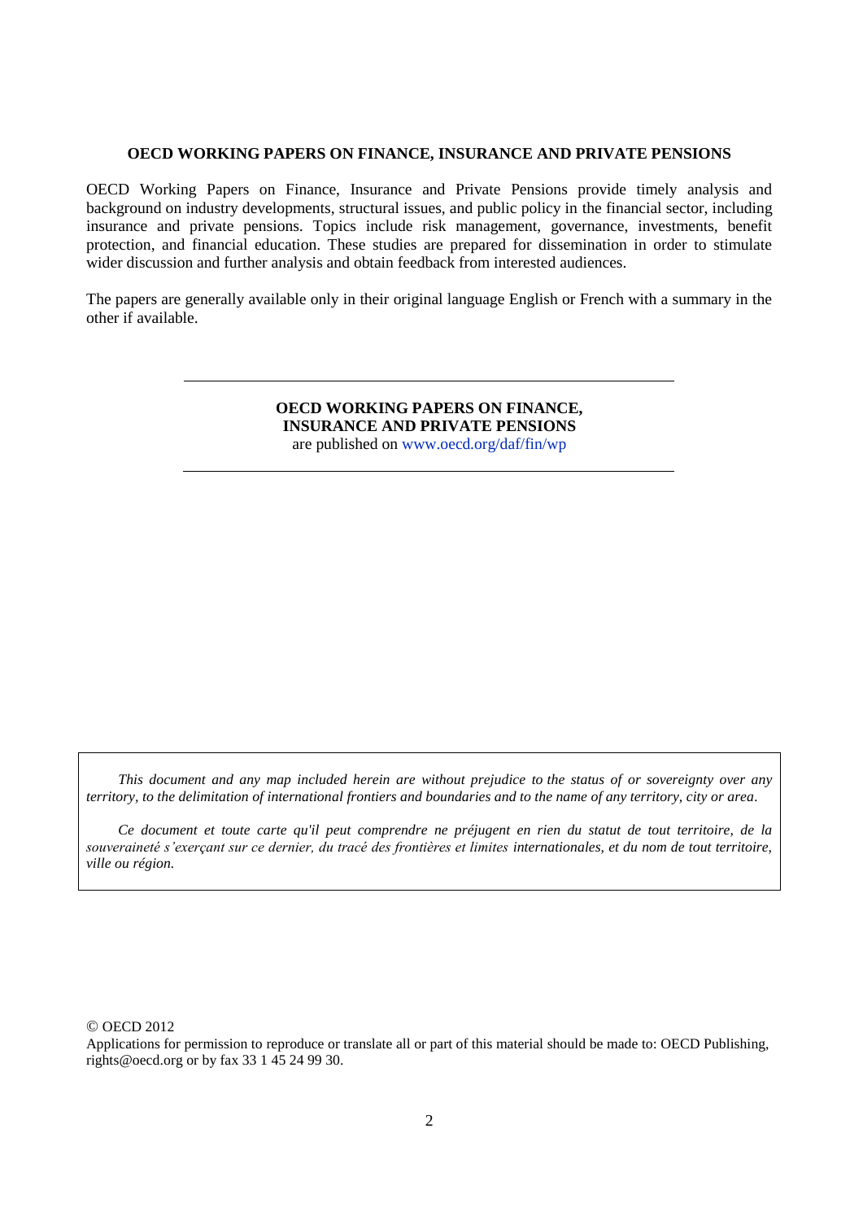**OECD WORKING PAPERS ON FINANCE, INSURANCE AND PRIVATE PENSIONS**

OECD Working Papers on Finance, Insurance and Private Pensions provide timely analysis and background on industry developments, structural issues, and public policy in the financial sector, including insurance and private pensions. Topics include risk management, governance, investments, benefit protection, and financial education. These studies are prepared for dissemination in order to stimulate wider discussion and further analysis and obtain feedback from interested audiences.

The papers are generally available only in their original language English or French with a summary in the other if available.

---

**OECD WORKING PAPERS ON FINANCE, INSURANCE AND PRIVATE PENSIONS**
are published on www.oecd.org/daf/fin/wp

---

*This document and any map included herein are without prejudice to the status of or sovereignty over any territory, to the delimitation of international frontiers and boundaries and to the name of any territory, city or area.*

*Ce document et toute carte qu'il peut comprendre ne préjugent en rien du statut de tout territoire, de la souveraineté s'exerçant sur ce dernier, du tracé des frontières et limites internationales, et du nom de tout territoire, ville ou région.*

© OECD 2012

Applications for permission to reproduce or translate all or part of this material should be made to: OECD Publishing, rights@oecd.org or by fax 33 1 45 24 99 30.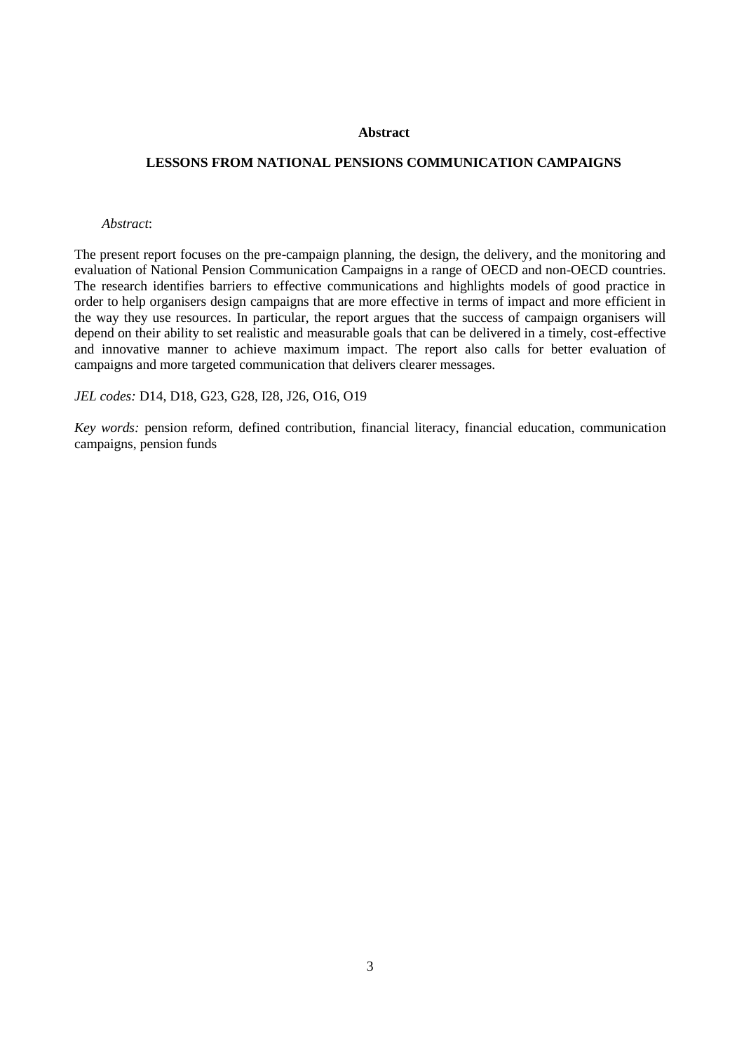**Abstract**

**LESSONS FROM NATIONAL PENSIONS COMMUNICATION CAMPAIGNS**

*Abstract*:

The present report focuses on the pre-campaign planning, the design, the delivery, and the monitoring and evaluation of National Pension Communication Campaigns in a range of OECD and non-OECD countries. The research identifies barriers to effective communications and highlights models of good practice in order to help organisers design campaigns that are more effective in terms of impact and more efficient in the way they use resources. In particular, the report argues that the success of campaign organisers will depend on their ability to set realistic and measurable goals that can be delivered in a timely, cost-effective and innovative manner to achieve maximum impact. The report also calls for better evaluation of campaigns and more targeted communication that delivers clearer messages.

*JEL codes:* D14, D18, G23, G28, I28, J26, O16, O19

*Key words:* pension reform, defined contribution, financial literacy, financial education, communication campaigns, pension funds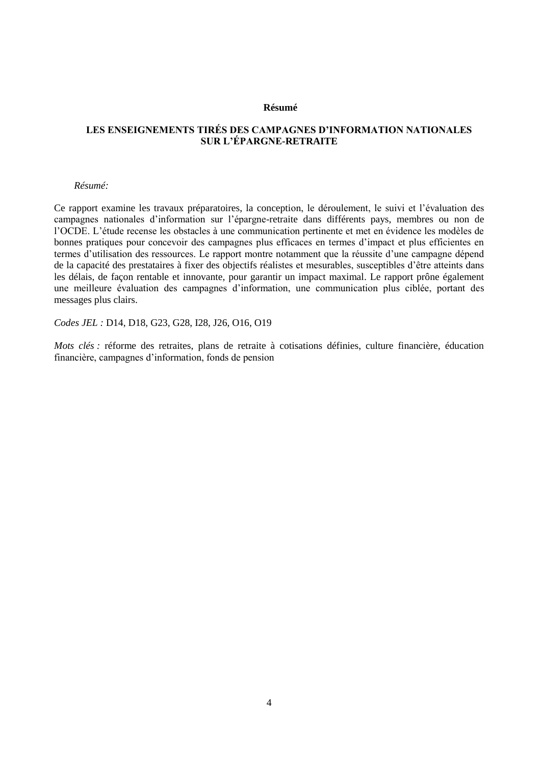**Résumé**

## LES ENSEIGNEMENTS TIRÉS DES CAMPAGNES D'INFORMATION NATIONALES SUR L'ÉPARGNE-RETRAITE

*Résumé:*

Ce rapport examine les travaux préparatoires, la conception, le déroulement, le suivi et l'évaluation des campagnes nationales d'information sur l'épargne-retraite dans différents pays, membres ou non de l'OCDE. L'étude recense les obstacles à une communication pertinente et met en évidence les modèles de bonnes pratiques pour concevoir des campagnes plus efficaces en termes d'impact et plus efficientes en termes d'utilisation des ressources. Le rapport montre notamment que la réussite d'une campagne dépend de la capacité des prestataires à fixer des objectifs réalistes et mesurables, susceptibles d'être atteints dans les délais, de façon rentable et innovante, pour garantir un impact maximal. Le rapport prône également une meilleure évaluation des campagnes d'information, une communication plus ciblée, portant des messages plus clairs.

*Codes JEL :* D14, D18, G23, G28, I28, J26, O16, O19

*Mots clés :* réforme des retraites, plans de retraite à cotisations définies, culture financière, éducation financière, campagnes d'information, fonds de pension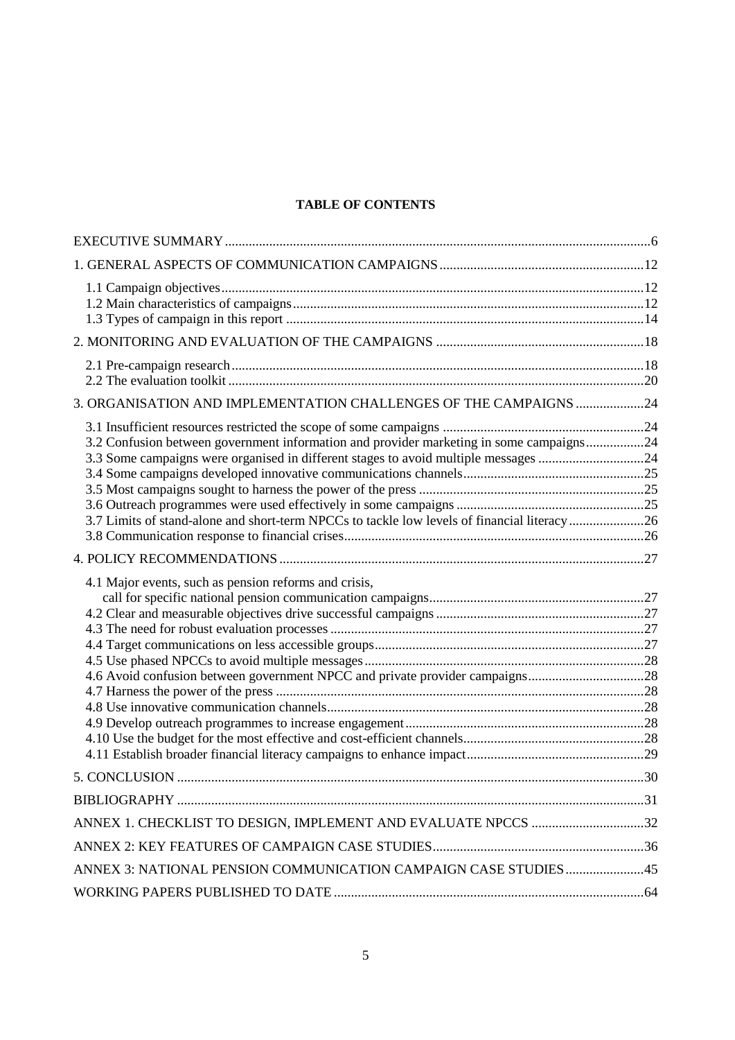**TABLE OF CONTENTS**

EXECUTIVE SUMMARY ..... 6

1. GENERAL ASPECTS OF COMMUNICATION CAMPAIGNS ..... 12

   1.1 Campaign objectives ..... 12
   1.2 Main characteristics of campaigns ..... 12
   1.3 Types of campaign in this report ..... 14

2. MONITORING AND EVALUATION OF THE CAMPAIGNS ..... 18

   2.1 Pre-campaign research ..... 18
   2.2 The evaluation toolkit ..... 20

3. ORGANISATION AND IMPLEMENTATION CHALLENGES OF THE CAMPAIGNS ..... 24

   3.1 Insufficient resources restricted the scope of some campaigns ..... 24
   3.2 Confusion between government information and provider marketing in some campaigns ..... 24
   3.3 Some campaigns were organised in different stages to avoid multiple messages ..... 24
   3.4 Some campaigns developed innovative communications channels ..... 25
   3.5 Most campaigns sought to harness the power of the press ..... 25
   3.6 Outreach programmes were used effectively in some campaigns ..... 25
   3.7 Limits of stand-alone and short-term NPCCs to tackle low levels of financial literacy ..... 26
   3.8 Communication response to financial crises ..... 26

4. POLICY RECOMMENDATIONS ..... 27

   4.1 Major events, such as pension reforms and crisis, call for specific national pension communication campaigns ..... 27
   4.2 Clear and measurable objectives drive successful campaigns ..... 27
   4.3 The need for robust evaluation processes ..... 27
   4.4 Target communications on less accessible groups ..... 27
   4.5 Use phased NPCCs to avoid multiple messages ..... 28
   4.6 Avoid confusion between government NPCC and private provider campaigns ..... 28
   4.7 Harness the power of the press ..... 28
   4.8 Use innovative communication channels ..... 28
   4.9 Develop outreach programmes to increase engagement ..... 28
   4.10 Use the budget for the most effective and cost-efficient channels ..... 28
   4.11 Establish broader financial literacy campaigns to enhance impact ..... 29

5. CONCLUSION ..... 30

BIBLIOGRAPHY ..... 31

ANNEX 1. CHECKLIST TO DESIGN, IMPLEMENT AND EVALUATE NPCCS ..... 32

ANNEX 2: KEY FEATURES OF CAMPAIGN CASE STUDIES ..... 36

ANNEX 3: NATIONAL PENSION COMMUNICATION CAMPAIGN CASE STUDIES ..... 45

WORKING PAPERS PUBLISHED TO DATE ..... 64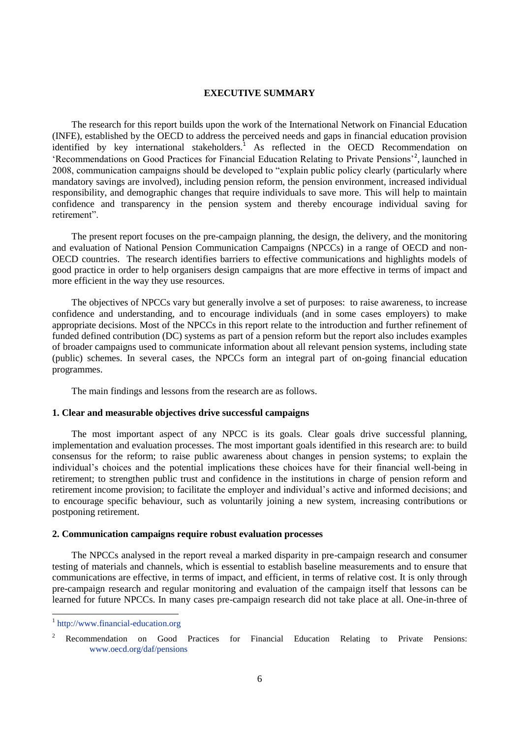# EXECUTIVE SUMMARY

The research for this report builds upon the work of the International Network on Financial Education (INFE), established by the OECD to address the perceived needs and gaps in financial education provision identified by key international stakeholders.[1] As reflected in the OECD Recommendation on 'Recommendations on Good Practices for Financial Education Relating to Private Pensions'[2], launched in 2008, communication campaigns should be developed to "explain public policy clearly (particularly where mandatory savings are involved), including pension reform, the pension environment, increased individual responsibility, and demographic changes that require individuals to save more. This will help to maintain confidence and transparency in the pension system and thereby encourage individual saving for retirement".

The present report focuses on the pre-campaign planning, the design, the delivery, and the monitoring and evaluation of National Pension Communication Campaigns (NPCCs) in a range of OECD and non-OECD countries. The research identifies barriers to effective communications and highlights models of good practice in order to help organisers design campaigns that are more effective in terms of impact and more efficient in the way they use resources.

The objectives of NPCCs vary but generally involve a set of purposes: to raise awareness, to increase confidence and understanding, and to encourage individuals (and in some cases employers) to make appropriate decisions. Most of the NPCCs in this report relate to the introduction and further refinement of funded defined contribution (DC) systems as part of a pension reform but the report also includes examples of broader campaigns used to communicate information about all relevant pension systems, including state (public) schemes. In several cases, the NPCCs form an integral part of on-going financial education programmes.

The main findings and lessons from the research are as follows.

## 1. Clear and measurable objectives drive successful campaigns

The most important aspect of any NPCC is its goals. Clear goals drive successful planning, implementation and evaluation processes. The most important goals identified in this research are: to build consensus for the reform; to raise public awareness about changes in pension systems; to explain the individual's choices and the potential implications these choices have for their financial well-being in retirement; to strengthen public trust and confidence in the institutions in charge of pension reform and retirement income provision; to facilitate the employer and individual's active and informed decisions; and to encourage specific behaviour, such as voluntarily joining a new system, increasing contributions or postponing retirement.

## 2. Communication campaigns require robust evaluation processes

The NPCCs analysed in the report reveal a marked disparity in pre-campaign research and consumer testing of materials and channels, which is essential to establish baseline measurements and to ensure that communications are effective, in terms of impact, and efficient, in terms of relative cost. It is only through pre-campaign research and regular monitoring and evaluation of the campaign itself that lessons can be learned for future NPCCs. In many cases pre-campaign research did not take place at all. One-in-three of

---

[1] http://www.financial-education.org

[2] Recommendation on Good Practices for Financial Education Relating to Private Pensions: www.oecd.org/daf/pensions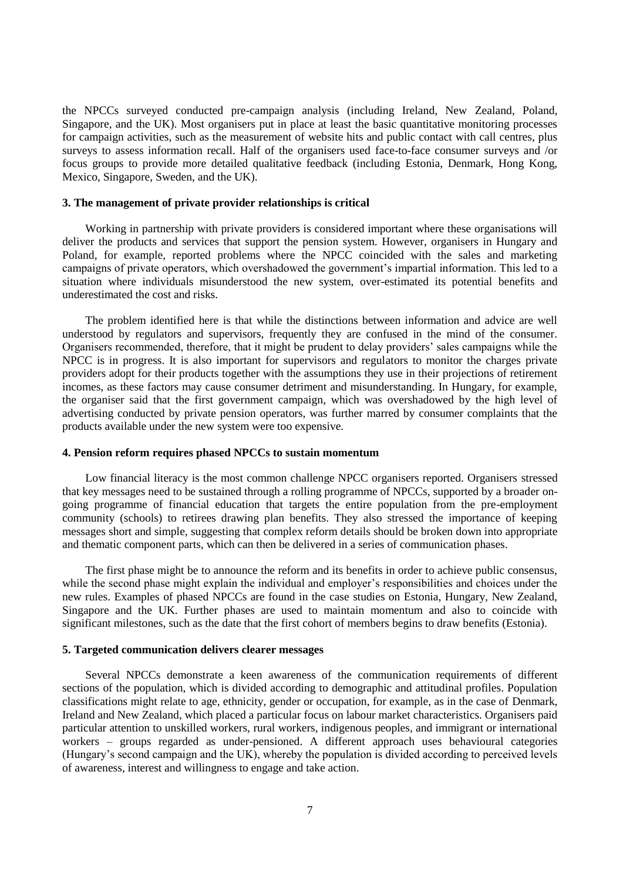the NPCCs surveyed conducted pre-campaign analysis (including Ireland, New Zealand, Poland, Singapore, and the UK). Most organisers put in place at least the basic quantitative monitoring processes for campaign activities, such as the measurement of website hits and public contact with call centres, plus surveys to assess information recall. Half of the organisers used face-to-face consumer surveys and /or focus groups to provide more detailed qualitative feedback (including Estonia, Denmark, Hong Kong, Mexico, Singapore, Sweden, and the UK).

### 3. The management of private provider relationships is critical

Working in partnership with private providers is considered important where these organisations will deliver the products and services that support the pension system. However, organisers in Hungary and Poland, for example, reported problems where the NPCC coincided with the sales and marketing campaigns of private operators, which overshadowed the government's impartial information. This led to a situation where individuals misunderstood the new system, over-estimated its potential benefits and underestimated the cost and risks.

The problem identified here is that while the distinctions between information and advice are well understood by regulators and supervisors, frequently they are confused in the mind of the consumer. Organisers recommended, therefore, that it might be prudent to delay providers' sales campaigns while the NPCC is in progress. It is also important for supervisors and regulators to monitor the charges private providers adopt for their products together with the assumptions they use in their projections of retirement incomes, as these factors may cause consumer detriment and misunderstanding. In Hungary, for example, the organiser said that the first government campaign, which was overshadowed by the high level of advertising conducted by private pension operators, was further marred by consumer complaints that the products available under the new system were too expensive.

### 4. Pension reform requires phased NPCCs to sustain momentum

Low financial literacy is the most common challenge NPCC organisers reported. Organisers stressed that key messages need to be sustained through a rolling programme of NPCCs, supported by a broader on-going programme of financial education that targets the entire population from the pre-employment community (schools) to retirees drawing plan benefits. They also stressed the importance of keeping messages short and simple, suggesting that complex reform details should be broken down into appropriate and thematic component parts, which can then be delivered in a series of communication phases.

The first phase might be to announce the reform and its benefits in order to achieve public consensus, while the second phase might explain the individual and employer's responsibilities and choices under the new rules. Examples of phased NPCCs are found in the case studies on Estonia, Hungary, New Zealand, Singapore and the UK. Further phases are used to maintain momentum and also to coincide with significant milestones, such as the date that the first cohort of members begins to draw benefits (Estonia).

### 5. Targeted communication delivers clearer messages

Several NPCCs demonstrate a keen awareness of the communication requirements of different sections of the population, which is divided according to demographic and attitudinal profiles. Population classifications might relate to age, ethnicity, gender or occupation, for example, as in the case of Denmark, Ireland and New Zealand, which placed a particular focus on labour market characteristics. Organisers paid particular attention to unskilled workers, rural workers, indigenous peoples, and immigrant or international workers – groups regarded as under-pensioned. A different approach uses behavioural categories (Hungary's second campaign and the UK), whereby the population is divided according to perceived levels of awareness, interest and willingness to engage and take action.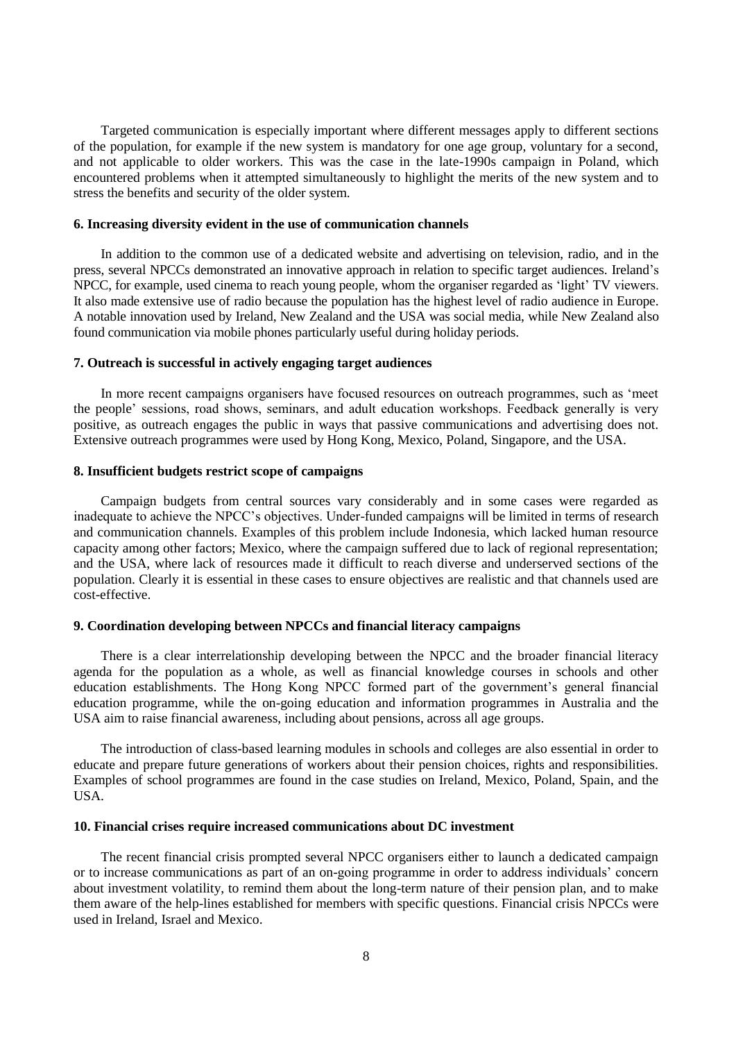Targeted communication is especially important where different messages apply to different sections of the population, for example if the new system is mandatory for one age group, voluntary for a second, and not applicable to older workers. This was the case in the late-1990s campaign in Poland, which encountered problems when it attempted simultaneously to highlight the merits of the new system and to stress the benefits and security of the older system.

#### 6. Increasing diversity evident in the use of communication channels

In addition to the common use of a dedicated website and advertising on television, radio, and in the press, several NPCCs demonstrated an innovative approach in relation to specific target audiences. Ireland's NPCC, for example, used cinema to reach young people, whom the organiser regarded as 'light' TV viewers. It also made extensive use of radio because the population has the highest level of radio audience in Europe. A notable innovation used by Ireland, New Zealand and the USA was social media, while New Zealand also found communication via mobile phones particularly useful during holiday periods.

#### 7. Outreach is successful in actively engaging target audiences

In more recent campaigns organisers have focused resources on outreach programmes, such as 'meet the people' sessions, road shows, seminars, and adult education workshops. Feedback generally is very positive, as outreach engages the public in ways that passive communications and advertising does not. Extensive outreach programmes were used by Hong Kong, Mexico, Poland, Singapore, and the USA.

#### 8. Insufficient budgets restrict scope of campaigns

Campaign budgets from central sources vary considerably and in some cases were regarded as inadequate to achieve the NPCC's objectives. Under-funded campaigns will be limited in terms of research and communication channels. Examples of this problem include Indonesia, which lacked human resource capacity among other factors; Mexico, where the campaign suffered due to lack of regional representation; and the USA, where lack of resources made it difficult to reach diverse and underserved sections of the population. Clearly it is essential in these cases to ensure objectives are realistic and that channels used are cost-effective.

#### 9. Coordination developing between NPCCs and financial literacy campaigns

There is a clear interrelationship developing between the NPCC and the broader financial literacy agenda for the population as a whole, as well as financial knowledge courses in schools and other education establishments. The Hong Kong NPCC formed part of the government's general financial education programme, while the on-going education and information programmes in Australia and the USA aim to raise financial awareness, including about pensions, across all age groups.

The introduction of class-based learning modules in schools and colleges are also essential in order to educate and prepare future generations of workers about their pension choices, rights and responsibilities. Examples of school programmes are found in the case studies on Ireland, Mexico, Poland, Spain, and the USA.

#### 10. Financial crises require increased communications about DC investment

The recent financial crisis prompted several NPCC organisers either to launch a dedicated campaign or to increase communications as part of an on-going programme in order to address individuals' concern about investment volatility, to remind them about the long-term nature of their pension plan, and to make them aware of the help-lines established for members with specific questions. Financial crisis NPCCs were used in Ireland, Israel and Mexico.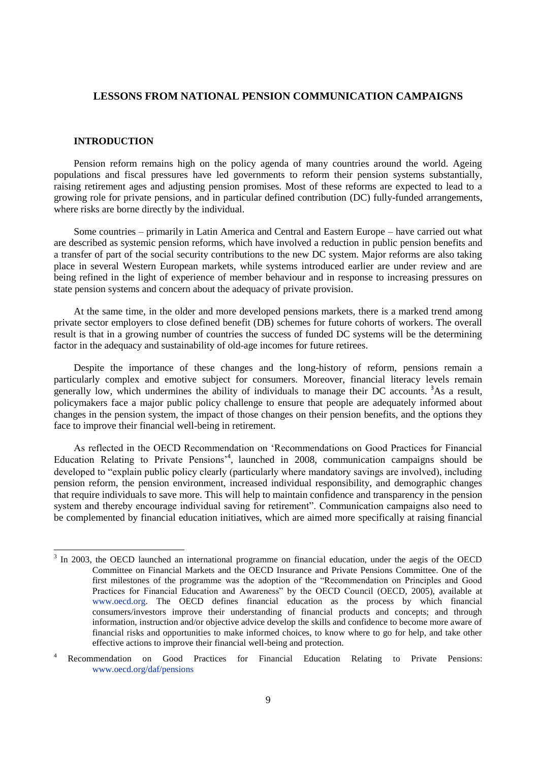# LESSONS FROM NATIONAL PENSION COMMUNICATION CAMPAIGNS

## INTRODUCTION

Pension reform remains high on the policy agenda of many countries around the world. Ageing populations and fiscal pressures have led governments to reform their pension systems substantially, raising retirement ages and adjusting pension promises. Most of these reforms are expected to lead to a growing role for private pensions, and in particular defined contribution (DC) fully-funded arrangements, where risks are borne directly by the individual.

Some countries – primarily in Latin America and Central and Eastern Europe – have carried out what are described as systemic pension reforms, which have involved a reduction in public pension benefits and a transfer of part of the social security contributions to the new DC system. Major reforms are also taking place in several Western European markets, while systems introduced earlier are under review and are being refined in the light of experience of member behaviour and in response to increasing pressures on state pension systems and concern about the adequacy of private provision.

At the same time, in the older and more developed pensions markets, there is a marked trend among private sector employers to close defined benefit (DB) schemes for future cohorts of workers. The overall result is that in a growing number of countries the success of funded DC systems will be the determining factor in the adequacy and sustainability of old-age incomes for future retirees.

Despite the importance of these changes and the long-history of reform, pensions remain a particularly complex and emotive subject for consumers. Moreover, financial literacy levels remain generally low, which undermines the ability of individuals to manage their DC accounts. [3]As a result, policymakers face a major public policy challenge to ensure that people are adequately informed about changes in the pension system, the impact of those changes on their pension benefits, and the options they face to improve their financial well-being in retirement.

As reflected in the OECD Recommendation on 'Recommendations on Good Practices for Financial Education Relating to Private Pensions'[4], launched in 2008, communication campaigns should be developed to "explain public policy clearly (particularly where mandatory savings are involved), including pension reform, the pension environment, increased individual responsibility, and demographic changes that require individuals to save more. This will help to maintain confidence and transparency in the pension system and thereby encourage individual saving for retirement". Communication campaigns also need to be complemented by financial education initiatives, which are aimed more specifically at raising financial

---

[3] In 2003, the OECD launched an international programme on financial education, under the aegis of the OECD Committee on Financial Markets and the OECD Insurance and Private Pensions Committee. One of the first milestones of the programme was the adoption of the "Recommendation on Principles and Good Practices for Financial Education and Awareness" by the OECD Council (OECD, 2005), available at www.oecd.org. The OECD defines financial education as the process by which financial consumers/investors improve their understanding of financial products and concepts; and through information, instruction and/or objective advice develop the skills and confidence to become more aware of financial risks and opportunities to make informed choices, to know where to go for help, and take other effective actions to improve their financial well-being and protection.

[4] Recommendation on Good Practices for Financial Education Relating to Private Pensions: www.oecd.org/daf/pensions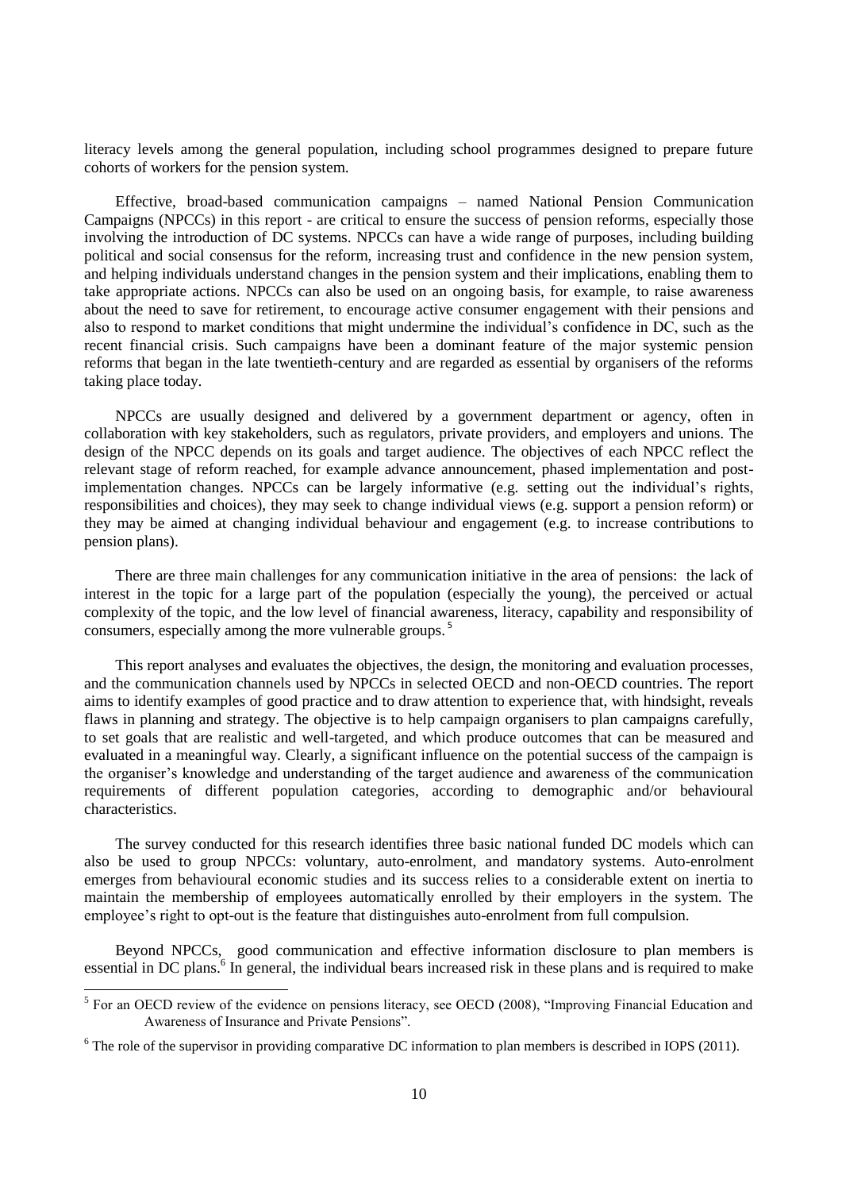literacy levels among the general population, including school programmes designed to prepare future cohorts of workers for the pension system.

Effective, broad-based communication campaigns – named National Pension Communication Campaigns (NPCCs) in this report - are critical to ensure the success of pension reforms, especially those involving the introduction of DC systems. NPCCs can have a wide range of purposes, including building political and social consensus for the reform, increasing trust and confidence in the new pension system, and helping individuals understand changes in the pension system and their implications, enabling them to take appropriate actions. NPCCs can also be used on an ongoing basis, for example, to raise awareness about the need to save for retirement, to encourage active consumer engagement with their pensions and also to respond to market conditions that might undermine the individual's confidence in DC, such as the recent financial crisis. Such campaigns have been a dominant feature of the major systemic pension reforms that began in the late twentieth-century and are regarded as essential by organisers of the reforms taking place today.

NPCCs are usually designed and delivered by a government department or agency, often in collaboration with key stakeholders, such as regulators, private providers, and employers and unions. The design of the NPCC depends on its goals and target audience. The objectives of each NPCC reflect the relevant stage of reform reached, for example advance announcement, phased implementation and post-implementation changes. NPCCs can be largely informative (e.g. setting out the individual's rights, responsibilities and choices), they may seek to change individual views (e.g. support a pension reform) or they may be aimed at changing individual behaviour and engagement (e.g. to increase contributions to pension plans).

There are three main challenges for any communication initiative in the area of pensions: the lack of interest in the topic for a large part of the population (especially the young), the perceived or actual complexity of the topic, and the low level of financial awareness, literacy, capability and responsibility of consumers, especially among the more vulnerable groups.[5]

This report analyses and evaluates the objectives, the design, the monitoring and evaluation processes, and the communication channels used by NPCCs in selected OECD and non-OECD countries. The report aims to identify examples of good practice and to draw attention to experience that, with hindsight, reveals flaws in planning and strategy. The objective is to help campaign organisers to plan campaigns carefully, to set goals that are realistic and well-targeted, and which produce outcomes that can be measured and evaluated in a meaningful way. Clearly, a significant influence on the potential success of the campaign is the organiser's knowledge and understanding of the target audience and awareness of the communication requirements of different population categories, according to demographic and/or behavioural characteristics.

The survey conducted for this research identifies three basic national funded DC models which can also be used to group NPCCs: voluntary, auto-enrolment, and mandatory systems. Auto-enrolment emerges from behavioural economic studies and its success relies to a considerable extent on inertia to maintain the membership of employees automatically enrolled by their employers in the system. The employee's right to opt-out is the feature that distinguishes auto-enrolment from full compulsion.

Beyond NPCCs, good communication and effective information disclosure to plan members is essential in DC plans.[6] In general, the individual bears increased risk in these plans and is required to make

---

[5] For an OECD review of the evidence on pensions literacy, see OECD (2008), "Improving Financial Education and Awareness of Insurance and Private Pensions".

[6] The role of the supervisor in providing comparative DC information to plan members is described in IOPS (2011).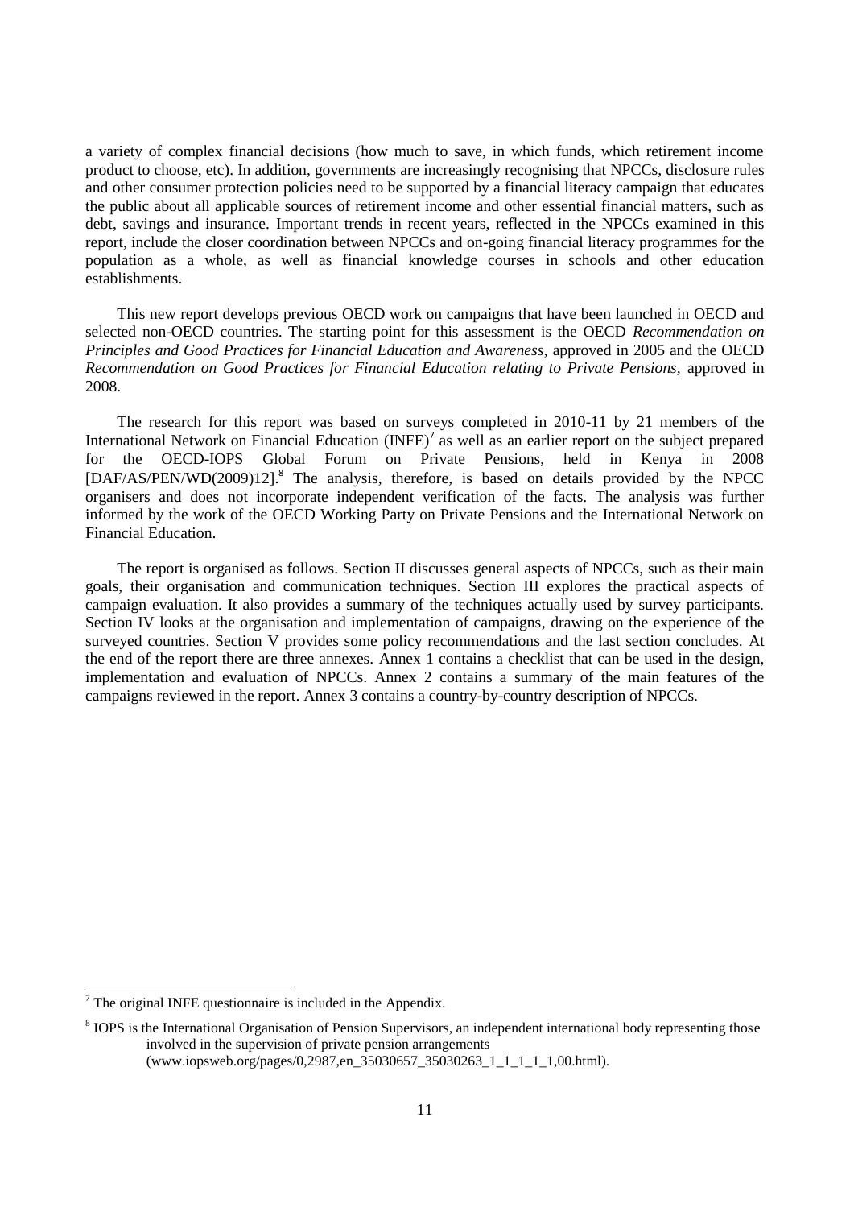a variety of complex financial decisions (how much to save, in which funds, which retirement income product to choose, etc). In addition, governments are increasingly recognising that NPCCs, disclosure rules and other consumer protection policies need to be supported by a financial literacy campaign that educates the public about all applicable sources of retirement income and other essential financial matters, such as debt, savings and insurance. Important trends in recent years, reflected in the NPCCs examined in this report, include the closer coordination between NPCCs and on-going financial literacy programmes for the population as a whole, as well as financial knowledge courses in schools and other education establishments.

This new report develops previous OECD work on campaigns that have been launched in OECD and selected non-OECD countries. The starting point for this assessment is the OECD *Recommendation on Principles and Good Practices for Financial Education and Awareness*, approved in 2005 and the OECD *Recommendation on Good Practices for Financial Education relating to Private Pensions*, approved in 2008.

The research for this report was based on surveys completed in 2010-11 by 21 members of the International Network on Financial Education (INFE)[7] as well as an earlier report on the subject prepared for the OECD-IOPS Global Forum on Private Pensions, held in Kenya in 2008 [DAF/AS/PEN/WD(2009)12].[8] The analysis, therefore, is based on details provided by the NPCC organisers and does not incorporate independent verification of the facts. The analysis was further informed by the work of the OECD Working Party on Private Pensions and the International Network on Financial Education.

The report is organised as follows. Section II discusses general aspects of NPCCs, such as their main goals, their organisation and communication techniques. Section III explores the practical aspects of campaign evaluation. It also provides a summary of the techniques actually used by survey participants. Section IV looks at the organisation and implementation of campaigns, drawing on the experience of the surveyed countries. Section V provides some policy recommendations and the last section concludes. At the end of the report there are three annexes. Annex 1 contains a checklist that can be used in the design, implementation and evaluation of NPCCs. Annex 2 contains a summary of the main features of the campaigns reviewed in the report. Annex 3 contains a country-by-country description of NPCCs.

---

[7] The original INFE questionnaire is included in the Appendix.

[8] IOPS is the International Organisation of Pension Supervisors, an independent international body representing those involved in the supervision of private pension arrangements (www.iopsweb.org/pages/0,2987,en_35030657_35030263_1_1_1_1_1,00.html).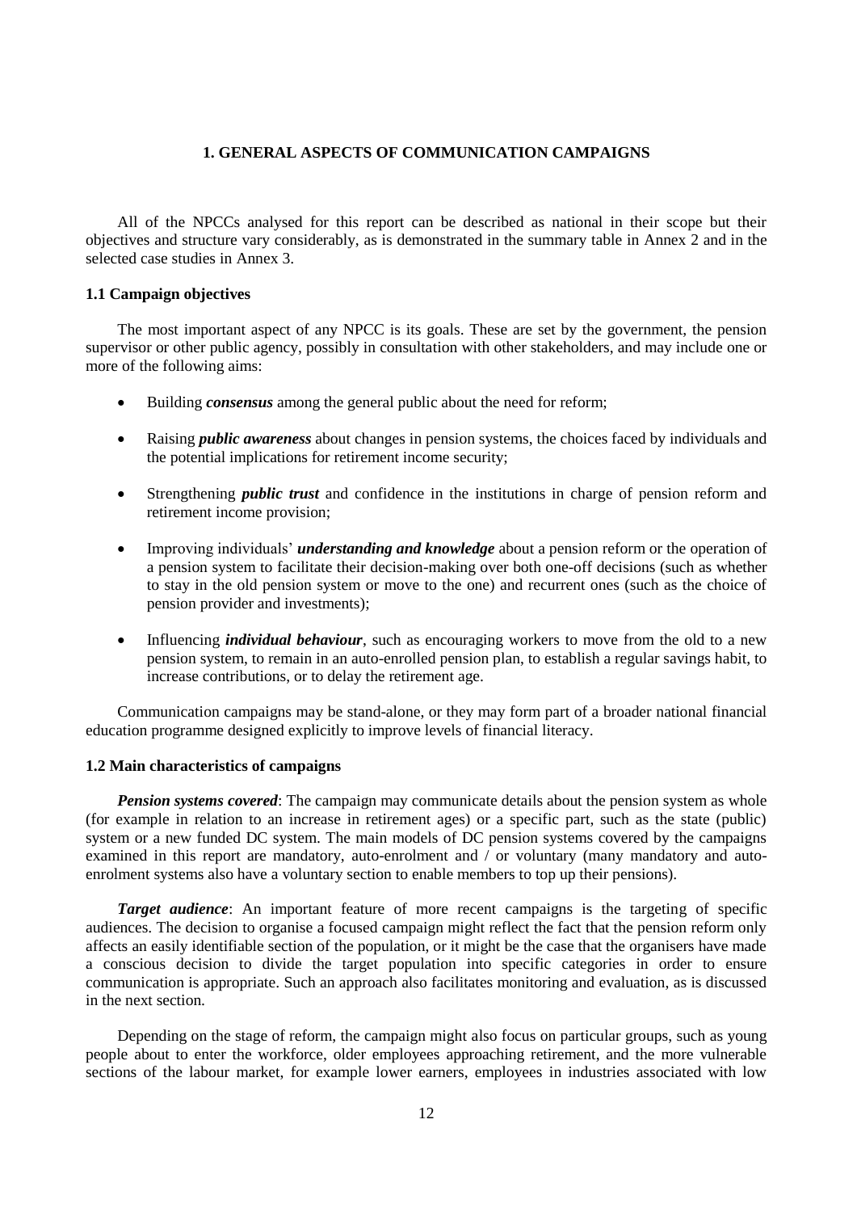# 1. GENERAL ASPECTS OF COMMUNICATION CAMPAIGNS

All of the NPCCs analysed for this report can be described as national in their scope but their objectives and structure vary considerably, as is demonstrated in the summary table in Annex 2 and in the selected case studies in Annex 3.

## 1.1 Campaign objectives

The most important aspect of any NPCC is its goals. These are set by the government, the pension supervisor or other public agency, possibly in consultation with other stakeholders, and may include one or more of the following aims:

- Building ***consensus*** among the general public about the need for reform;
- Raising ***public awareness*** about changes in pension systems, the choices faced by individuals and the potential implications for retirement income security;
- Strengthening ***public trust*** and confidence in the institutions in charge of pension reform and retirement income provision;
- Improving individuals' ***understanding and knowledge*** about a pension reform or the operation of a pension system to facilitate their decision-making over both one-off decisions (such as whether to stay in the old pension system or move to the one) and recurrent ones (such as the choice of pension provider and investments);
- Influencing ***individual behaviour***, such as encouraging workers to move from the old to a new pension system, to remain in an auto-enrolled pension plan, to establish a regular savings habit, to increase contributions, or to delay the retirement age.

Communication campaigns may be stand-alone, or they may form part of a broader national financial education programme designed explicitly to improve levels of financial literacy.

## 1.2 Main characteristics of campaigns

***Pension systems covered***: The campaign may communicate details about the pension system as whole (for example in relation to an increase in retirement ages) or a specific part, such as the state (public) system or a new funded DC system. The main models of DC pension systems covered by the campaigns examined in this report are mandatory, auto-enrolment and / or voluntary (many mandatory and auto-enrolment systems also have a voluntary section to enable members to top up their pensions).

***Target audience***: An important feature of more recent campaigns is the targeting of specific audiences. The decision to organise a focused campaign might reflect the fact that the pension reform only affects an easily identifiable section of the population, or it might be the case that the organisers have made a conscious decision to divide the target population into specific categories in order to ensure communication is appropriate. Such an approach also facilitates monitoring and evaluation, as is discussed in the next section.

Depending on the stage of reform, the campaign might also focus on particular groups, such as young people about to enter the workforce, older employees approaching retirement, and the more vulnerable sections of the labour market, for example lower earners, employees in industries associated with low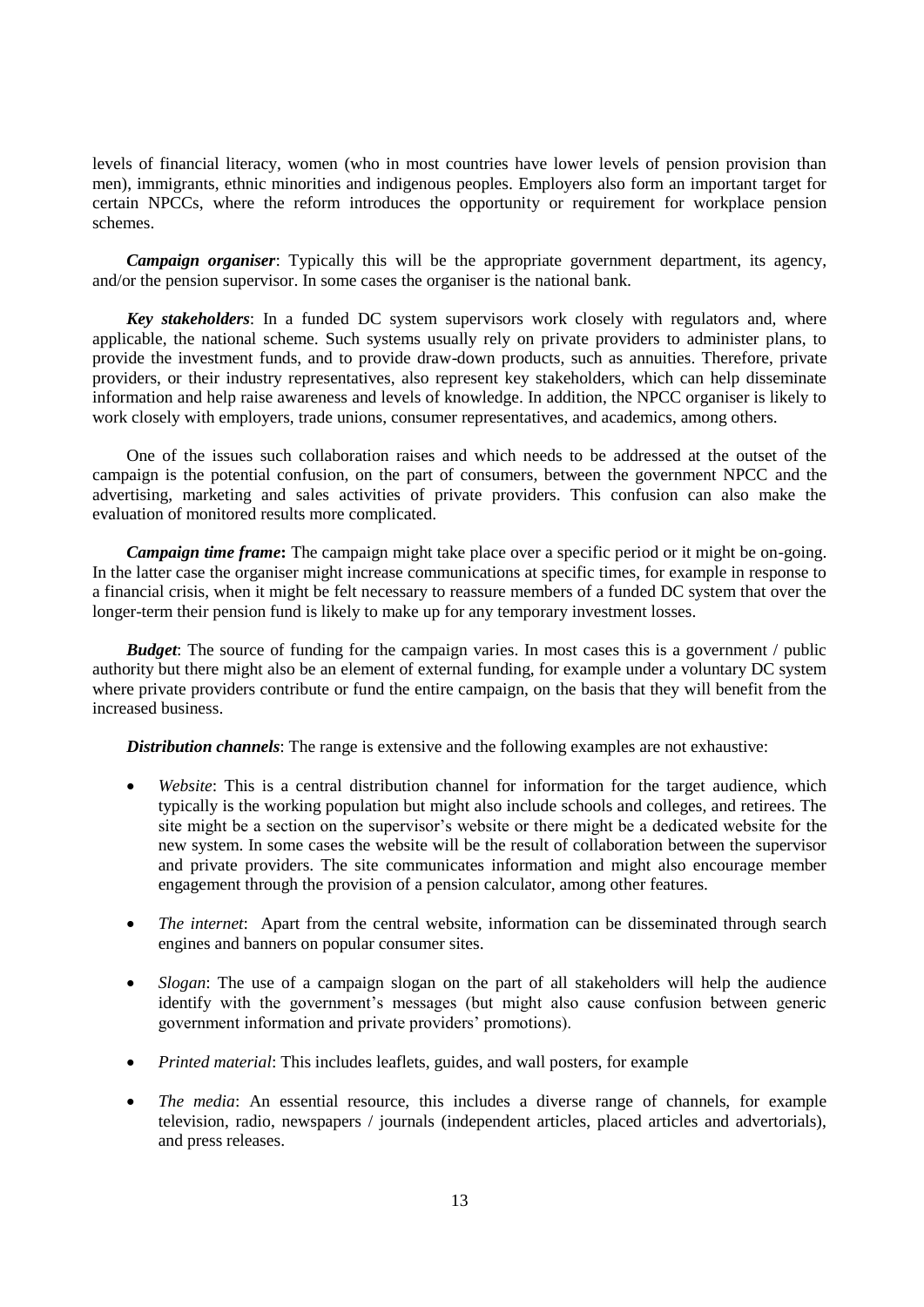levels of financial literacy, women (who in most countries have lower levels of pension provision than men), immigrants, ethnic minorities and indigenous peoples. Employers also form an important target for certain NPCCs, where the reform introduces the opportunity or requirement for workplace pension schemes.

***Campaign organiser***: Typically this will be the appropriate government department, its agency, and/or the pension supervisor. In some cases the organiser is the national bank.

***Key stakeholders***: In a funded DC system supervisors work closely with regulators and, where applicable, the national scheme. Such systems usually rely on private providers to administer plans, to provide the investment funds, and to provide draw-down products, such as annuities. Therefore, private providers, or their industry representatives, also represent key stakeholders, which can help disseminate information and help raise awareness and levels of knowledge. In addition, the NPCC organiser is likely to work closely with employers, trade unions, consumer representatives, and academics, among others.

One of the issues such collaboration raises and which needs to be addressed at the outset of the campaign is the potential confusion, on the part of consumers, between the government NPCC and the advertising, marketing and sales activities of private providers. This confusion can also make the evaluation of monitored results more complicated.

***Campaign time frame*****:** The campaign might take place over a specific period or it might be on-going. In the latter case the organiser might increase communications at specific times, for example in response to a financial crisis, when it might be felt necessary to reassure members of a funded DC system that over the longer-term their pension fund is likely to make up for any temporary investment losses.

***Budget***: The source of funding for the campaign varies. In most cases this is a government / public authority but there might also be an element of external funding, for example under a voluntary DC system where private providers contribute or fund the entire campaign, on the basis that they will benefit from the increased business.

***Distribution channels***: The range is extensive and the following examples are not exhaustive:

- *Website*: This is a central distribution channel for information for the target audience, which typically is the working population but might also include schools and colleges, and retirees. The site might be a section on the supervisor's website or there might be a dedicated website for the new system. In some cases the website will be the result of collaboration between the supervisor and private providers. The site communicates information and might also encourage member engagement through the provision of a pension calculator, among other features.
- *The internet*: Apart from the central website, information can be disseminated through search engines and banners on popular consumer sites.
- *Slogan*: The use of a campaign slogan on the part of all stakeholders will help the audience identify with the government's messages (but might also cause confusion between generic government information and private providers' promotions).
- *Printed material*: This includes leaflets, guides, and wall posters, for example
- *The media*: An essential resource, this includes a diverse range of channels, for example television, radio, newspapers / journals (independent articles, placed articles and advertorials), and press releases.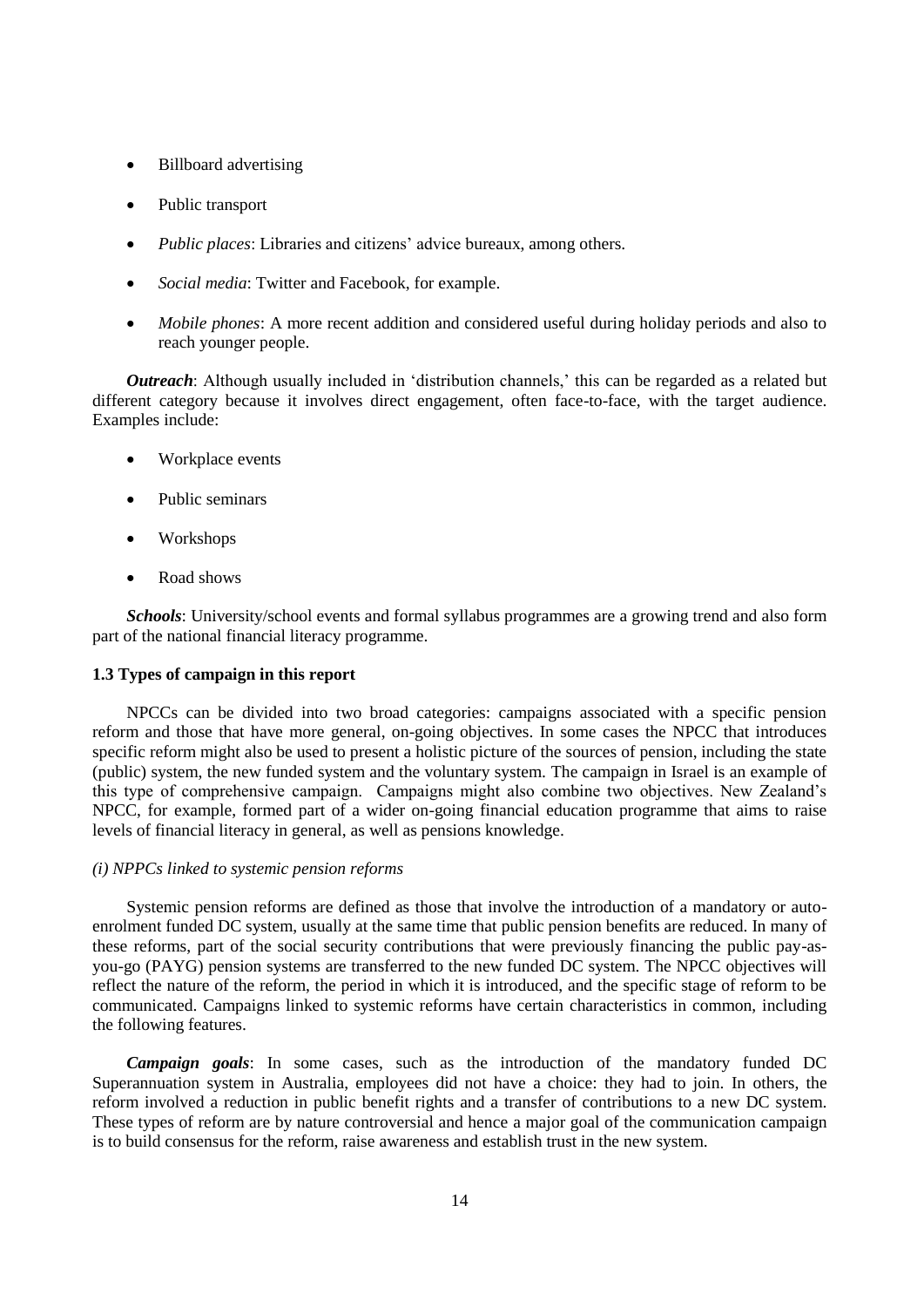- Billboard advertising
- Public transport
- *Public places*: Libraries and citizens' advice bureaux, among others.
- *Social media*: Twitter and Facebook, for example.
- *Mobile phones*: A more recent addition and considered useful during holiday periods and also to reach younger people.

***Outreach***: Although usually included in 'distribution channels,' this can be regarded as a related but different category because it involves direct engagement, often face-to-face, with the target audience. Examples include:

- Workplace events
- Public seminars
- Workshops
- Road shows

***Schools***: University/school events and formal syllabus programmes are a growing trend and also form part of the national financial literacy programme.

### 1.3 Types of campaign in this report

NPCCs can be divided into two broad categories: campaigns associated with a specific pension reform and those that have more general, on-going objectives. In some cases the NPCC that introduces specific reform might also be used to present a holistic picture of the sources of pension, including the state (public) system, the new funded system and the voluntary system. The campaign in Israel is an example of this type of comprehensive campaign. Campaigns might also combine two objectives. New Zealand's NPCC, for example, formed part of a wider on-going financial education programme that aims to raise levels of financial literacy in general, as well as pensions knowledge.

*(i) NPPCs linked to systemic pension reforms*

Systemic pension reforms are defined as those that involve the introduction of a mandatory or auto-enrolment funded DC system, usually at the same time that public pension benefits are reduced. In many of these reforms, part of the social security contributions that were previously financing the public pay-as-you-go (PAYG) pension systems are transferred to the new funded DC system. The NPCC objectives will reflect the nature of the reform, the period in which it is introduced, and the specific stage of reform to be communicated. Campaigns linked to systemic reforms have certain characteristics in common, including the following features.

***Campaign goals***: In some cases, such as the introduction of the mandatory funded DC Superannuation system in Australia, employees did not have a choice: they had to join. In others, the reform involved a reduction in public benefit rights and a transfer of contributions to a new DC system. These types of reform are by nature controversial and hence a major goal of the communication campaign is to build consensus for the reform, raise awareness and establish trust in the new system.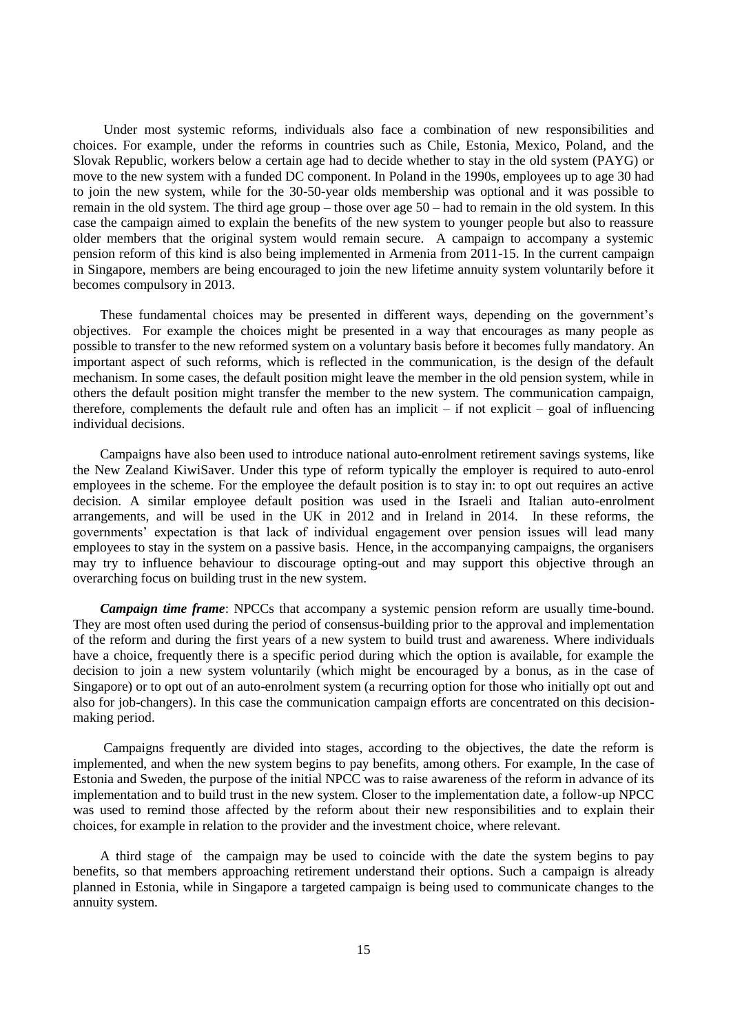Under most systemic reforms, individuals also face a combination of new responsibilities and choices. For example, under the reforms in countries such as Chile, Estonia, Mexico, Poland, and the Slovak Republic, workers below a certain age had to decide whether to stay in the old system (PAYG) or move to the new system with a funded DC component. In Poland in the 1990s, employees up to age 30 had to join the new system, while for the 30-50-year olds membership was optional and it was possible to remain in the old system. The third age group – those over age 50 – had to remain in the old system. In this case the campaign aimed to explain the benefits of the new system to younger people but also to reassure older members that the original system would remain secure. A campaign to accompany a systemic pension reform of this kind is also being implemented in Armenia from 2011-15. In the current campaign in Singapore, members are being encouraged to join the new lifetime annuity system voluntarily before it becomes compulsory in 2013.

These fundamental choices may be presented in different ways, depending on the government's objectives. For example the choices might be presented in a way that encourages as many people as possible to transfer to the new reformed system on a voluntary basis before it becomes fully mandatory. An important aspect of such reforms, which is reflected in the communication, is the design of the default mechanism. In some cases, the default position might leave the member in the old pension system, while in others the default position might transfer the member to the new system. The communication campaign, therefore, complements the default rule and often has an implicit – if not explicit – goal of influencing individual decisions.

Campaigns have also been used to introduce national auto-enrolment retirement savings systems, like the New Zealand KiwiSaver. Under this type of reform typically the employer is required to auto-enrol employees in the scheme. For the employee the default position is to stay in: to opt out requires an active decision. A similar employee default position was used in the Israeli and Italian auto-enrolment arrangements, and will be used in the UK in 2012 and in Ireland in 2014. In these reforms, the governments' expectation is that lack of individual engagement over pension issues will lead many employees to stay in the system on a passive basis. Hence, in the accompanying campaigns, the organisers may try to influence behaviour to discourage opting-out and may support this objective through an overarching focus on building trust in the new system.

***Campaign time frame***: NPCCs that accompany a systemic pension reform are usually time-bound. They are most often used during the period of consensus-building prior to the approval and implementation of the reform and during the first years of a new system to build trust and awareness. Where individuals have a choice, frequently there is a specific period during which the option is available, for example the decision to join a new system voluntarily (which might be encouraged by a bonus, as in the case of Singapore) or to opt out of an auto-enrolment system (a recurring option for those who initially opt out and also for job-changers). In this case the communication campaign efforts are concentrated on this decision-making period.

Campaigns frequently are divided into stages, according to the objectives, the date the reform is implemented, and when the new system begins to pay benefits, among others. For example, In the case of Estonia and Sweden, the purpose of the initial NPCC was to raise awareness of the reform in advance of its implementation and to build trust in the new system. Closer to the implementation date, a follow-up NPCC was used to remind those affected by the reform about their new responsibilities and to explain their choices, for example in relation to the provider and the investment choice, where relevant.

A third stage of the campaign may be used to coincide with the date the system begins to pay benefits, so that members approaching retirement understand their options. Such a campaign is already planned in Estonia, while in Singapore a targeted campaign is being used to communicate changes to the annuity system.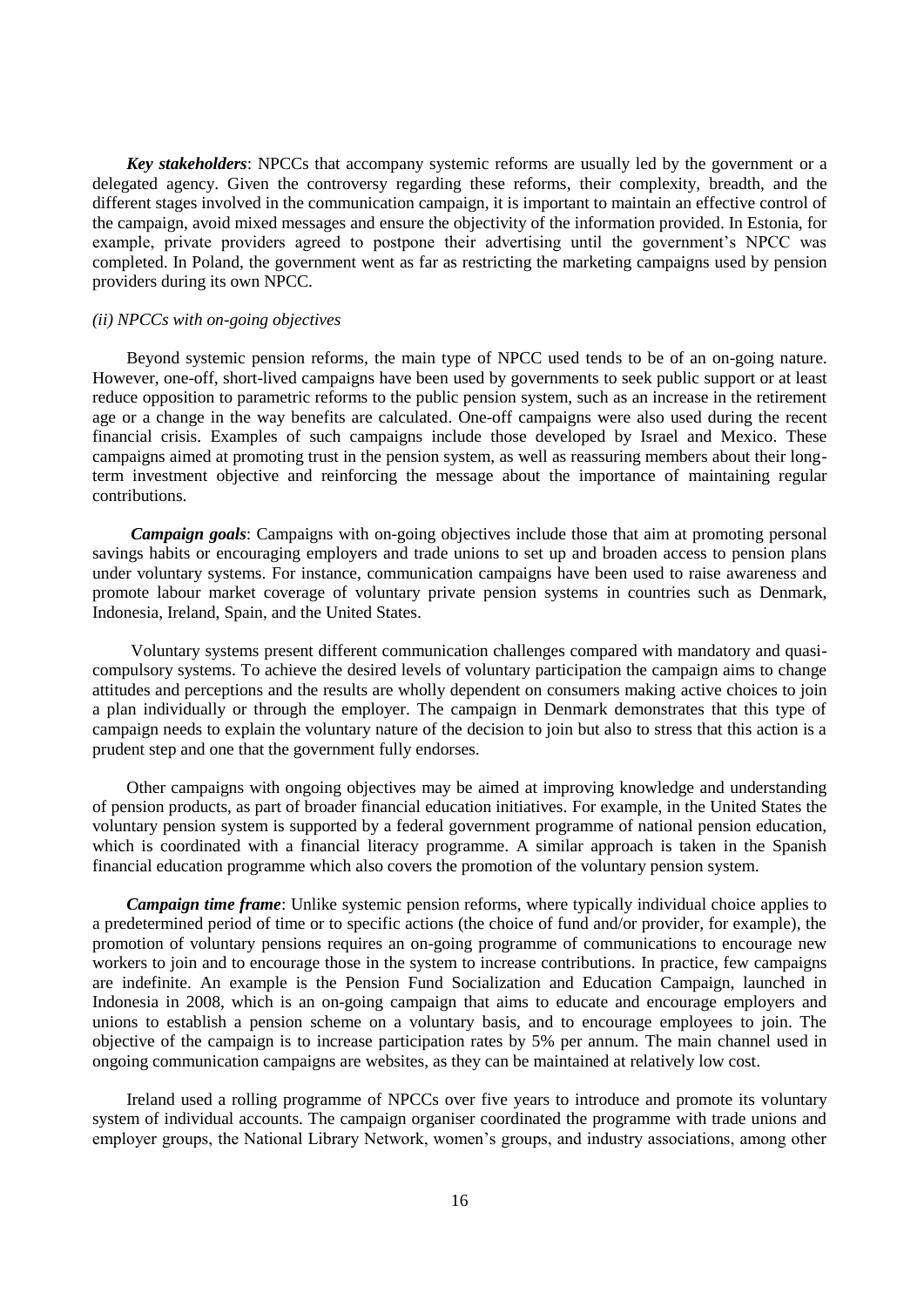***Key stakeholders***: NPCCs that accompany systemic reforms are usually led by the government or a delegated agency. Given the controversy regarding these reforms, their complexity, breadth, and the different stages involved in the communication campaign, it is important to maintain an effective control of the campaign, avoid mixed messages and ensure the objectivity of the information provided. In Estonia, for example, private providers agreed to postpone their advertising until the government's NPCC was completed. In Poland, the government went as far as restricting the marketing campaigns used by pension providers during its own NPCC.

*(ii) NPCCs with on-going objectives*

Beyond systemic pension reforms, the main type of NPCC used tends to be of an on-going nature. However, one-off, short-lived campaigns have been used by governments to seek public support or at least reduce opposition to parametric reforms to the public pension system, such as an increase in the retirement age or a change in the way benefits are calculated. One-off campaigns were also used during the recent financial crisis. Examples of such campaigns include those developed by Israel and Mexico. These campaigns aimed at promoting trust in the pension system, as well as reassuring members about their long-term investment objective and reinforcing the message about the importance of maintaining regular contributions.

***Campaign goals***: Campaigns with on-going objectives include those that aim at promoting personal savings habits or encouraging employers and trade unions to set up and broaden access to pension plans under voluntary systems. For instance, communication campaigns have been used to raise awareness and promote labour market coverage of voluntary private pension systems in countries such as Denmark, Indonesia, Ireland, Spain, and the United States.

Voluntary systems present different communication challenges compared with mandatory and quasi-compulsory systems. To achieve the desired levels of voluntary participation the campaign aims to change attitudes and perceptions and the results are wholly dependent on consumers making active choices to join a plan individually or through the employer. The campaign in Denmark demonstrates that this type of campaign needs to explain the voluntary nature of the decision to join but also to stress that this action is a prudent step and one that the government fully endorses.

Other campaigns with ongoing objectives may be aimed at improving knowledge and understanding of pension products, as part of broader financial education initiatives. For example, in the United States the voluntary pension system is supported by a federal government programme of national pension education, which is coordinated with a financial literacy programme. A similar approach is taken in the Spanish financial education programme which also covers the promotion of the voluntary pension system.

***Campaign time frame***: Unlike systemic pension reforms, where typically individual choice applies to a predetermined period of time or to specific actions (the choice of fund and/or provider, for example), the promotion of voluntary pensions requires an on-going programme of communications to encourage new workers to join and to encourage those in the system to increase contributions. In practice, few campaigns are indefinite. An example is the Pension Fund Socialization and Education Campaign, launched in Indonesia in 2008, which is an on-going campaign that aims to educate and encourage employers and unions to establish a pension scheme on a voluntary basis, and to encourage employees to join. The objective of the campaign is to increase participation rates by 5% per annum. The main channel used in ongoing communication campaigns are websites, as they can be maintained at relatively low cost.

Ireland used a rolling programme of NPCCs over five years to introduce and promote its voluntary system of individual accounts. The campaign organiser coordinated the programme with trade unions and employer groups, the National Library Network, women's groups, and industry associations, among other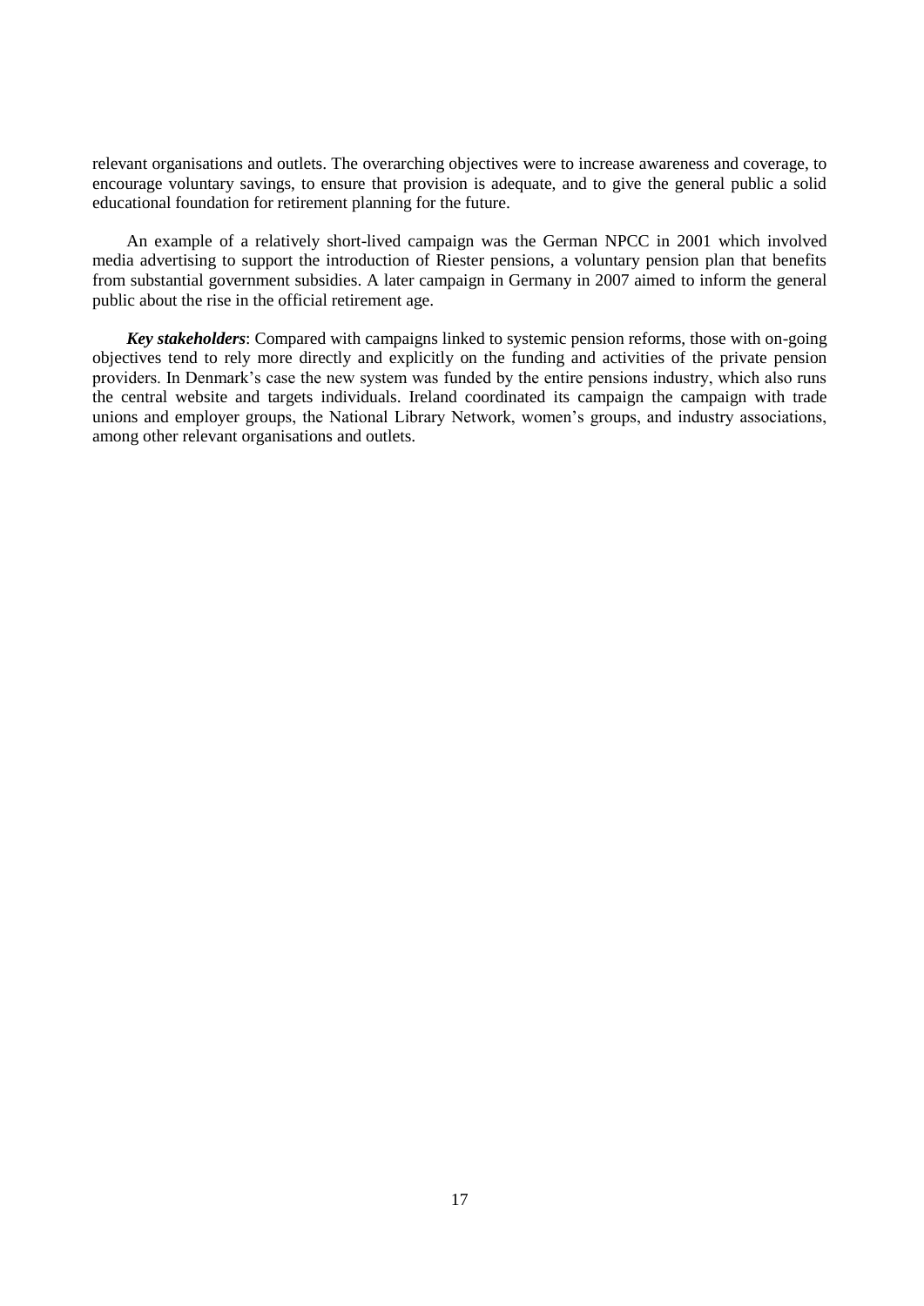relevant organisations and outlets. The overarching objectives were to increase awareness and coverage, to encourage voluntary savings, to ensure that provision is adequate, and to give the general public a solid educational foundation for retirement planning for the future.

An example of a relatively short-lived campaign was the German NPCC in 2001 which involved media advertising to support the introduction of Riester pensions, a voluntary pension plan that benefits from substantial government subsidies. A later campaign in Germany in 2007 aimed to inform the general public about the rise in the official retirement age.

***Key stakeholders***: Compared with campaigns linked to systemic pension reforms, those with on-going objectives tend to rely more directly and explicitly on the funding and activities of the private pension providers. In Denmark's case the new system was funded by the entire pensions industry, which also runs the central website and targets individuals. Ireland coordinated its campaign the campaign with trade unions and employer groups, the National Library Network, women's groups, and industry associations, among other relevant organisations and outlets.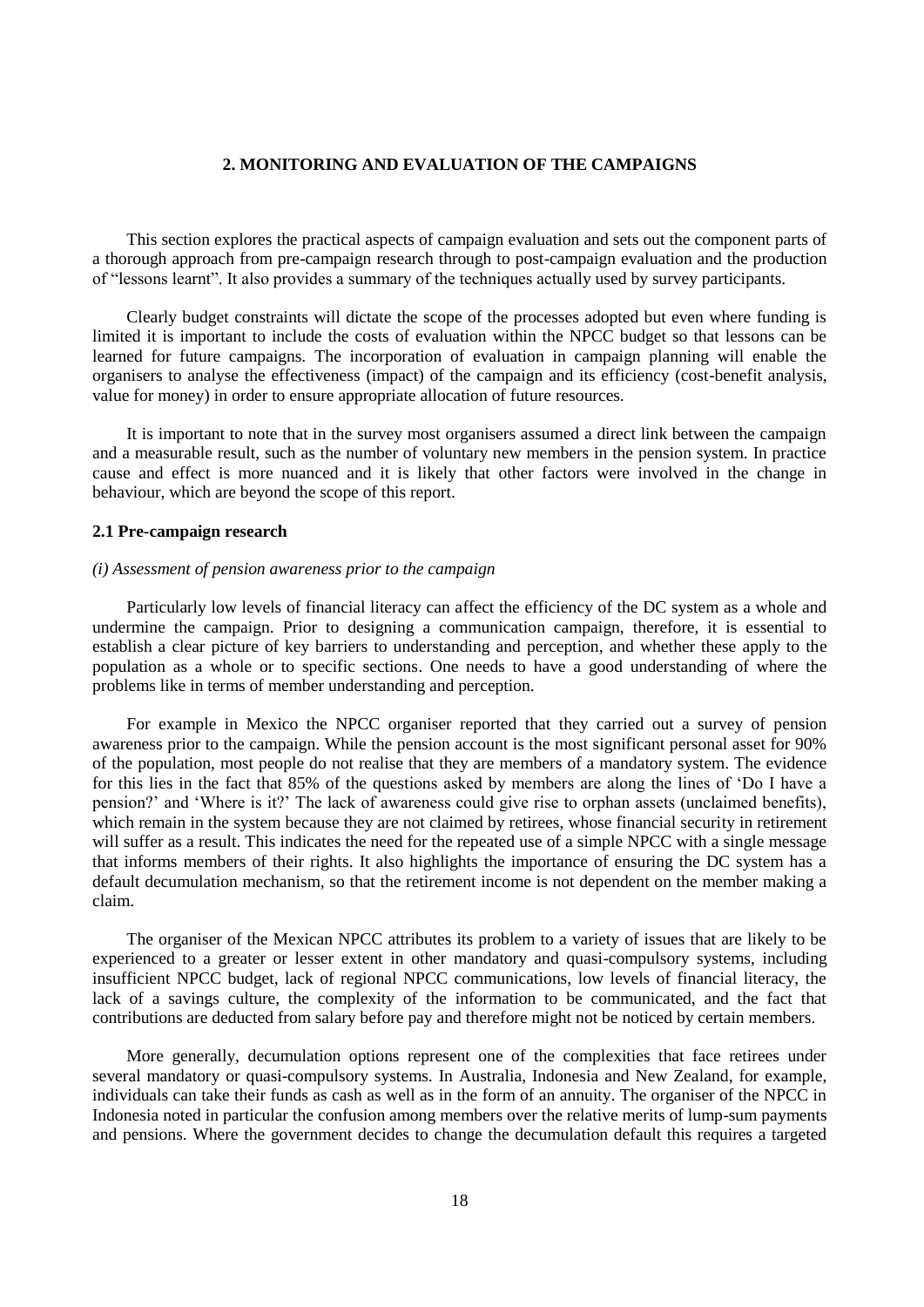## 2. MONITORING AND EVALUATION OF THE CAMPAIGNS

This section explores the practical aspects of campaign evaluation and sets out the component parts of a thorough approach from pre-campaign research through to post-campaign evaluation and the production of "lessons learnt". It also provides a summary of the techniques actually used by survey participants.

Clearly budget constraints will dictate the scope of the processes adopted but even where funding is limited it is important to include the costs of evaluation within the NPCC budget so that lessons can be learned for future campaigns. The incorporation of evaluation in campaign planning will enable the organisers to analyse the effectiveness (impact) of the campaign and its efficiency (cost-benefit analysis, value for money) in order to ensure appropriate allocation of future resources.

It is important to note that in the survey most organisers assumed a direct link between the campaign and a measurable result, such as the number of voluntary new members in the pension system. In practice cause and effect is more nuanced and it is likely that other factors were involved in the change in behaviour, which are beyond the scope of this report.

### 2.1 Pre-campaign research

*(i) Assessment of pension awareness prior to the campaign*

Particularly low levels of financial literacy can affect the efficiency of the DC system as a whole and undermine the campaign. Prior to designing a communication campaign, therefore, it is essential to establish a clear picture of key barriers to understanding and perception, and whether these apply to the population as a whole or to specific sections. One needs to have a good understanding of where the problems like in terms of member understanding and perception.

For example in Mexico the NPCC organiser reported that they carried out a survey of pension awareness prior to the campaign. While the pension account is the most significant personal asset for 90% of the population, most people do not realise that they are members of a mandatory system. The evidence for this lies in the fact that 85% of the questions asked by members are along the lines of 'Do I have a pension?' and 'Where is it?' The lack of awareness could give rise to orphan assets (unclaimed benefits), which remain in the system because they are not claimed by retirees, whose financial security in retirement will suffer as a result. This indicates the need for the repeated use of a simple NPCC with a single message that informs members of their rights. It also highlights the importance of ensuring the DC system has a default decumulation mechanism, so that the retirement income is not dependent on the member making a claim.

The organiser of the Mexican NPCC attributes its problem to a variety of issues that are likely to be experienced to a greater or lesser extent in other mandatory and quasi-compulsory systems, including insufficient NPCC budget, lack of regional NPCC communications, low levels of financial literacy, the lack of a savings culture, the complexity of the information to be communicated, and the fact that contributions are deducted from salary before pay and therefore might not be noticed by certain members.

More generally, decumulation options represent one of the complexities that face retirees under several mandatory or quasi-compulsory systems. In Australia, Indonesia and New Zealand, for example, individuals can take their funds as cash as well as in the form of an annuity. The organiser of the NPCC in Indonesia noted in particular the confusion among members over the relative merits of lump-sum payments and pensions. Where the government decides to change the decumulation default this requires a targeted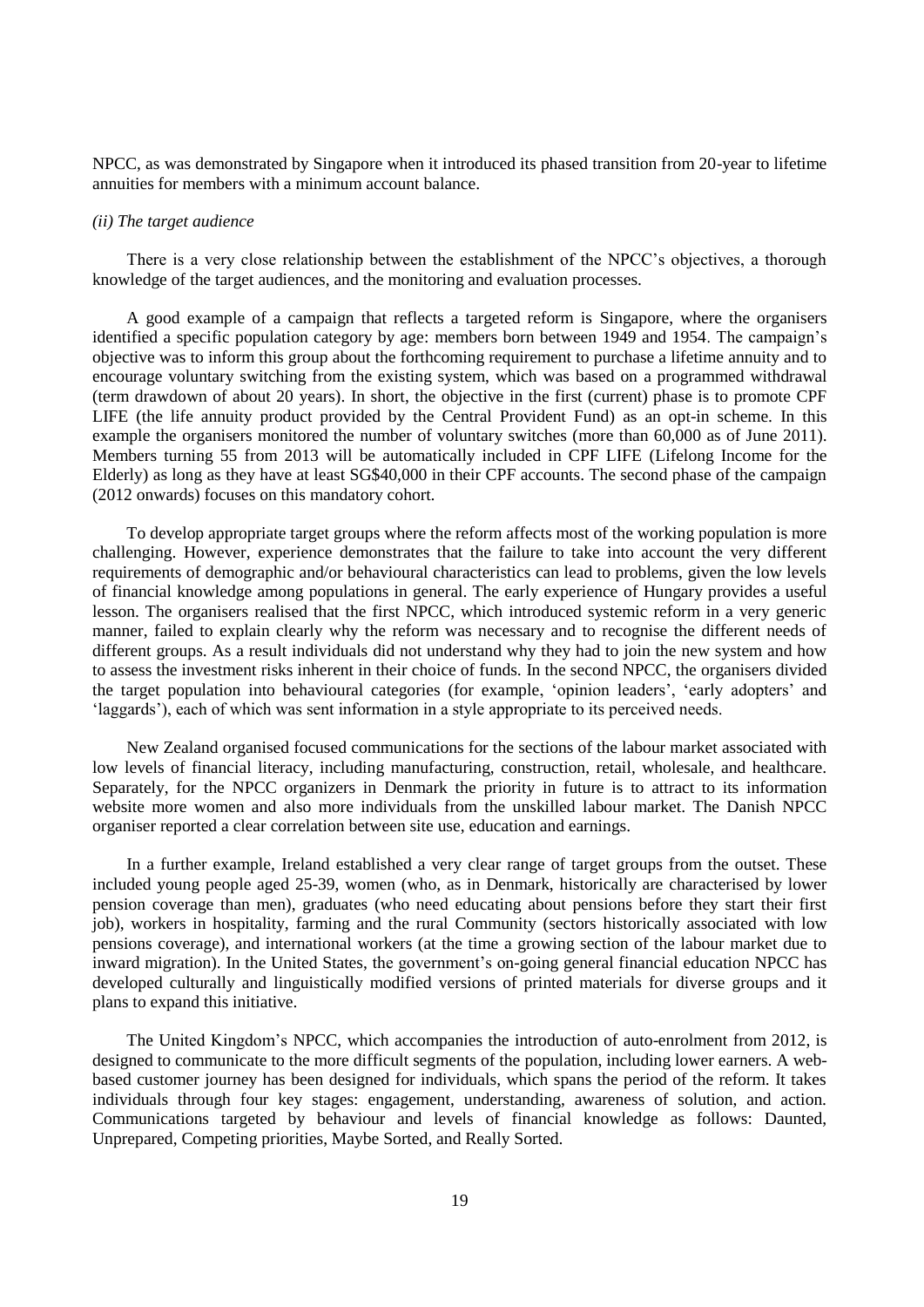NPCC, as was demonstrated by Singapore when it introduced its phased transition from 20-year to lifetime annuities for members with a minimum account balance.

*(ii) The target audience*

There is a very close relationship between the establishment of the NPCC's objectives, a thorough knowledge of the target audiences, and the monitoring and evaluation processes.

A good example of a campaign that reflects a targeted reform is Singapore, where the organisers identified a specific population category by age: members born between 1949 and 1954. The campaign's objective was to inform this group about the forthcoming requirement to purchase a lifetime annuity and to encourage voluntary switching from the existing system, which was based on a programmed withdrawal (term drawdown of about 20 years). In short, the objective in the first (current) phase is to promote CPF LIFE (the life annuity product provided by the Central Provident Fund) as an opt-in scheme. In this example the organisers monitored the number of voluntary switches (more than 60,000 as of June 2011). Members turning 55 from 2013 will be automatically included in CPF LIFE (Lifelong Income for the Elderly) as long as they have at least SG$40,000 in their CPF accounts. The second phase of the campaign (2012 onwards) focuses on this mandatory cohort.

To develop appropriate target groups where the reform affects most of the working population is more challenging. However, experience demonstrates that the failure to take into account the very different requirements of demographic and/or behavioural characteristics can lead to problems, given the low levels of financial knowledge among populations in general. The early experience of Hungary provides a useful lesson. The organisers realised that the first NPCC, which introduced systemic reform in a very generic manner, failed to explain clearly why the reform was necessary and to recognise the different needs of different groups. As a result individuals did not understand why they had to join the new system and how to assess the investment risks inherent in their choice of funds. In the second NPCC, the organisers divided the target population into behavioural categories (for example, 'opinion leaders', 'early adopters' and 'laggards'), each of which was sent information in a style appropriate to its perceived needs.

New Zealand organised focused communications for the sections of the labour market associated with low levels of financial literacy, including manufacturing, construction, retail, wholesale, and healthcare. Separately, for the NPCC organizers in Denmark the priority in future is to attract to its information website more women and also more individuals from the unskilled labour market. The Danish NPCC organiser reported a clear correlation between site use, education and earnings.

In a further example, Ireland established a very clear range of target groups from the outset. These included young people aged 25-39, women (who, as in Denmark, historically are characterised by lower pension coverage than men), graduates (who need educating about pensions before they start their first job), workers in hospitality, farming and the rural Community (sectors historically associated with low pensions coverage), and international workers (at the time a growing section of the labour market due to inward migration). In the United States, the government's on-going general financial education NPCC has developed culturally and linguistically modified versions of printed materials for diverse groups and it plans to expand this initiative.

The United Kingdom's NPCC, which accompanies the introduction of auto-enrolment from 2012, is designed to communicate to the more difficult segments of the population, including lower earners. A web-based customer journey has been designed for individuals, which spans the period of the reform. It takes individuals through four key stages: engagement, understanding, awareness of solution, and action. Communications targeted by behaviour and levels of financial knowledge as follows: Daunted, Unprepared, Competing priorities, Maybe Sorted, and Really Sorted.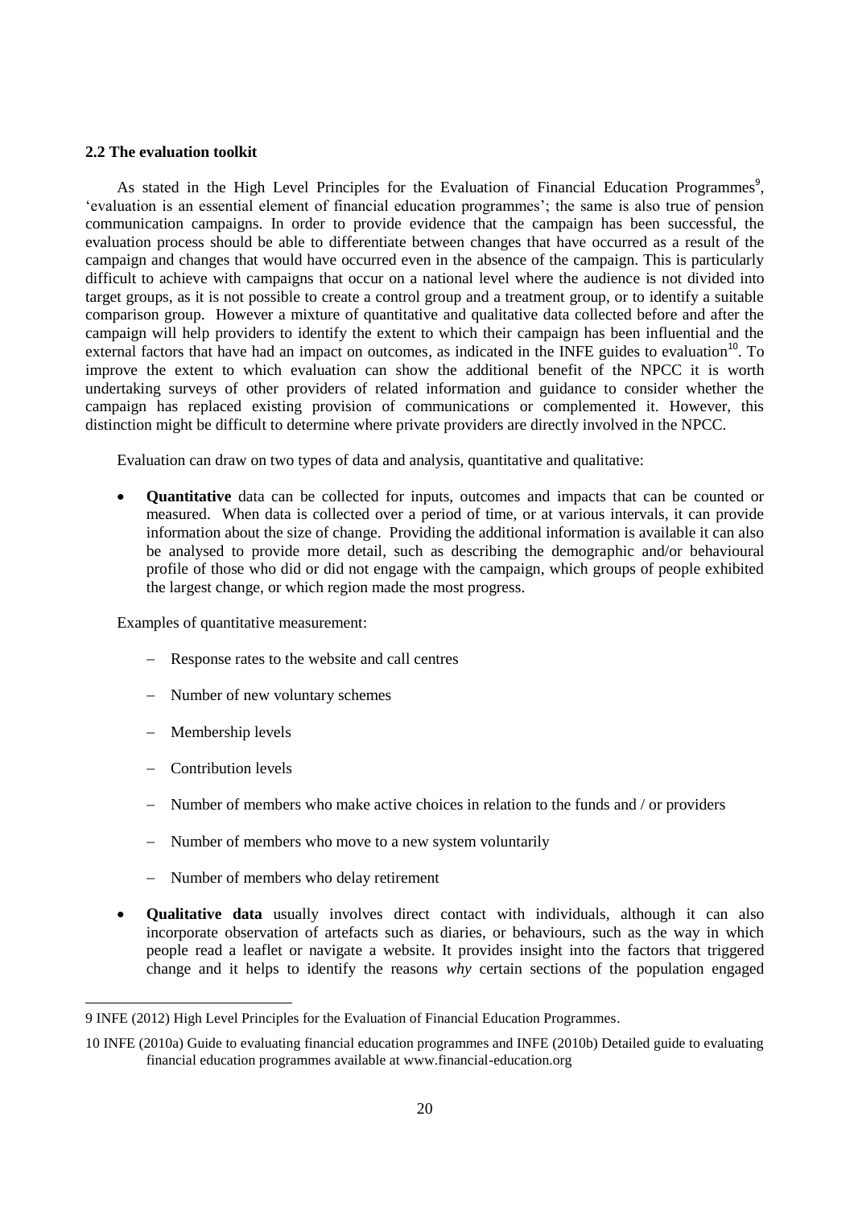### 2.2 The evaluation toolkit

As stated in the High Level Principles for the Evaluation of Financial Education Programmes[9], 'evaluation is an essential element of financial education programmes'; the same is also true of pension communication campaigns. In order to provide evidence that the campaign has been successful, the evaluation process should be able to differentiate between changes that have occurred as a result of the campaign and changes that would have occurred even in the absence of the campaign. This is particularly difficult to achieve with campaigns that occur on a national level where the audience is not divided into target groups, as it is not possible to create a control group and a treatment group, or to identify a suitable comparison group. However a mixture of quantitative and qualitative data collected before and after the campaign will help providers to identify the extent to which their campaign has been influential and the external factors that have had an impact on outcomes, as indicated in the INFE guides to evaluation[10]. To improve the extent to which evaluation can show the additional benefit of the NPCC it is worth undertaking surveys of other providers of related information and guidance to consider whether the campaign has replaced existing provision of communications or complemented it. However, this distinction might be difficult to determine where private providers are directly involved in the NPCC.

Evaluation can draw on two types of data and analysis, quantitative and qualitative:

- **Quantitative** data can be collected for inputs, outcomes and impacts that can be counted or measured. When data is collected over a period of time, or at various intervals, it can provide information about the size of change. Providing the additional information is available it can also be analysed to provide more detail, such as describing the demographic and/or behavioural profile of those who did or did not engage with the campaign, which groups of people exhibited the largest change, or which region made the most progress.

  Examples of quantitative measurement:

  - Response rates to the website and call centres
  - Number of new voluntary schemes
  - Membership levels
  - Contribution levels
  - Number of members who make active choices in relation to the funds and / or providers
  - Number of members who move to a new system voluntarily
  - Number of members who delay retirement

- **Qualitative data** usually involves direct contact with individuals, although it can also incorporate observation of artefacts such as diaries, or behaviours, such as the way in which people read a leaflet or navigate a website. It provides insight into the factors that triggered change and it helps to identify the reasons *why* certain sections of the population engaged

---

9 INFE (2012) High Level Principles for the Evaluation of Financial Education Programmes.

10 INFE (2010a) Guide to evaluating financial education programmes and INFE (2010b) Detailed guide to evaluating financial education programmes available at www.financial-education.org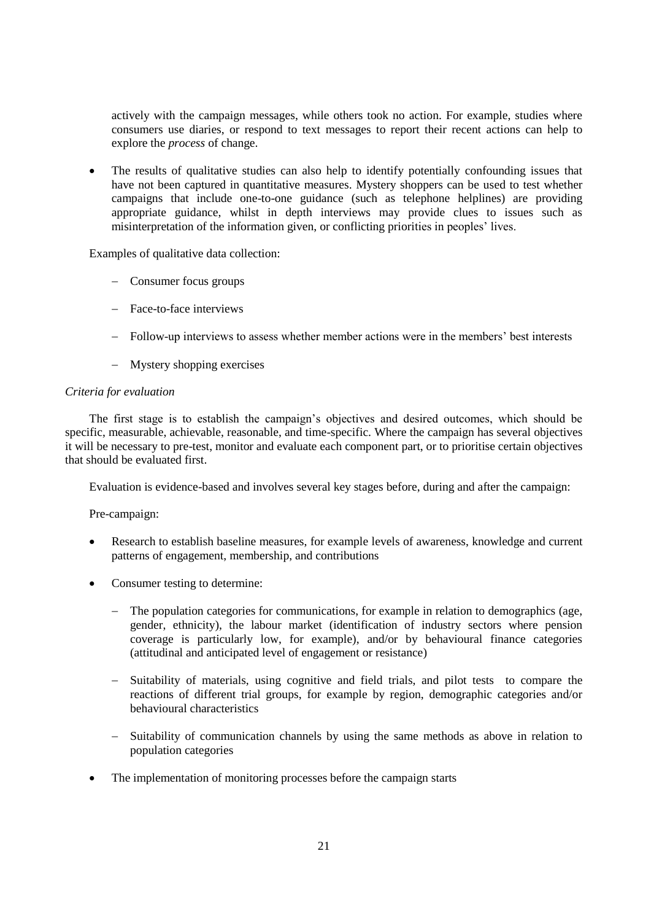actively with the campaign messages, while others took no action. For example, studies where consumers use diaries, or respond to text messages to report their recent actions can help to explore the *process* of change.

- The results of qualitative studies can also help to identify potentially confounding issues that have not been captured in quantitative measures. Mystery shoppers can be used to test whether campaigns that include one-to-one guidance (such as telephone helplines) are providing appropriate guidance, whilst in depth interviews may provide clues to issues such as misinterpretation of the information given, or conflicting priorities in peoples' lives.

Examples of qualitative data collection:

- Consumer focus groups
- Face-to-face interviews
- Follow-up interviews to assess whether member actions were in the members' best interests
- Mystery shopping exercises

*Criteria for evaluation*

The first stage is to establish the campaign's objectives and desired outcomes, which should be specific, measurable, achievable, reasonable, and time-specific. Where the campaign has several objectives it will be necessary to pre-test, monitor and evaluate each component part, or to prioritise certain objectives that should be evaluated first.

Evaluation is evidence-based and involves several key stages before, during and after the campaign:

Pre-campaign:

- Research to establish baseline measures, for example levels of awareness, knowledge and current patterns of engagement, membership, and contributions
- Consumer testing to determine:
  - The population categories for communications, for example in relation to demographics (age, gender, ethnicity), the labour market (identification of industry sectors where pension coverage is particularly low, for example), and/or by behavioural finance categories (attitudinal and anticipated level of engagement or resistance)
  - Suitability of materials, using cognitive and field trials, and pilot tests to compare the reactions of different trial groups, for example by region, demographic categories and/or behavioural characteristics
  - Suitability of communication channels by using the same methods as above in relation to population categories
- The implementation of monitoring processes before the campaign starts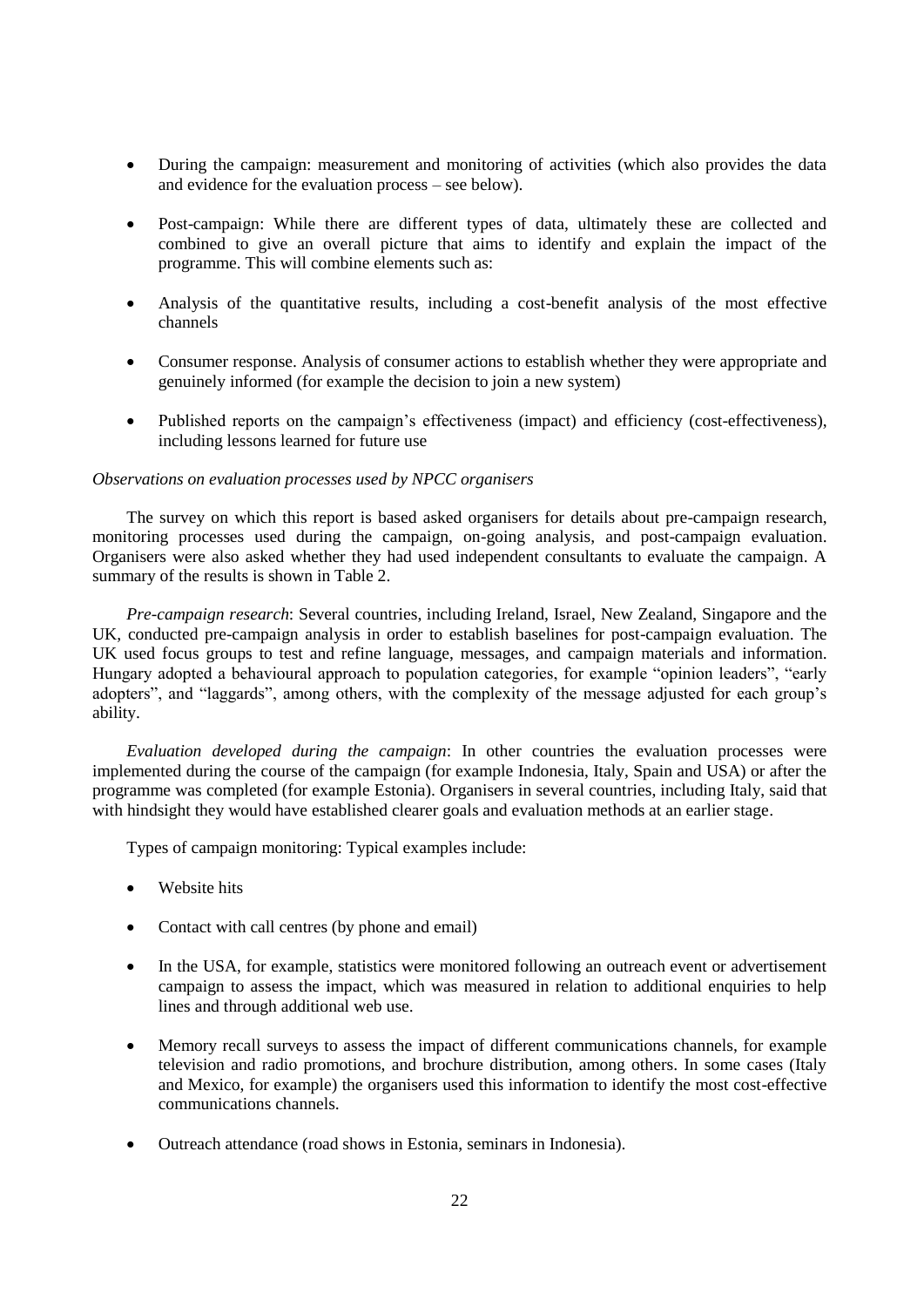- During the campaign: measurement and monitoring of activities (which also provides the data and evidence for the evaluation process – see below).

- Post-campaign: While there are different types of data, ultimately these are collected and combined to give an overall picture that aims to identify and explain the impact of the programme. This will combine elements such as:

- Analysis of the quantitative results, including a cost-benefit analysis of the most effective channels

- Consumer response. Analysis of consumer actions to establish whether they were appropriate and genuinely informed (for example the decision to join a new system)

- Published reports on the campaign's effectiveness (impact) and efficiency (cost-effectiveness), including lessons learned for future use

*Observations on evaluation processes used by NPCC organisers*

The survey on which this report is based asked organisers for details about pre-campaign research, monitoring processes used during the campaign, on-going analysis, and post-campaign evaluation. Organisers were also asked whether they had used independent consultants to evaluate the campaign. A summary of the results is shown in Table 2.

*Pre-campaign research*: Several countries, including Ireland, Israel, New Zealand, Singapore and the UK, conducted pre-campaign analysis in order to establish baselines for post-campaign evaluation. The UK used focus groups to test and refine language, messages, and campaign materials and information. Hungary adopted a behavioural approach to population categories, for example "opinion leaders", "early adopters", and "laggards", among others, with the complexity of the message adjusted for each group's ability.

*Evaluation developed during the campaign*: In other countries the evaluation processes were implemented during the course of the campaign (for example Indonesia, Italy, Spain and USA) or after the programme was completed (for example Estonia). Organisers in several countries, including Italy, said that with hindsight they would have established clearer goals and evaluation methods at an earlier stage.

Types of campaign monitoring: Typical examples include:

- Website hits

- Contact with call centres (by phone and email)

- In the USA, for example, statistics were monitored following an outreach event or advertisement campaign to assess the impact, which was measured in relation to additional enquiries to help lines and through additional web use.

- Memory recall surveys to assess the impact of different communications channels, for example television and radio promotions, and brochure distribution, among others. In some cases (Italy and Mexico, for example) the organisers used this information to identify the most cost-effective communications channels.

- Outreach attendance (road shows in Estonia, seminars in Indonesia).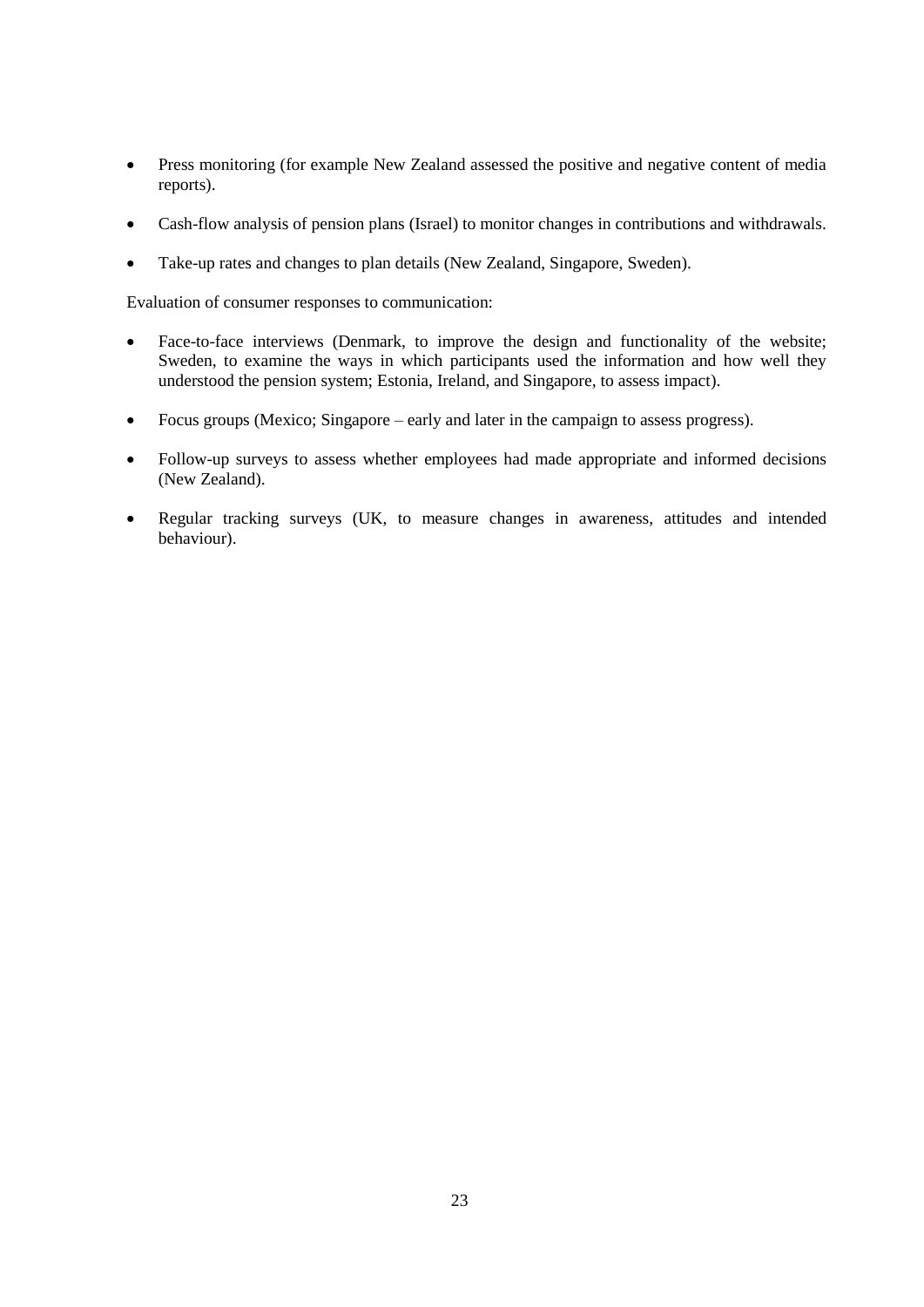- Press monitoring (for example New Zealand assessed the positive and negative content of media reports).
- Cash-flow analysis of pension plans (Israel) to monitor changes in contributions and withdrawals.
- Take-up rates and changes to plan details (New Zealand, Singapore, Sweden).

Evaluation of consumer responses to communication:

- Face-to-face interviews (Denmark, to improve the design and functionality of the website; Sweden, to examine the ways in which participants used the information and how well they understood the pension system; Estonia, Ireland, and Singapore, to assess impact).
- Focus groups (Mexico; Singapore – early and later in the campaign to assess progress).
- Follow-up surveys to assess whether employees had made appropriate and informed decisions (New Zealand).
- Regular tracking surveys (UK, to measure changes in awareness, attitudes and intended behaviour).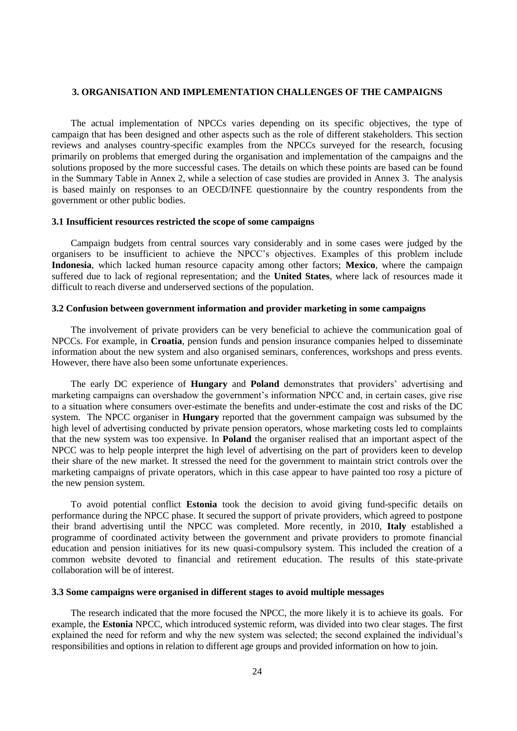## 3. ORGANISATION AND IMPLEMENTATION CHALLENGES OF THE CAMPAIGNS

The actual implementation of NPCCs varies depending on its specific objectives, the type of campaign that has been designed and other aspects such as the role of different stakeholders. This section reviews and analyses country-specific examples from the NPCCs surveyed for the research, focusing primarily on problems that emerged during the organisation and implementation of the campaigns and the solutions proposed by the more successful cases. The details on which these points are based can be found in the Summary Table in Annex 2, while a selection of case studies are provided in Annex 3. The analysis is based mainly on responses to an OECD/INFE questionnaire by the country respondents from the government or other public bodies.

### 3.1 Insufficient resources restricted the scope of some campaigns

Campaign budgets from central sources vary considerably and in some cases were judged by the organisers to be insufficient to achieve the NPCC's objectives. Examples of this problem include **Indonesia**, which lacked human resource capacity among other factors; **Mexico**, where the campaign suffered due to lack of regional representation; and the **United States**, where lack of resources made it difficult to reach diverse and underserved sections of the population.

### 3.2 Confusion between government information and provider marketing in some campaigns

The involvement of private providers can be very beneficial to achieve the communication goal of NPCCs. For example, in **Croatia**, pension funds and pension insurance companies helped to disseminate information about the new system and also organised seminars, conferences, workshops and press events. However, there have also been some unfortunate experiences.

The early DC experience of **Hungary** and **Poland** demonstrates that providers' advertising and marketing campaigns can overshadow the government's information NPCC and, in certain cases, give rise to a situation where consumers over-estimate the benefits and under-estimate the cost and risks of the DC system. The NPCC organiser in **Hungary** reported that the government campaign was subsumed by the high level of advertising conducted by private pension operators, whose marketing costs led to complaints that the new system was too expensive. In **Poland** the organiser realised that an important aspect of the NPCC was to help people interpret the high level of advertising on the part of providers keen to develop their share of the new market. It stressed the need for the government to maintain strict controls over the marketing campaigns of private operators, which in this case appear to have painted too rosy a picture of the new pension system.

To avoid potential conflict **Estonia** took the decision to avoid giving fund-specific details on performance during the NPCC phase. It secured the support of private providers, which agreed to postpone their brand advertising until the NPCC was completed. More recently, in 2010, **Italy** established a programme of coordinated activity between the government and private providers to promote financial education and pension initiatives for its new quasi-compulsory system. This included the creation of a common website devoted to financial and retirement education. The results of this state-private collaboration will be of interest.

### 3.3 Some campaigns were organised in different stages to avoid multiple messages

The research indicated that the more focused the NPCC, the more likely it is to achieve its goals. For example, the **Estonia** NPCC, which introduced systemic reform, was divided into two clear stages. The first explained the need for reform and why the new system was selected; the second explained the individual's responsibilities and options in relation to different age groups and provided information on how to join.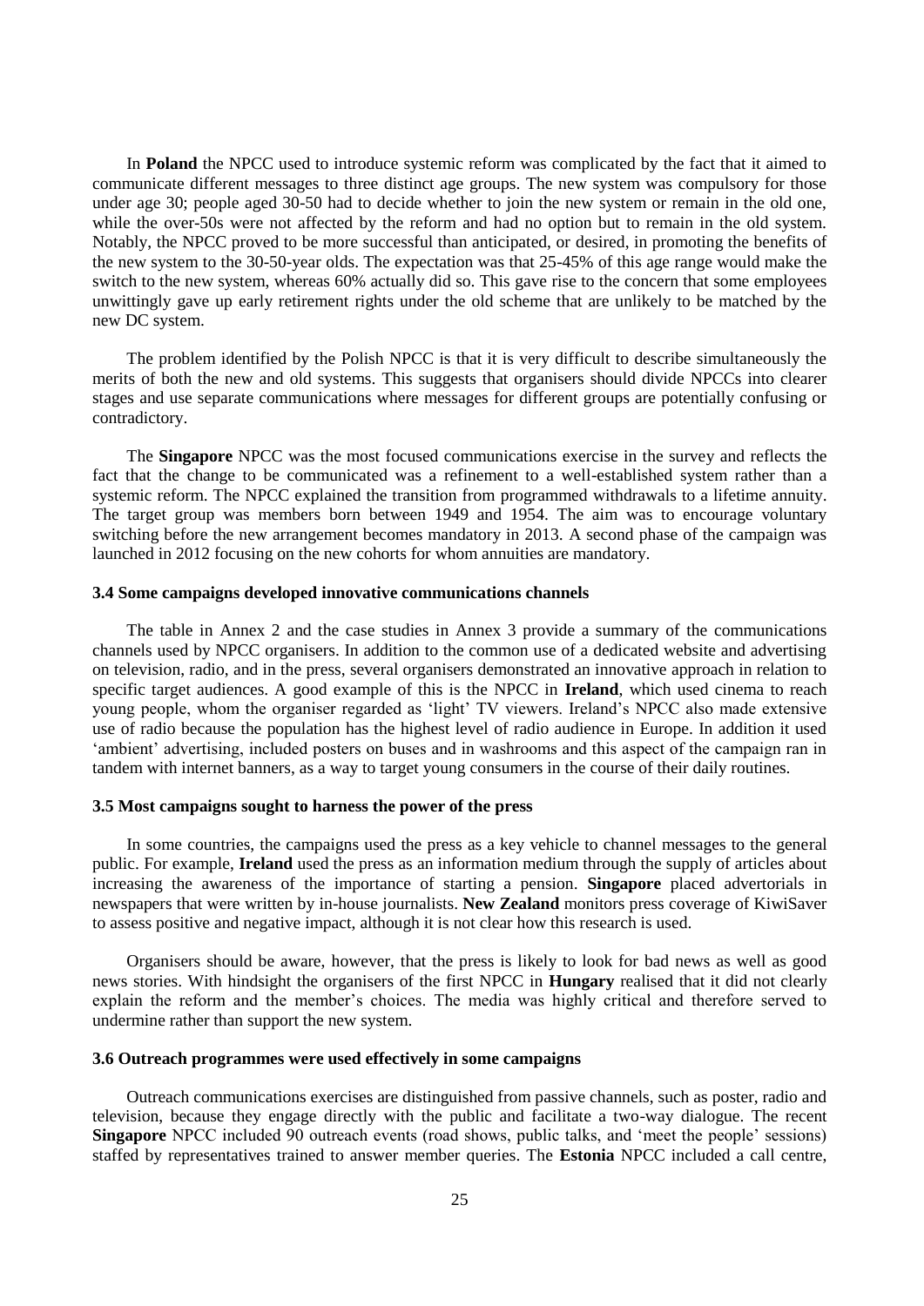In **Poland** the NPCC used to introduce systemic reform was complicated by the fact that it aimed to communicate different messages to three distinct age groups. The new system was compulsory for those under age 30; people aged 30-50 had to decide whether to join the new system or remain in the old one, while the over-50s were not affected by the reform and had no option but to remain in the old system. Notably, the NPCC proved to be more successful than anticipated, or desired, in promoting the benefits of the new system to the 30-50-year olds. The expectation was that 25-45% of this age range would make the switch to the new system, whereas 60% actually did so. This gave rise to the concern that some employees unwittingly gave up early retirement rights under the old scheme that are unlikely to be matched by the new DC system.

The problem identified by the Polish NPCC is that it is very difficult to describe simultaneously the merits of both the new and old systems. This suggests that organisers should divide NPCCs into clearer stages and use separate communications where messages for different groups are potentially confusing or contradictory.

The **Singapore** NPCC was the most focused communications exercise in the survey and reflects the fact that the change to be communicated was a refinement to a well-established system rather than a systemic reform. The NPCC explained the transition from programmed withdrawals to a lifetime annuity. The target group was members born between 1949 and 1954. The aim was to encourage voluntary switching before the new arrangement becomes mandatory in 2013. A second phase of the campaign was launched in 2012 focusing on the new cohorts for whom annuities are mandatory.

### 3.4 Some campaigns developed innovative communications channels

The table in Annex 2 and the case studies in Annex 3 provide a summary of the communications channels used by NPCC organisers. In addition to the common use of a dedicated website and advertising on television, radio, and in the press, several organisers demonstrated an innovative approach in relation to specific target audiences. A good example of this is the NPCC in **Ireland**, which used cinema to reach young people, whom the organiser regarded as 'light' TV viewers. Ireland's NPCC also made extensive use of radio because the population has the highest level of radio audience in Europe. In addition it used 'ambient' advertising, included posters on buses and in washrooms and this aspect of the campaign ran in tandem with internet banners, as a way to target young consumers in the course of their daily routines.

### 3.5 Most campaigns sought to harness the power of the press

In some countries, the campaigns used the press as a key vehicle to channel messages to the general public. For example, **Ireland** used the press as an information medium through the supply of articles about increasing the awareness of the importance of starting a pension. **Singapore** placed advertorials in newspapers that were written by in-house journalists. **New Zealand** monitors press coverage of KiwiSaver to assess positive and negative impact, although it is not clear how this research is used.

Organisers should be aware, however, that the press is likely to look for bad news as well as good news stories. With hindsight the organisers of the first NPCC in **Hungary** realised that it did not clearly explain the reform and the member's choices. The media was highly critical and therefore served to undermine rather than support the new system.

### 3.6 Outreach programmes were used effectively in some campaigns

Outreach communications exercises are distinguished from passive channels, such as poster, radio and television, because they engage directly with the public and facilitate a two-way dialogue. The recent **Singapore** NPCC included 90 outreach events (road shows, public talks, and 'meet the people' sessions) staffed by representatives trained to answer member queries. The **Estonia** NPCC included a call centre,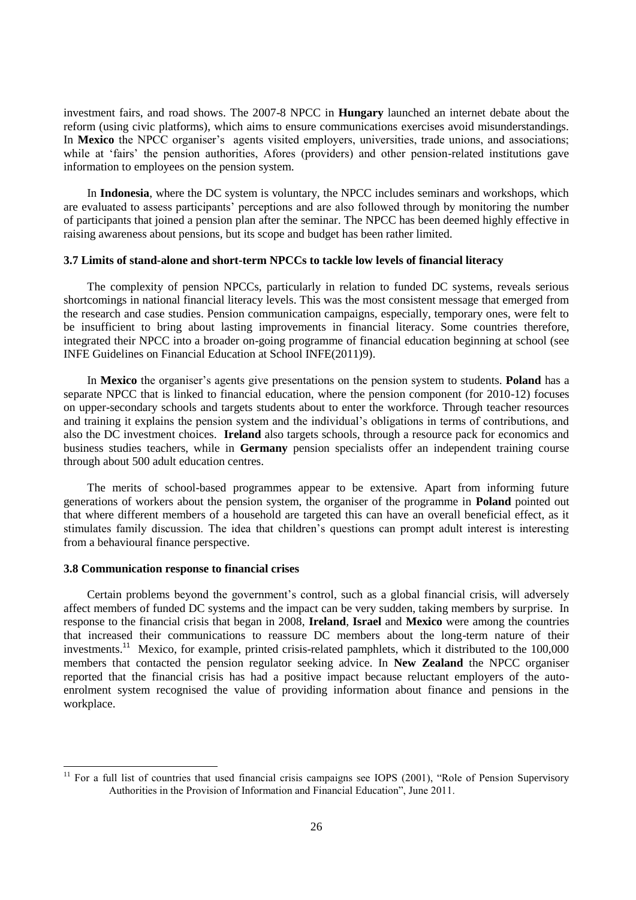investment fairs, and road shows. The 2007-8 NPCC in **Hungary** launched an internet debate about the reform (using civic platforms), which aims to ensure communications exercises avoid misunderstandings. In **Mexico** the NPCC organiser's agents visited employers, universities, trade unions, and associations; while at 'fairs' the pension authorities, Afores (providers) and other pension-related institutions gave information to employees on the pension system.

In **Indonesia**, where the DC system is voluntary, the NPCC includes seminars and workshops, which are evaluated to assess participants' perceptions and are also followed through by monitoring the number of participants that joined a pension plan after the seminar. The NPCC has been deemed highly effective in raising awareness about pensions, but its scope and budget has been rather limited.

### 3.7 Limits of stand-alone and short-term NPCCs to tackle low levels of financial literacy

The complexity of pension NPCCs, particularly in relation to funded DC systems, reveals serious shortcomings in national financial literacy levels. This was the most consistent message that emerged from the research and case studies. Pension communication campaigns, especially, temporary ones, were felt to be insufficient to bring about lasting improvements in financial literacy. Some countries therefore, integrated their NPCC into a broader on-going programme of financial education beginning at school (see INFE Guidelines on Financial Education at School INFE(2011)9).

In **Mexico** the organiser's agents give presentations on the pension system to students. **Poland** has a separate NPCC that is linked to financial education, where the pension component (for 2010-12) focuses on upper-secondary schools and targets students about to enter the workforce. Through teacher resources and training it explains the pension system and the individual's obligations in terms of contributions, and also the DC investment choices. **Ireland** also targets schools, through a resource pack for economics and business studies teachers, while in **Germany** pension specialists offer an independent training course through about 500 adult education centres.

The merits of school-based programmes appear to be extensive. Apart from informing future generations of workers about the pension system, the organiser of the programme in **Poland** pointed out that where different members of a household are targeted this can have an overall beneficial effect, as it stimulates family discussion. The idea that children's questions can prompt adult interest is interesting from a behavioural finance perspective.

### 3.8 Communication response to financial crises

Certain problems beyond the government's control, such as a global financial crisis, will adversely affect members of funded DC systems and the impact can be very sudden, taking members by surprise. In response to the financial crisis that began in 2008, **Ireland**, **Israel** and **Mexico** were among the countries that increased their communications to reassure DC members about the long-term nature of their investments.[11] Mexico, for example, printed crisis-related pamphlets, which it distributed to the 100,000 members that contacted the pension regulator seeking advice. In **New Zealand** the NPCC organiser reported that the financial crisis has had a positive impact because reluctant employers of the auto-enrolment system recognised the value of providing information about finance and pensions in the workplace.

[11] For a full list of countries that used financial crisis campaigns see IOPS (2001), "Role of Pension Supervisory Authorities in the Provision of Information and Financial Education", June 2011.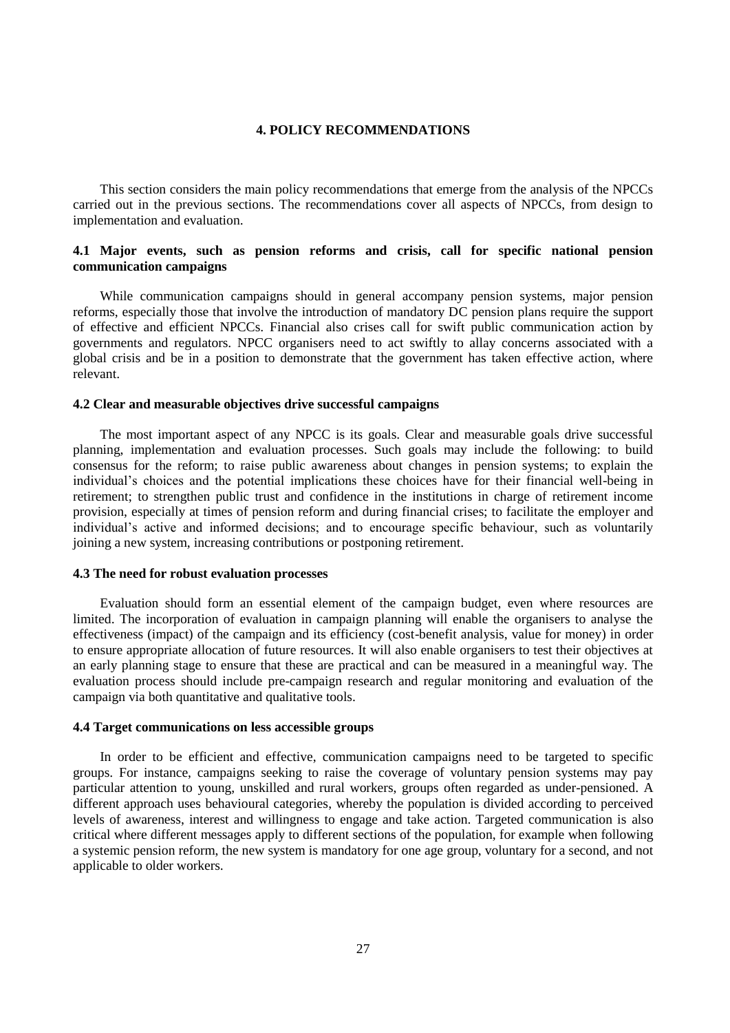## 4. POLICY RECOMMENDATIONS

This section considers the main policy recommendations that emerge from the analysis of the NPCCs carried out in the previous sections. The recommendations cover all aspects of NPCCs, from design to implementation and evaluation.

### 4.1 Major events, such as pension reforms and crisis, call for specific national pension communication campaigns

While communication campaigns should in general accompany pension systems, major pension reforms, especially those that involve the introduction of mandatory DC pension plans require the support of effective and efficient NPCCs. Financial also crises call for swift public communication action by governments and regulators. NPCC organisers need to act swiftly to allay concerns associated with a global crisis and be in a position to demonstrate that the government has taken effective action, where relevant.

### 4.2 Clear and measurable objectives drive successful campaigns

The most important aspect of any NPCC is its goals. Clear and measurable goals drive successful planning, implementation and evaluation processes. Such goals may include the following: to build consensus for the reform; to raise public awareness about changes in pension systems; to explain the individual's choices and the potential implications these choices have for their financial well-being in retirement; to strengthen public trust and confidence in the institutions in charge of retirement income provision, especially at times of pension reform and during financial crises; to facilitate the employer and individual's active and informed decisions; and to encourage specific behaviour, such as voluntarily joining a new system, increasing contributions or postponing retirement.

### 4.3 The need for robust evaluation processes

Evaluation should form an essential element of the campaign budget, even where resources are limited. The incorporation of evaluation in campaign planning will enable the organisers to analyse the effectiveness (impact) of the campaign and its efficiency (cost-benefit analysis, value for money) in order to ensure appropriate allocation of future resources. It will also enable organisers to test their objectives at an early planning stage to ensure that these are practical and can be measured in a meaningful way. The evaluation process should include pre-campaign research and regular monitoring and evaluation of the campaign via both quantitative and qualitative tools.

### 4.4 Target communications on less accessible groups

In order to be efficient and effective, communication campaigns need to be targeted to specific groups. For instance, campaigns seeking to raise the coverage of voluntary pension systems may pay particular attention to young, unskilled and rural workers, groups often regarded as under-pensioned. A different approach uses behavioural categories, whereby the population is divided according to perceived levels of awareness, interest and willingness to engage and take action. Targeted communication is also critical where different messages apply to different sections of the population, for example when following a systemic pension reform, the new system is mandatory for one age group, voluntary for a second, and not applicable to older workers.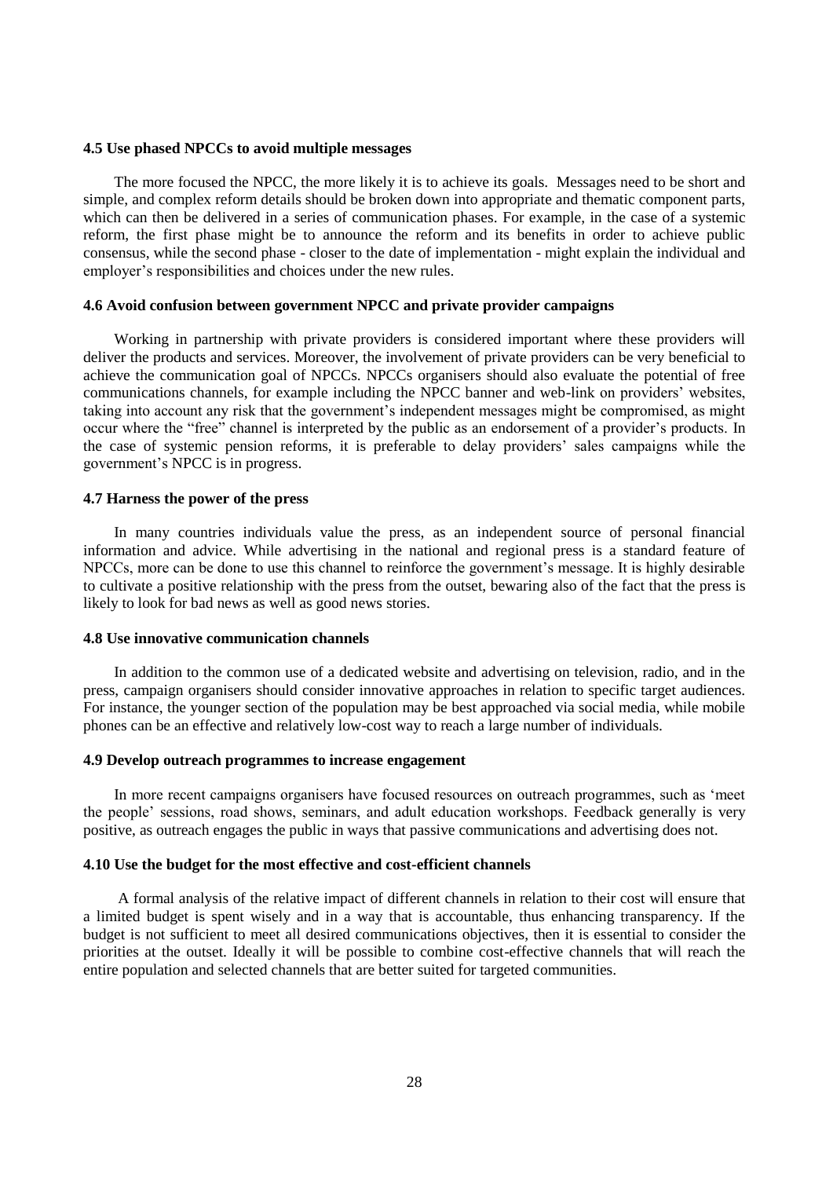### 4.5 Use phased NPCCs to avoid multiple messages

The more focused the NPCC, the more likely it is to achieve its goals. Messages need to be short and simple, and complex reform details should be broken down into appropriate and thematic component parts, which can then be delivered in a series of communication phases. For example, in the case of a systemic reform, the first phase might be to announce the reform and its benefits in order to achieve public consensus, while the second phase - closer to the date of implementation - might explain the individual and employer's responsibilities and choices under the new rules.

### 4.6 Avoid confusion between government NPCC and private provider campaigns

Working in partnership with private providers is considered important where these providers will deliver the products and services. Moreover, the involvement of private providers can be very beneficial to achieve the communication goal of NPCCs. NPCCs organisers should also evaluate the potential of free communications channels, for example including the NPCC banner and web-link on providers' websites, taking into account any risk that the government's independent messages might be compromised, as might occur where the "free" channel is interpreted by the public as an endorsement of a provider's products. In the case of systemic pension reforms, it is preferable to delay providers' sales campaigns while the government's NPCC is in progress.

### 4.7 Harness the power of the press

In many countries individuals value the press, as an independent source of personal financial information and advice. While advertising in the national and regional press is a standard feature of NPCCs, more can be done to use this channel to reinforce the government's message. It is highly desirable to cultivate a positive relationship with the press from the outset, bewaring also of the fact that the press is likely to look for bad news as well as good news stories.

### 4.8 Use innovative communication channels

In addition to the common use of a dedicated website and advertising on television, radio, and in the press, campaign organisers should consider innovative approaches in relation to specific target audiences. For instance, the younger section of the population may be best approached via social media, while mobile phones can be an effective and relatively low-cost way to reach a large number of individuals.

### 4.9 Develop outreach programmes to increase engagement

In more recent campaigns organisers have focused resources on outreach programmes, such as 'meet the people' sessions, road shows, seminars, and adult education workshops. Feedback generally is very positive, as outreach engages the public in ways that passive communications and advertising does not.

### 4.10 Use the budget for the most effective and cost-efficient channels

A formal analysis of the relative impact of different channels in relation to their cost will ensure that a limited budget is spent wisely and in a way that is accountable, thus enhancing transparency. If the budget is not sufficient to meet all desired communications objectives, then it is essential to consider the priorities at the outset. Ideally it will be possible to combine cost-effective channels that will reach the entire population and selected channels that are better suited for targeted communities.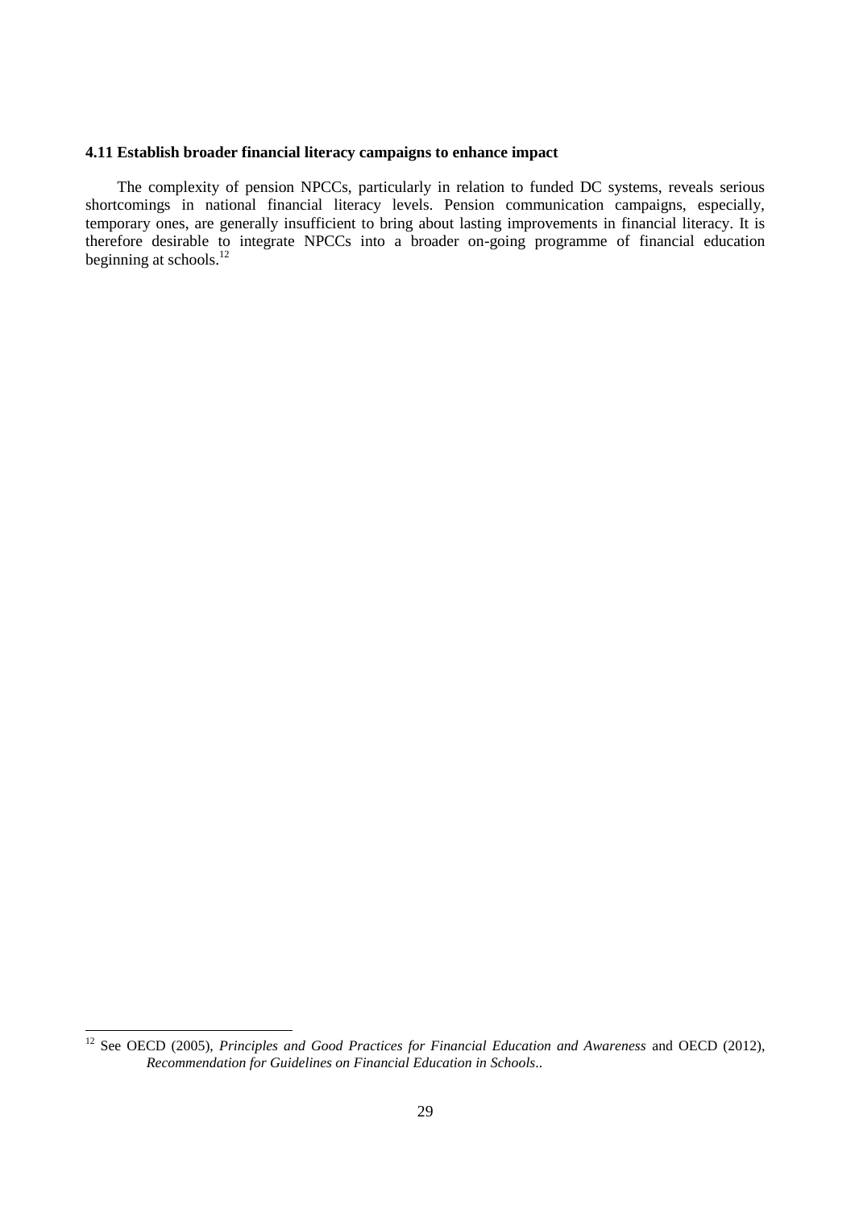### 4.11 Establish broader financial literacy campaigns to enhance impact

The complexity of pension NPCCs, particularly in relation to funded DC systems, reveals serious shortcomings in national financial literacy levels. Pension communication campaigns, especially, temporary ones, are generally insufficient to bring about lasting improvements in financial literacy. It is therefore desirable to integrate NPCCs into a broader on-going programme of financial education beginning at schools.[12]

---

[12] See OECD (2005), *Principles and Good Practices for Financial Education and Awareness* and OECD (2012), *Recommendation for Guidelines on Financial Education in Schools*..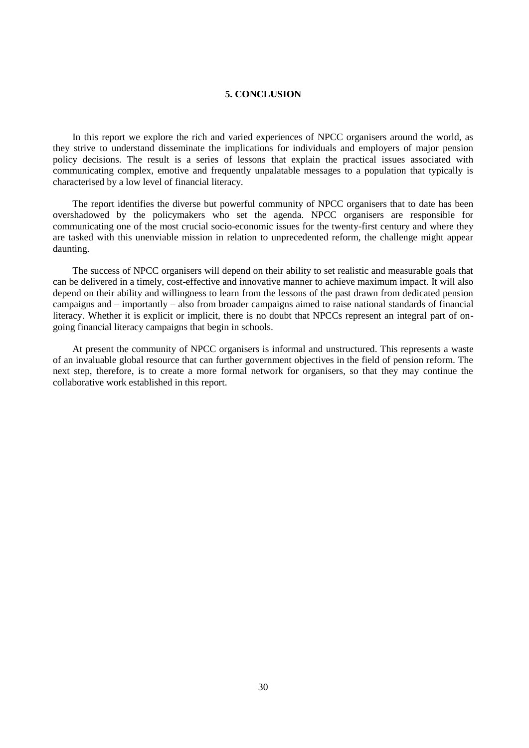## 5. CONCLUSION

In this report we explore the rich and varied experiences of NPCC organisers around the world, as they strive to understand disseminate the implications for individuals and employers of major pension policy decisions. The result is a series of lessons that explain the practical issues associated with communicating complex, emotive and frequently unpalatable messages to a population that typically is characterised by a low level of financial literacy.

The report identifies the diverse but powerful community of NPCC organisers that to date has been overshadowed by the policymakers who set the agenda. NPCC organisers are responsible for communicating one of the most crucial socio-economic issues for the twenty-first century and where they are tasked with this unenviable mission in relation to unprecedented reform, the challenge might appear daunting.

The success of NPCC organisers will depend on their ability to set realistic and measurable goals that can be delivered in a timely, cost-effective and innovative manner to achieve maximum impact. It will also depend on their ability and willingness to learn from the lessons of the past drawn from dedicated pension campaigns and – importantly – also from broader campaigns aimed to raise national standards of financial literacy. Whether it is explicit or implicit, there is no doubt that NPCCs represent an integral part of on-going financial literacy campaigns that begin in schools.

At present the community of NPCC organisers is informal and unstructured. This represents a waste of an invaluable global resource that can further government objectives in the field of pension reform. The next step, therefore, is to create a more formal network for organisers, so that they may continue the collaborative work established in this report.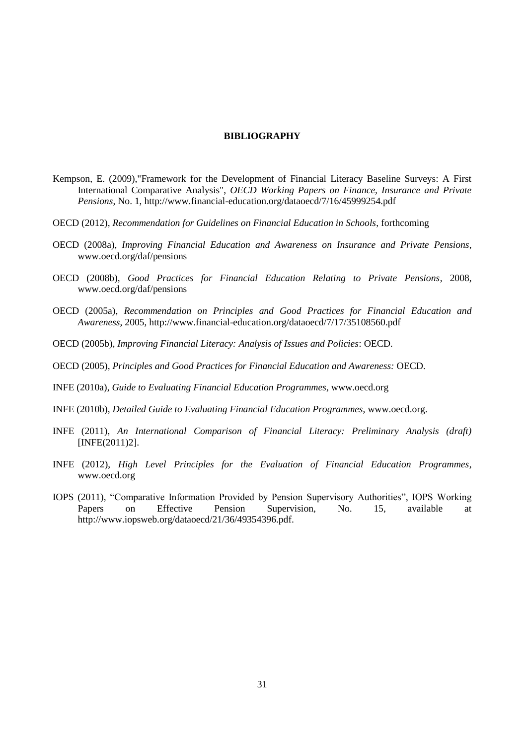# BIBLIOGRAPHY

Kempson, E. (2009),"Framework for the Development of Financial Literacy Baseline Surveys: A First International Comparative Analysis", *OECD Working Papers on Finance, Insurance and Private Pensions*, No. 1, http://www.financial-education.org/dataoecd/7/16/45999254.pdf

OECD (2012), *Recommendation for Guidelines on Financial Education in Schools*, forthcoming

OECD (2008a), *Improving Financial Education and Awareness on Insurance and Private Pensions*, www.oecd.org/daf/pensions

OECD (2008b), *Good Practices for Financial Education Relating to Private Pensions*, 2008, www.oecd.org/daf/pensions

OECD (2005a), *Recommendation on Principles and Good Practices for Financial Education and Awareness*, 2005, http://www.financial-education.org/dataoecd/7/17/35108560.pdf

OECD (2005b), *Improving Financial Literacy: Analysis of Issues and Policies*: OECD.

OECD (2005), *Principles and Good Practices for Financial Education and Awareness:* OECD.

INFE (2010a), *Guide to Evaluating Financial Education Programmes*, www.oecd.org

INFE (2010b), *Detailed Guide to Evaluating Financial Education Programmes*, www.oecd.org.

INFE (2011), *An International Comparison of Financial Literacy: Preliminary Analysis (draft)* [INFE(2011)2].

INFE (2012), *High Level Principles for the Evaluation of Financial Education Programmes*, www.oecd.org

IOPS (2011), "Comparative Information Provided by Pension Supervisory Authorities", IOPS Working Papers on Effective Pension Supervision, No. 15, available at http://www.iopsweb.org/dataoecd/21/36/49354396.pdf.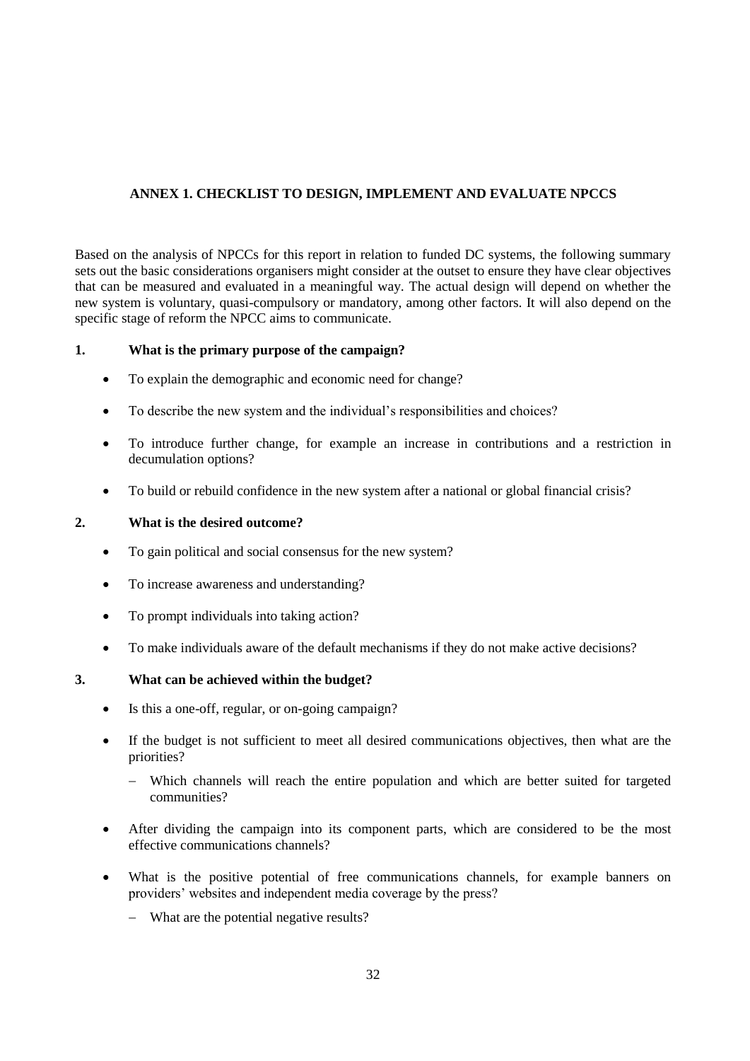## ANNEX 1. CHECKLIST TO DESIGN, IMPLEMENT AND EVALUATE NPCCS

Based on the analysis of NPCCs for this report in relation to funded DC systems, the following summary sets out the basic considerations organisers might consider at the outset to ensure they have clear objectives that can be measured and evaluated in a meaningful way. The actual design will depend on whether the new system is voluntary, quasi-compulsory or mandatory, among other factors. It will also depend on the specific stage of reform the NPCC aims to communicate.

### 1. What is the primary purpose of the campaign?

- To explain the demographic and economic need for change?
- To describe the new system and the individual's responsibilities and choices?
- To introduce further change, for example an increase in contributions and a restriction in decumulation options?
- To build or rebuild confidence in the new system after a national or global financial crisis?

### 2. What is the desired outcome?

- To gain political and social consensus for the new system?
- To increase awareness and understanding?
- To prompt individuals into taking action?
- To make individuals aware of the default mechanisms if they do not make active decisions?

### 3. What can be achieved within the budget?

- Is this a one-off, regular, or on-going campaign?
- If the budget is not sufficient to meet all desired communications objectives, then what are the priorities?
  - Which channels will reach the entire population and which are better suited for targeted communities?
- After dividing the campaign into its component parts, which are considered to be the most effective communications channels?
- What is the positive potential of free communications channels, for example banners on providers' websites and independent media coverage by the press?
  - What are the potential negative results?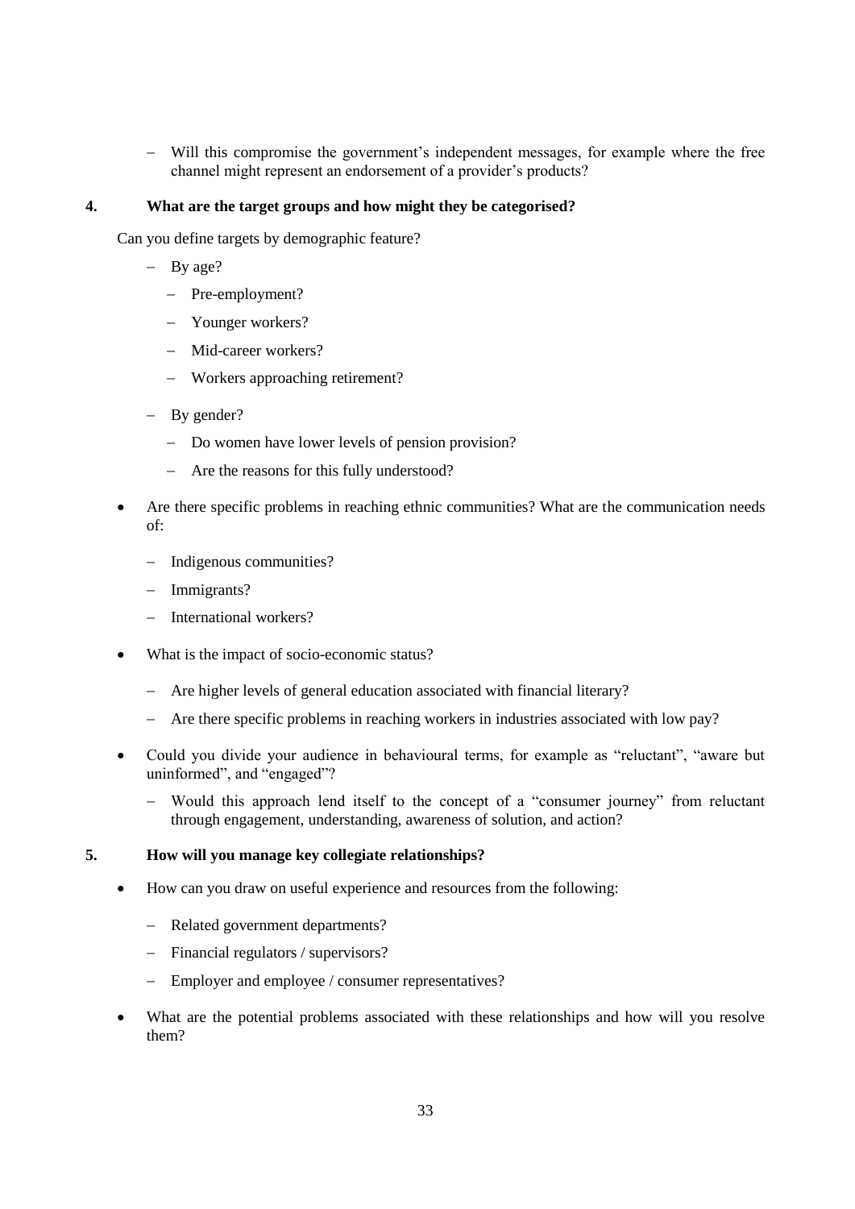- Will this compromise the government's independent messages, for example where the free channel might represent an endorsement of a provider's products?

### 4. What are the target groups and how might they be categorised?

Can you define targets by demographic feature?

- By age?
  - Pre-employment?
  - Younger workers?
  - Mid-career workers?
  - Workers approaching retirement?
- By gender?
  - Do women have lower levels of pension provision?
  - Are the reasons for this fully understood?

- Are there specific problems in reaching ethnic communities? What are the communication needs of:
  - Indigenous communities?
  - Immigrants?
  - International workers?
- What is the impact of socio-economic status?
  - Are higher levels of general education associated with financial literary?
  - Are there specific problems in reaching workers in industries associated with low pay?
- Could you divide your audience in behavioural terms, for example as "reluctant", "aware but uninformed", and "engaged"?
  - Would this approach lend itself to the concept of a "consumer journey" from reluctant through engagement, understanding, awareness of solution, and action?

### 5. How will you manage key collegiate relationships?

- How can you draw on useful experience and resources from the following:
  - Related government departments?
  - Financial regulators / supervisors?
  - Employer and employee / consumer representatives?
- What are the potential problems associated with these relationships and how will you resolve them?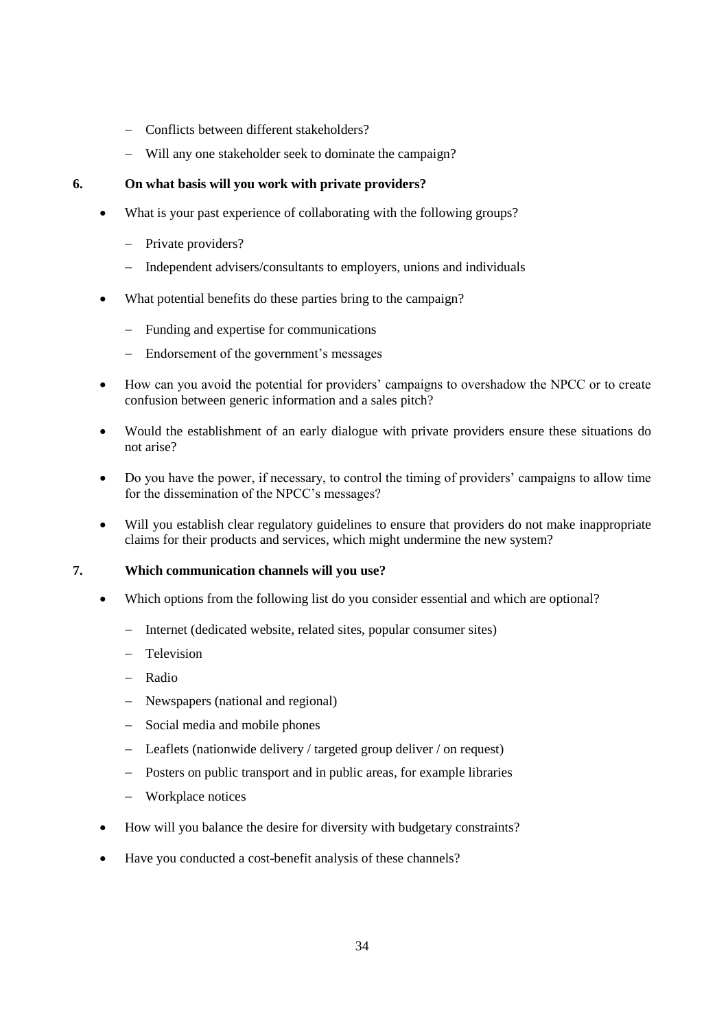- Conflicts between different stakeholders?
  - Will any one stakeholder seek to dominate the campaign?

### 6. On what basis will you work with private providers?

- What is your past experience of collaborating with the following groups?
  - Private providers?
  - Independent advisers/consultants to employers, unions and individuals
- What potential benefits do these parties bring to the campaign?
  - Funding and expertise for communications
  - Endorsement of the government's messages
- How can you avoid the potential for providers' campaigns to overshadow the NPCC or to create confusion between generic information and a sales pitch?
- Would the establishment of an early dialogue with private providers ensure these situations do not arise?
- Do you have the power, if necessary, to control the timing of providers' campaigns to allow time for the dissemination of the NPCC's messages?
- Will you establish clear regulatory guidelines to ensure that providers do not make inappropriate claims for their products and services, which might undermine the new system?

### 7. Which communication channels will you use?

- Which options from the following list do you consider essential and which are optional?
  - Internet (dedicated website, related sites, popular consumer sites)
  - Television
  - Radio
  - Newspapers (national and regional)
  - Social media and mobile phones
  - Leaflets (nationwide delivery / targeted group deliver / on request)
  - Posters on public transport and in public areas, for example libraries
  - Workplace notices
- How will you balance the desire for diversity with budgetary constraints?
- Have you conducted a cost-benefit analysis of these channels?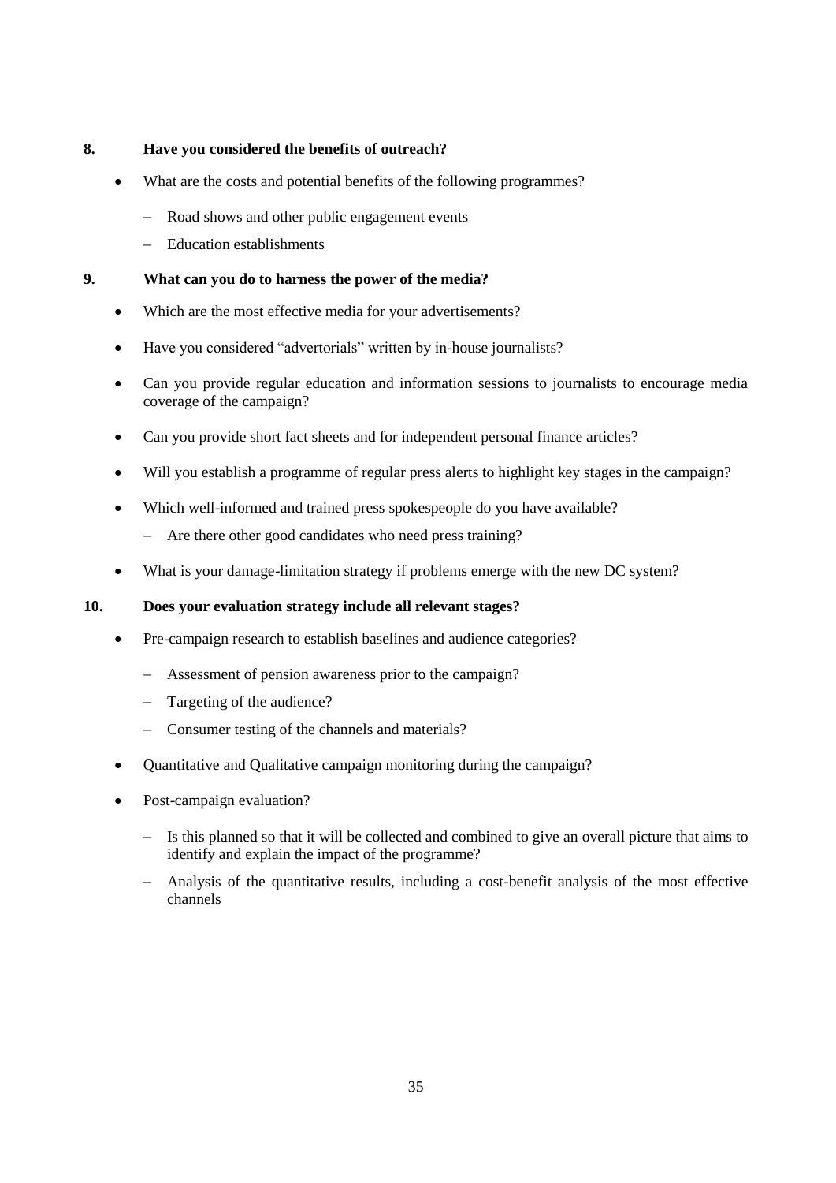**8. Have you considered the benefits of outreach?**

- What are the costs and potential benefits of the following programmes?
  - Road shows and other public engagement events
  - Education establishments

**9. What can you do to harness the power of the media?**

- Which are the most effective media for your advertisements?
- Have you considered "advertorials" written by in-house journalists?
- Can you provide regular education and information sessions to journalists to encourage media coverage of the campaign?
- Can you provide short fact sheets and for independent personal finance articles?
- Will you establish a programme of regular press alerts to highlight key stages in the campaign?
- Which well-informed and trained press spokespeople do you have available?
  - Are there other good candidates who need press training?
- What is your damage-limitation strategy if problems emerge with the new DC system?

**10. Does your evaluation strategy include all relevant stages?**

- Pre-campaign research to establish baselines and audience categories?
  - Assessment of pension awareness prior to the campaign?
  - Targeting of the audience?
  - Consumer testing of the channels and materials?
- Quantitative and Qualitative campaign monitoring during the campaign?
- Post-campaign evaluation?
  - Is this planned so that it will be collected and combined to give an overall picture that aims to identify and explain the impact of the programme?
  - Analysis of the quantitative results, including a cost-benefit analysis of the most effective channels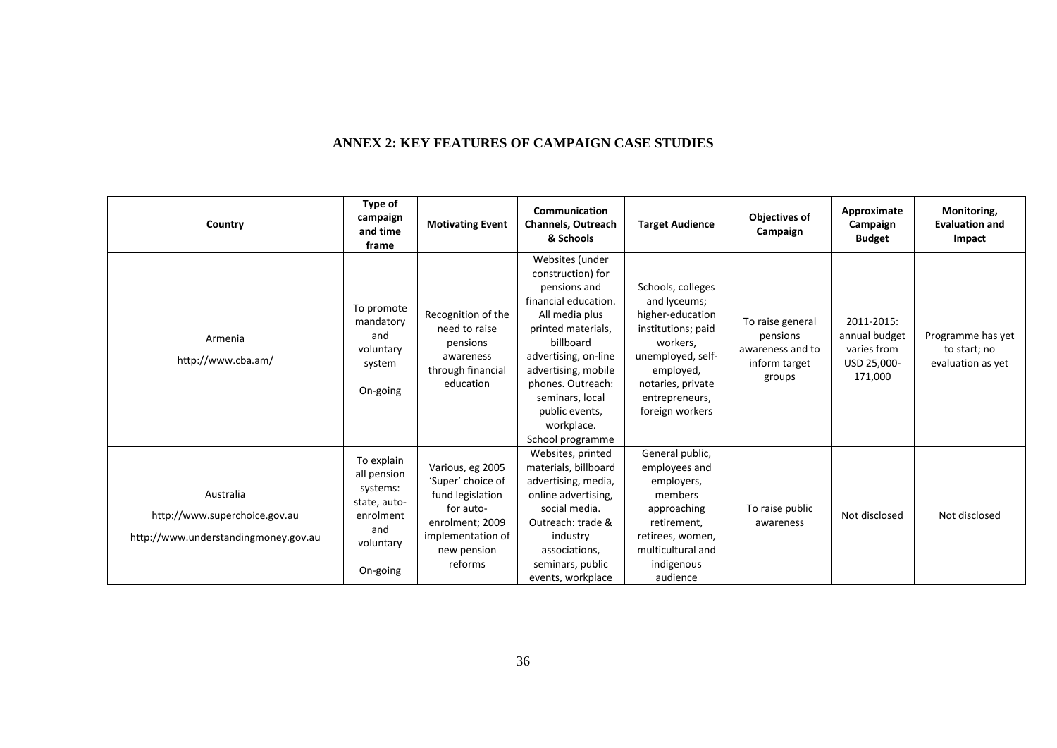# ANNEX 2: KEY FEATURES OF CAMPAIGN CASE STUDIES

| Country | Type of campaign and time frame | Motivating Event | Communication Channels, Outreach & Schools | Target Audience | Objectives of Campaign | Approximate Campaign Budget | Monitoring, Evaluation and Impact |
|---|---|---|---|---|---|---|---|
| Armenia<br>http://www.cba.am/ | To promote mandatory and voluntary system<br>On-going | Recognition of the need to raise pensions awareness through financial education | Websites (under construction) for pensions and financial education. All media plus printed materials, billboard advertising, on-line advertising, mobile phones. Outreach: seminars, local public events, workplace. School programme | Schools, colleges and lyceums; higher-education institutions; paid workers, unemployed, self-employed, notaries, private entrepreneurs, foreign workers | To raise general pensions awareness and to inform target groups | 2011-2015: annual budget varies from USD 25,000-171,000 | Programme has yet to start; no evaluation as yet |
| Australia<br>http://www.superchoice.gov.au<br>http://www.understandingmoney.gov.au | To explain all pension systems: state, auto-enrolment and voluntary<br>On-going | Various, eg 2005 'Super' choice of fund legislation for auto-enrolment; 2009 implementation of new pension reforms | Websites, printed materials, billboard advertising, media, online advertising, social media. Outreach: trade & industry associations, seminars, public events, workplace | General public, employees and employers, members approaching retirement, retirees, women, multicultural and indigenous audience | To raise public awareness | Not disclosed | Not disclosed |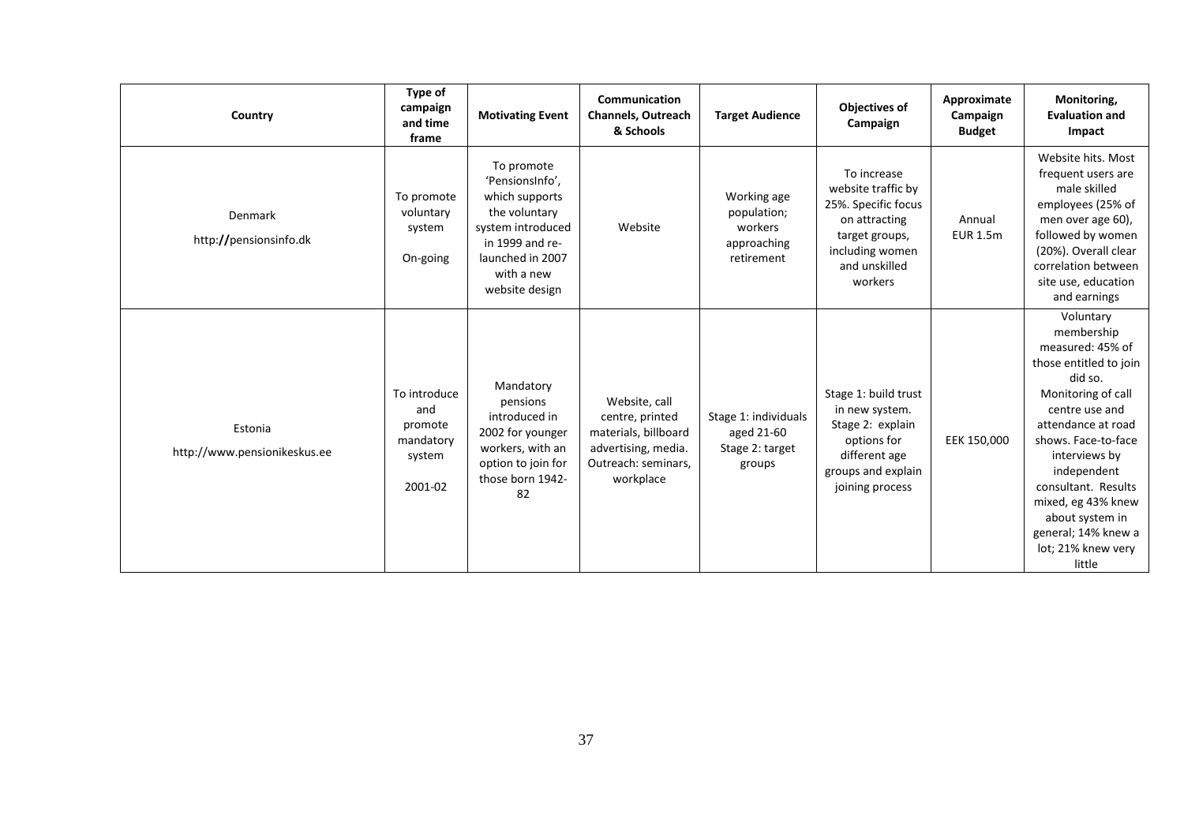| Country | Type of campaign and time frame | Motivating Event | Communication Channels, Outreach & Schools | Target Audience | Objectives of Campaign | Approximate Campaign Budget | Monitoring, Evaluation and Impact |
|---|---|---|---|---|---|---|---|
| Denmark http://pensionsinfo.dk | To promote voluntary system On-going | To promote 'PensionsInfo', which supports the voluntary system introduced in 1999 and re-launched in 2007 with a new website design | Website | Working age population; workers approaching retirement | To increase website traffic by 25%. Specific focus on attracting target groups, including women and unskilled workers | Annual EUR 1.5m | Website hits. Most frequent users are male skilled employees (25% of men over age 60), followed by women (20%). Overall clear correlation between site use, education and earnings |
| Estonia http://www.pensionikeskus.ee | To introduce and promote mandatory system 2001-02 | Mandatory pensions introduced in 2002 for younger workers, with an option to join for those born 1942-82 | Website, call centre, printed materials, billboard advertising, media. Outreach: seminars, workplace | Stage 1: individuals aged 21-60 Stage 2: target groups | Stage 1: build trust in new system. Stage 2: explain options for different age groups and explain joining process | EEK 150,000 | Voluntary membership measured: 45% of those entitled to join did so. Monitoring of call centre use and attendance at road shows. Face-to-face interviews by independent consultant. Results mixed, eg 43% knew about system in general; 14% knew a lot; 21% knew very little |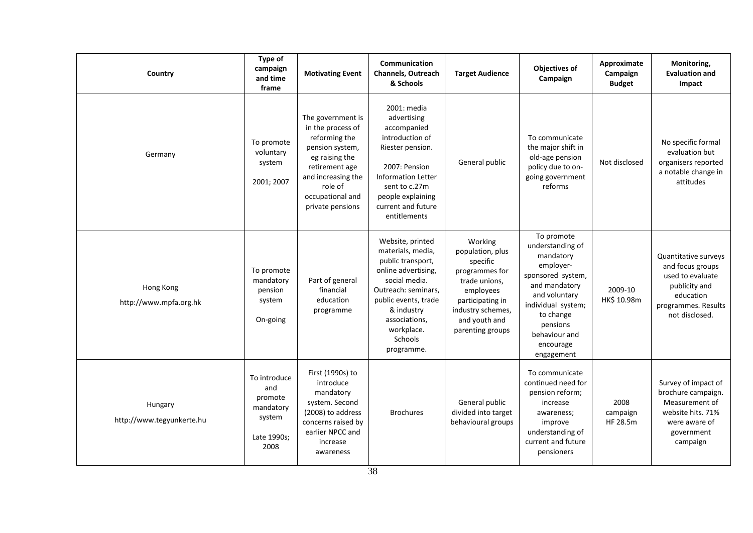| Country | Type of campaign and time frame | Motivating Event | Communication Channels, Outreach & Schools | Target Audience | Objectives of Campaign | Approximate Campaign Budget | Monitoring, Evaluation and Impact |
|---|---|---|---|---|---|---|---|
| Germany | To promote voluntary system 2001; 2007 | The government is in the process of reforming the pension system, eg raising the retirement age and increasing the role of occupational and private pensions | 2001: media advertising accompanied introduction of Riester pension. 2007: Pension Information Letter sent to c.27m people explaining current and future entitlements | General public | To communicate the major shift in old-age pension policy due to on-going government reforms | Not disclosed | No specific formal evaluation but organisers reported a notable change in attitudes |
| Hong Kong http://www.mpfa.org.hk | To promote mandatory pension system On-going | Part of general financial education programme | Website, printed materials, media, public transport, online advertising, social media. Outreach: seminars, public events, trade & industry associations, workplace. Schools programme. | Working population, plus specific programmes for trade unions, employees participating in industry schemes, and youth and parenting groups | To promote understanding of mandatory employer-sponsored system, and mandatory and voluntary individual system; to change pensions behaviour and encourage engagement | 2009-10 HK$ 10.98m | Quantitative surveys and focus groups used to evaluate publicity and education programmes. Results not disclosed. |
| Hungary http://www.tegyunkerte.hu | To introduce and promote mandatory system Late 1990s; 2008 | First (1990s) to introduce mandatory system. Second (2008) to address concerns raised by earlier NPCC and increase awareness | Brochures | General public divided into target behavioural groups | To communicate continued need for pension reform; increase awareness; improve understanding of current and future pensioners | 2008 campaign HF 28.5m | Survey of impact of brochure campaign. Measurement of website hits. 71% were aware of government campaign |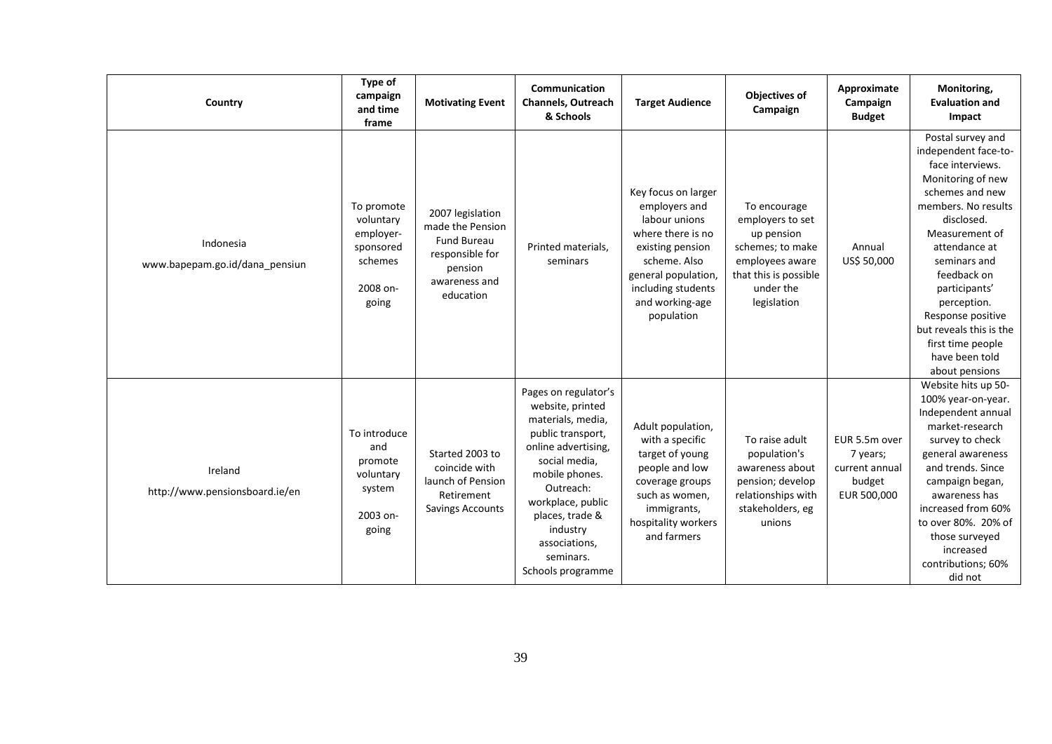| Country | Type of campaign and time frame | Motivating Event | Communication Channels, Outreach & Schools | Target Audience | Objectives of Campaign | Approximate Campaign Budget | Monitoring, Evaluation and Impact |
|---|---|---|---|---|---|---|---|
| Indonesia www.bapepam.go.id/dana_pensiun | To promote voluntary employer-sponsored schemes 2008 on-going | 2007 legislation made the Pension Fund Bureau responsible for pension awareness and education | Printed materials, seminars | Key focus on larger employers and labour unions where there is no existing pension scheme. Also general population, including students and working-age population | To encourage employers to set up pension schemes; to make employees aware that this is possible under the legislation | Annual US$ 50,000 | Postal survey and independent face-to-face interviews. Monitoring of new schemes and new members. No results disclosed. Measurement of attendance at seminars and feedback on participants' perception. Response positive but reveals this is the first time people have been told about pensions |
| Ireland http://www.pensionsboard.ie/en | To introduce and promote voluntary system 2003 on-going | Started 2003 to coincide with launch of Pension Retirement Savings Accounts | Pages on regulator's website, printed materials, media, public transport, online advertising, social media, mobile phones. Outreach: workplace, public places, trade & industry associations, seminars. Schools programme | Adult population, with a specific target of young people and low coverage groups such as women, immigrants, hospitality workers and farmers | To raise adult population's awareness about pension; develop relationships with stakeholders, eg unions | EUR 5.5m over 7 years; current annual budget EUR 500,000 | Website hits up 50-100% year-on-year. Independent annual market-research survey to check general awareness and trends. Since campaign began, awareness has increased from 60% to over 80%. 20% of those surveyed increased contributions; 60% did not |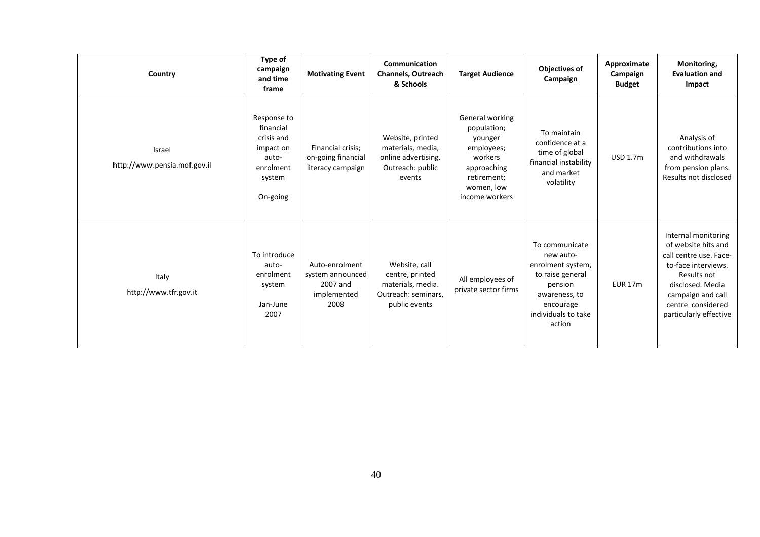| Country | Type of campaign and time frame | Motivating Event | Communication Channels, Outreach & Schools | Target Audience | Objectives of Campaign | Approximate Campaign Budget | Monitoring, Evaluation and Impact |
|---|---|---|---|---|---|---|---|
| Israel http://www.pensia.mof.gov.il | Response to financial crisis and impact on auto-enrolment system On-going | Financial crisis; on-going financial literacy campaign | Website, printed materials, media, online advertising. Outreach: public events | General working population; younger employees; workers approaching retirement; women, low income workers | To maintain confidence at a time of global financial instability and market volatility | USD 1.7m | Analysis of contributions into and withdrawals from pension plans. Results not disclosed |
| Italy http://www.tfr.gov.it | To introduce auto-enrolment system Jan-June 2007 | Auto-enrolment system announced 2007 and implemented 2008 | Website, call centre, printed materials, media. Outreach: seminars, public events | All employees of private sector firms | To communicate new auto-enrolment system, to raise general pension awareness, to encourage individuals to take action | EUR 17m | Internal monitoring of website hits and call centre use. Face-to-face interviews. Results not disclosed. Media campaign and call centre considered particularly effective |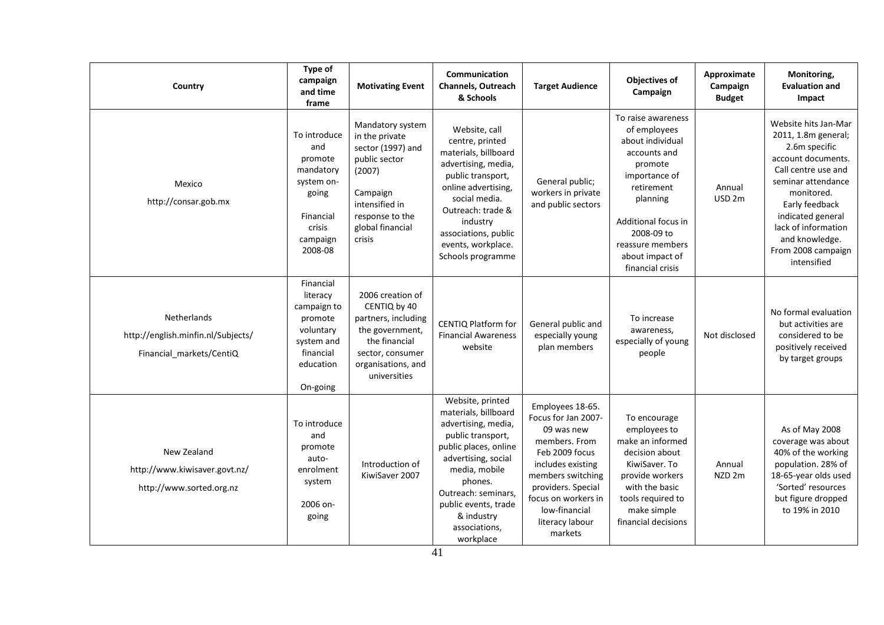| Country | Type of campaign and time frame | Motivating Event | Communication Channels, Outreach & Schools | Target Audience | Objectives of Campaign | Approximate Campaign Budget | Monitoring, Evaluation and Impact |
|---|---|---|---|---|---|---|---|
| Mexico<br>http://consar.gob.mx | To introduce and promote mandatory system on-going<br><br>Financial crisis campaign 2008-08 | Mandatory system in the private sector (1997) and public sector (2007)<br><br>Campaign intensified in response to the global financial crisis | Website, call centre, printed materials, billboard advertising, media, public transport, online advertising, social media. Outreach: trade & industry associations, public events, workplace. Schools programme | General public; workers in private and public sectors | To raise awareness of employees about individual accounts and promote importance of retirement planning<br><br>Additional focus in 2008-09 to reassure members about impact of financial crisis | Annual USD 2m | Website hits Jan-Mar 2011, 1.8m general; 2.6m specific account documents. Call centre use and seminar attendance monitored. Early feedback indicated general lack of information and knowledge. From 2008 campaign intensified |
| Netherlands<br>http://english.minfin.nl/Subjects/<br>Financial_markets/CentiQ | Financial literacy campaign to promote voluntary system and financial education<br><br>On-going | 2006 creation of CENTIQ by 40 partners, including the government, the financial sector, consumer organisations, and universities | CENTIQ Platform for Financial Awareness website | General public and especially young plan members | To increase awareness, especially of young people | Not disclosed | No formal evaluation but activities are considered to be positively received by target groups |
| New Zealand<br>http://www.kiwisaver.govt.nz/<br>http://www.sorted.org.nz | To introduce and promote auto-enrolment system<br><br>2006 on-going | Introduction of KiwiSaver 2007 | Website, printed materials, billboard advertising, media, public transport, public places, online advertising, social media, mobile phones. Outreach: seminars, public events, trade & industry associations, workplace | Employees 18-65. Focus for Jan 2007-09 was new members. From Feb 2009 focus includes existing members switching providers. Special focus on workers in low-financial literacy labour markets | To encourage employees to make an informed decision about KiwiSaver. To provide workers with the basic tools required to make simple financial decisions | Annual NZD 2m | As of May 2008 coverage was about 40% of the working population. 28% of 18-65-year olds used 'Sorted' resources but figure dropped to 19% in 2010 |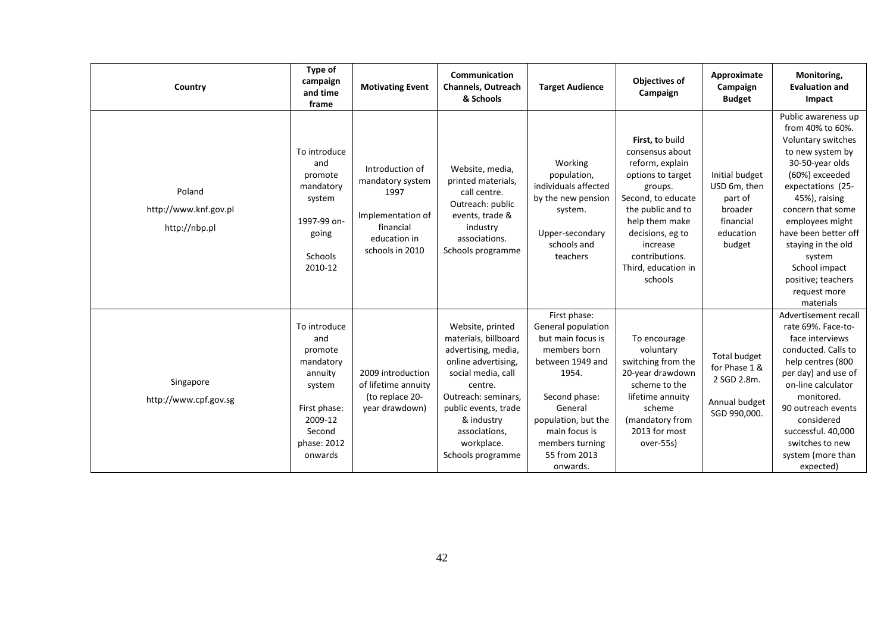| Country | Type of campaign and time frame | Motivating Event | Communication Channels, Outreach & Schools | Target Audience | Objectives of Campaign | Approximate Campaign Budget | Monitoring, Evaluation and Impact |
|---|---|---|---|---|---|---|---|
| Poland<br>http://www.knf.gov.pl<br>http://nbp.pl | To introduce and promote mandatory system<br>1997-99 on-going<br>Schools 2010-12 | Introduction of mandatory system 1997<br>Implementation of financial education in schools in 2010 | Website, media, printed materials, call centre. Outreach: public events, trade & industry associations. Schools programme | Working population, individuals affected by the new pension system.<br>Upper-secondary schools and teachers | **First, t**o build consensus about reform, explain options to target groups. Second, to educate the public and to help them make decisions, eg to increase contributions. Third, education in schools | Initial budget USD 6m, then part of broader financial education budget | Public awareness up from 40% to 60%. Voluntary switches to new system by 30-50-year olds (60%) exceeded expectations (25-45%), raising concern that some employees might have been better off staying in the old system<br>School impact positive; teachers request more materials |
| Singapore<br>http://www.cpf.gov.sg | To introduce and promote mandatory annuity system<br>First phase: 2009-12<br>Second phase: 2012 onwards | 2009 introduction of lifetime annuity (to replace 20-year drawdown) | Website, printed materials, billboard advertising, media, online advertising, social media, call centre.<br>Outreach: seminars, public events, trade & industry associations, workplace.<br>Schools programme | First phase: General population but main focus is members born between 1949 and 1954.<br>Second phase: General population, but the main focus is members turning 55 from 2013 onwards. | To encourage voluntary switching from the 20-year drawdown scheme to the lifetime annuity scheme (mandatory from 2013 for most over-55s) | Total budget for Phase 1 & 2 SGD 2.8m.<br>Annual budget SGD 990,000. | Advertisement recall rate 69%. Face-to-face interviews conducted. Calls to help centres (800 per day) and use of on-line calculator monitored.<br>90 outreach events considered successful. 40,000 switches to new system (more than expected) |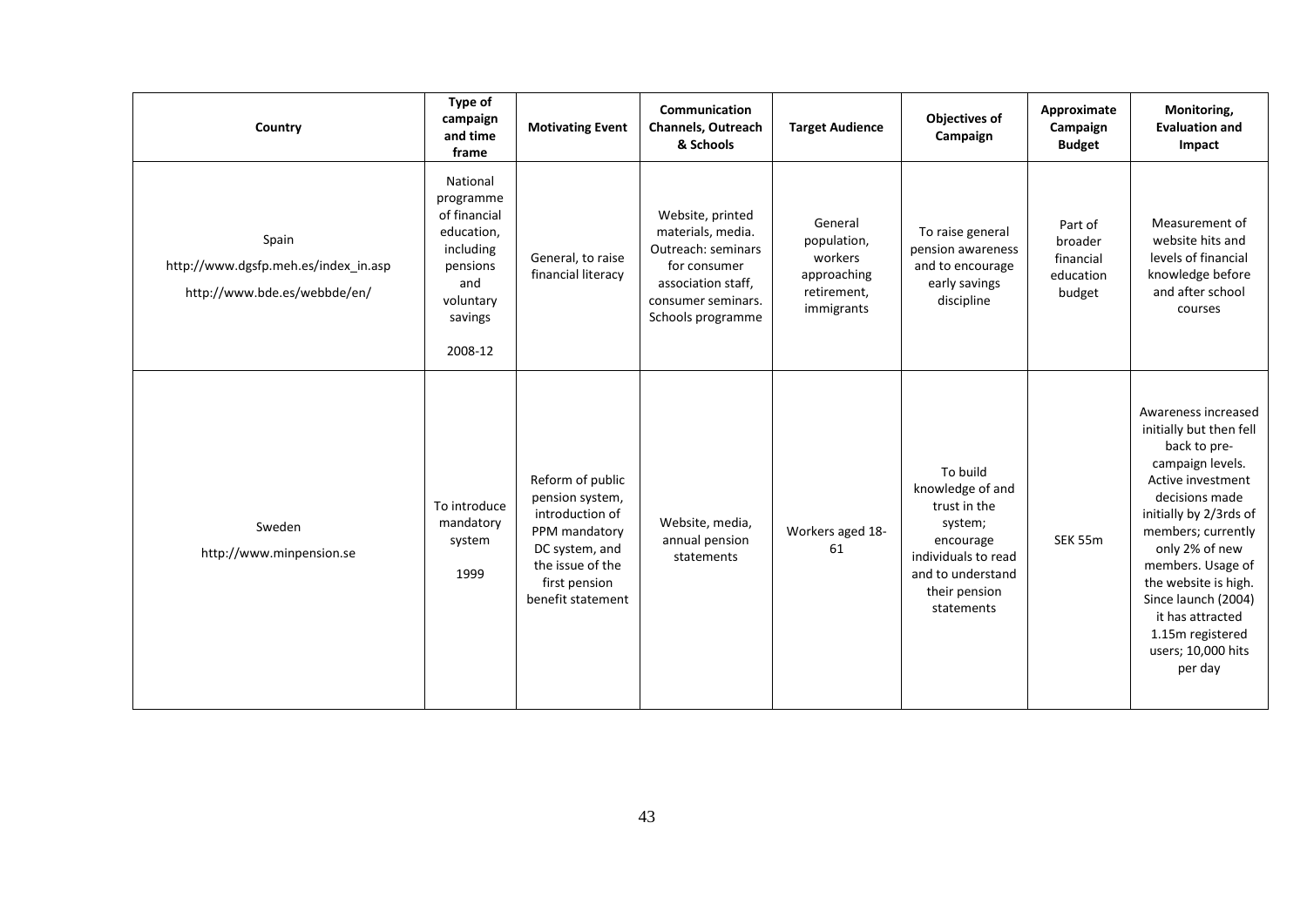| Country | Type of campaign and time frame | Motivating Event | Communication Channels, Outreach & Schools | Target Audience | Objectives of Campaign | Approximate Campaign Budget | Monitoring, Evaluation and Impact |
|---|---|---|---|---|---|---|---|
| Spain<br>http://www.dgsfp.meh.es/index_in.asp<br>http://www.bde.es/webbde/en/ | National programme of financial education, including pensions and voluntary savings<br>2008-12 | General, to raise financial literacy | Website, printed materials, media. Outreach: seminars for consumer association staff, consumer seminars. Schools programme | General population, workers approaching retirement, immigrants | To raise general pension awareness and to encourage early savings discipline | Part of broader financial education budget | Measurement of website hits and levels of financial knowledge before and after school courses |
| Sweden<br>http://www.minpension.se | To introduce mandatory system<br>1999 | Reform of public pension system, introduction of PPM mandatory DC system, and the issue of the first pension benefit statement | Website, media, annual pension statements | Workers aged 18-61 | To build knowledge of and trust in the system; encourage individuals to read and to understand their pension statements | SEK 55m | Awareness increased initially but then fell back to pre-campaign levels. Active investment decisions made initially by 2/3rds of members; currently only 2% of new members. Usage of the website is high. Since launch (2004) it has attracted 1.15m registered users; 10,000 hits per day |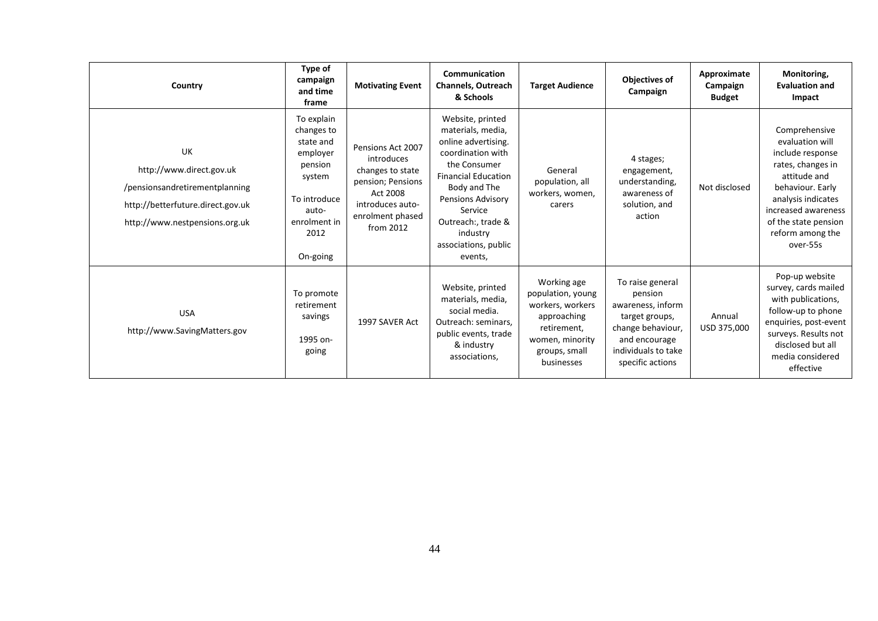| Country | Type of campaign and time frame | Motivating Event | Communication Channels, Outreach & Schools | Target Audience | Objectives of Campaign | Approximate Campaign Budget | Monitoring, Evaluation and Impact |
|---|---|---|---|---|---|---|---|
| UK<br>http://www.direct.gov.uk<br>/pensionsandretirementplanning<br>http://betterfuture.direct.gov.uk<br>http://www.nestpensions.org.uk | To explain changes to state and employer pension system<br><br>To introduce auto-enrolment in 2012<br><br>On-going | Pensions Act 2007 introduces changes to state pension; Pensions Act 2008 introduces auto-enrolment phased from 2012 | Website, printed materials, media, online advertising. coordination with the Consumer Financial Education Body and The Pensions Advisory Service Outreach:, trade & industry associations, public events, | General population, all workers, women, carers | 4 stages; engagement, understanding, awareness of solution, and action | Not disclosed | Comprehensive evaluation will include response rates, changes in attitude and behaviour. Early analysis indicates increased awareness of the state pension reform among the over-55s |
| USA<br>http://www.SavingMatters.gov | To promote retirement savings<br><br>1995 on-going | 1997 SAVER Act | Website, printed materials, media, social media. Outreach: seminars, public events, trade & industry associations, | Working age population, young workers, workers approaching retirement, women, minority groups, small businesses | To raise general pension awareness, inform target groups, change behaviour, and encourage individuals to take specific actions | Annual USD 375,000 | Pop-up website survey, cards mailed with publications, follow-up to phone enquiries, post-event surveys. Results not disclosed but all media considered effective |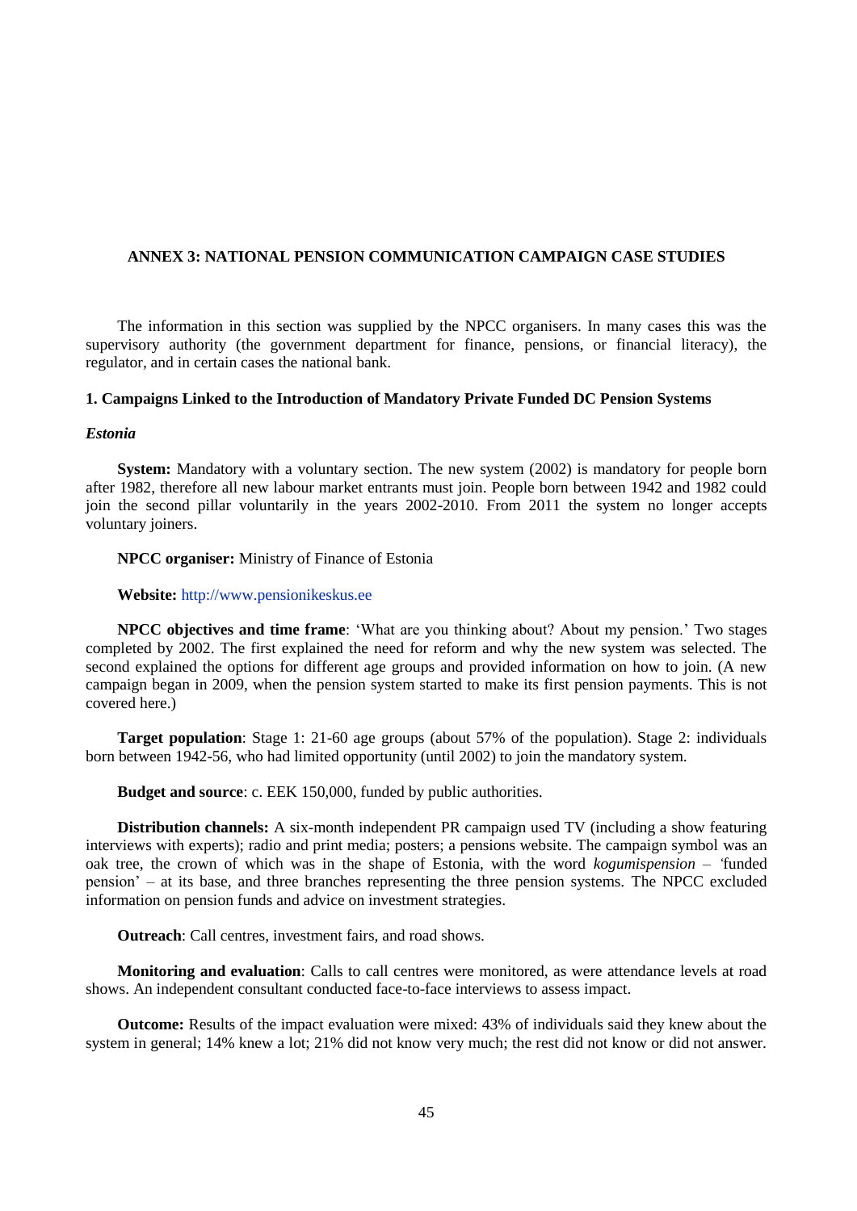# ANNEX 3: NATIONAL PENSION COMMUNICATION CAMPAIGN CASE STUDIES

The information in this section was supplied by the NPCC organisers. In many cases this was the supervisory authority (the government department for finance, pensions, or financial literacy), the regulator, and in certain cases the national bank.

## 1. Campaigns Linked to the Introduction of Mandatory Private Funded DC Pension Systems

### *Estonia*

**System:** Mandatory with a voluntary section. The new system (2002) is mandatory for people born after 1982, therefore all new labour market entrants must join. People born between 1942 and 1982 could join the second pillar voluntarily in the years 2002-2010. From 2011 the system no longer accepts voluntary joiners.

**NPCC organiser:** Ministry of Finance of Estonia

**Website:** http://www.pensionikeskus.ee

**NPCC objectives and time frame**: 'What are you thinking about? About my pension.' Two stages completed by 2002. The first explained the need for reform and why the new system was selected. The second explained the options for different age groups and provided information on how to join. (A new campaign began in 2009, when the pension system started to make its first pension payments. This is not covered here.)

**Target population**: Stage 1: 21-60 age groups (about 57% of the population). Stage 2: individuals born between 1942-56, who had limited opportunity (until 2002) to join the mandatory system.

**Budget and source**: c. EEK 150,000, funded by public authorities.

**Distribution channels:** A six-month independent PR campaign used TV (including a show featuring interviews with experts); radio and print media; posters; a pensions website. The campaign symbol was an oak tree, the crown of which was in the shape of Estonia, with the word *kogumispension* – 'funded pension' – at its base, and three branches representing the three pension systems. The NPCC excluded information on pension funds and advice on investment strategies.

**Outreach**: Call centres, investment fairs, and road shows.

**Monitoring and evaluation**: Calls to call centres were monitored, as were attendance levels at road shows. An independent consultant conducted face-to-face interviews to assess impact.

**Outcome:** Results of the impact evaluation were mixed: 43% of individuals said they knew about the system in general; 14% knew a lot; 21% did not know very much; the rest did not know or did not answer.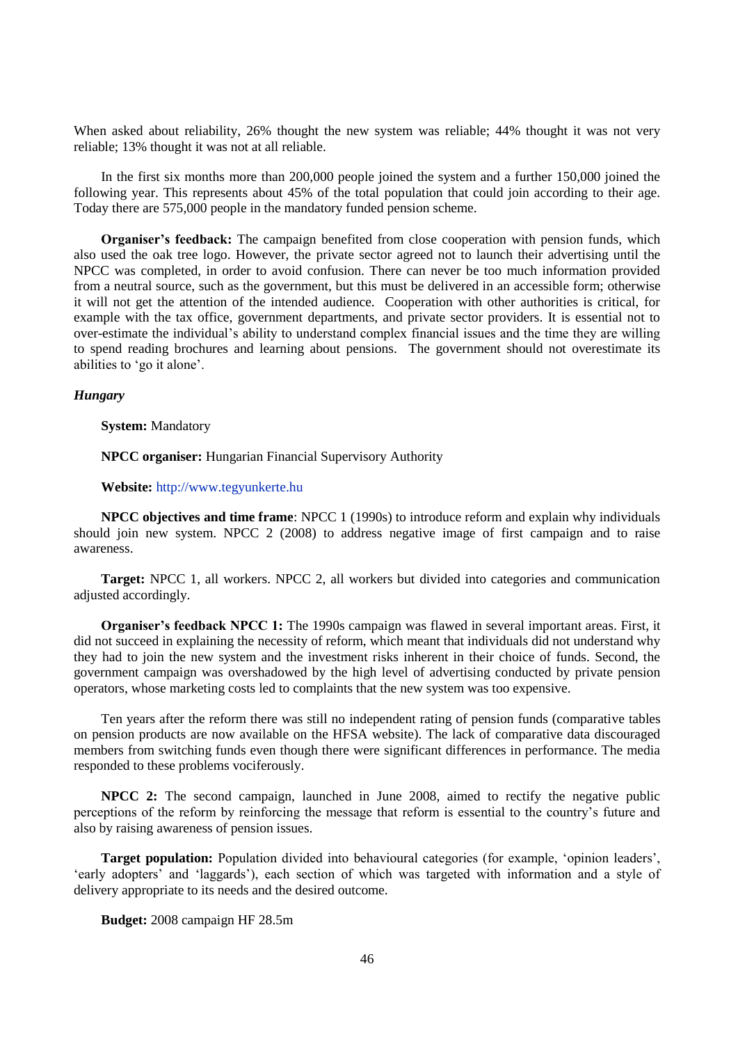When asked about reliability, 26% thought the new system was reliable; 44% thought it was not very reliable; 13% thought it was not at all reliable.

In the first six months more than 200,000 people joined the system and a further 150,000 joined the following year. This represents about 45% of the total population that could join according to their age. Today there are 575,000 people in the mandatory funded pension scheme.

**Organiser's feedback:** The campaign benefited from close cooperation with pension funds, which also used the oak tree logo. However, the private sector agreed not to launch their advertising until the NPCC was completed, in order to avoid confusion. There can never be too much information provided from a neutral source, such as the government, but this must be delivered in an accessible form; otherwise it will not get the attention of the intended audience. Cooperation with other authorities is critical, for example with the tax office, government departments, and private sector providers. It is essential not to over-estimate the individual's ability to understand complex financial issues and the time they are willing to spend reading brochures and learning about pensions. The government should not overestimate its abilities to 'go it alone'.

***Hungary***

**System:** Mandatory

**NPCC organiser:** Hungarian Financial Supervisory Authority

**Website:** http://www.tegyunkerte.hu

**NPCC objectives and time frame**: NPCC 1 (1990s) to introduce reform and explain why individuals should join new system. NPCC 2 (2008) to address negative image of first campaign and to raise awareness.

**Target:** NPCC 1, all workers. NPCC 2, all workers but divided into categories and communication adjusted accordingly.

**Organiser's feedback NPCC 1:** The 1990s campaign was flawed in several important areas. First, it did not succeed in explaining the necessity of reform, which meant that individuals did not understand why they had to join the new system and the investment risks inherent in their choice of funds. Second, the government campaign was overshadowed by the high level of advertising conducted by private pension operators, whose marketing costs led to complaints that the new system was too expensive.

Ten years after the reform there was still no independent rating of pension funds (comparative tables on pension products are now available on the HFSA website). The lack of comparative data discouraged members from switching funds even though there were significant differences in performance. The media responded to these problems vociferously.

**NPCC 2:** The second campaign, launched in June 2008, aimed to rectify the negative public perceptions of the reform by reinforcing the message that reform is essential to the country's future and also by raising awareness of pension issues.

**Target population:** Population divided into behavioural categories (for example, 'opinion leaders', 'early adopters' and 'laggards'), each section of which was targeted with information and a style of delivery appropriate to its needs and the desired outcome.

**Budget:** 2008 campaign HF 28.5m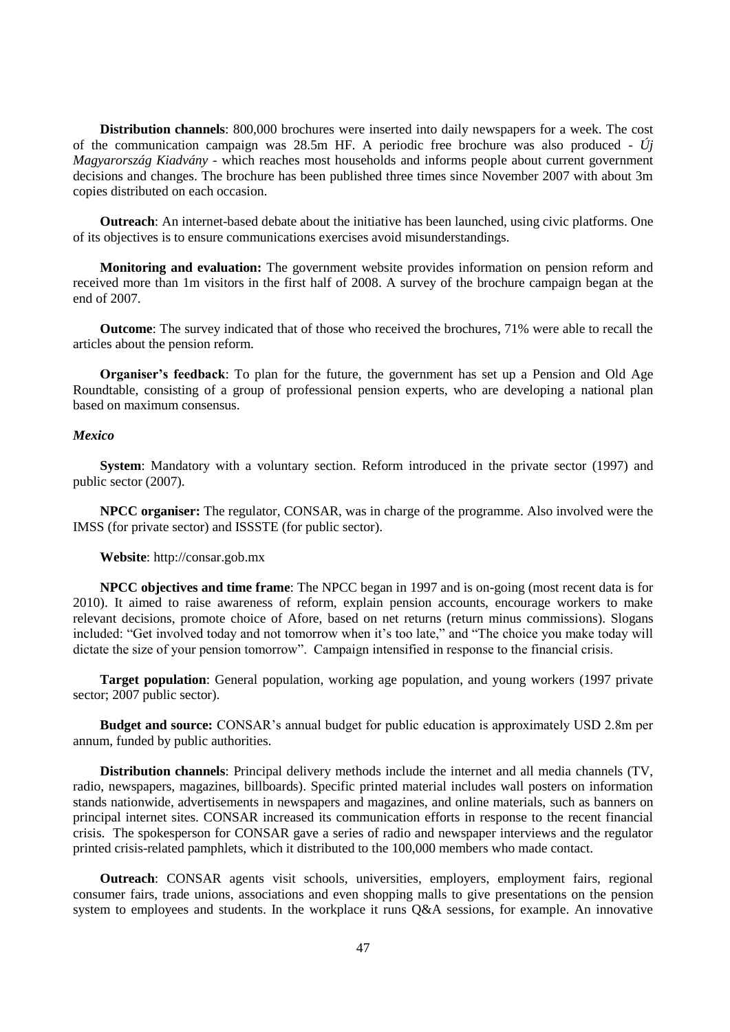**Distribution channels**: 800,000 brochures were inserted into daily newspapers for a week. The cost of the communication campaign was 28.5m HF. A periodic free brochure was also produced - *Új Magyarország Kiadvány* - which reaches most households and informs people about current government decisions and changes. The brochure has been published three times since November 2007 with about 3m copies distributed on each occasion.

**Outreach**: An internet-based debate about the initiative has been launched, using civic platforms. One of its objectives is to ensure communications exercises avoid misunderstandings.

**Monitoring and evaluation:** The government website provides information on pension reform and received more than 1m visitors in the first half of 2008. A survey of the brochure campaign began at the end of 2007.

**Outcome**: The survey indicated that of those who received the brochures, 71% were able to recall the articles about the pension reform.

**Organiser's feedback**: To plan for the future, the government has set up a Pension and Old Age Roundtable, consisting of a group of professional pension experts, who are developing a national plan based on maximum consensus.

***Mexico***

**System**: Mandatory with a voluntary section. Reform introduced in the private sector (1997) and public sector (2007).

**NPCC organiser:** The regulator, CONSAR, was in charge of the programme. Also involved were the IMSS (for private sector) and ISSSTE (for public sector).

**Website**: http://consar.gob.mx

**NPCC objectives and time frame**: The NPCC began in 1997 and is on-going (most recent data is for 2010). It aimed to raise awareness of reform, explain pension accounts, encourage workers to make relevant decisions, promote choice of Afore, based on net returns (return minus commissions). Slogans included: "Get involved today and not tomorrow when it's too late," and "The choice you make today will dictate the size of your pension tomorrow". Campaign intensified in response to the financial crisis.

**Target population**: General population, working age population, and young workers (1997 private sector; 2007 public sector).

**Budget and source:** CONSAR's annual budget for public education is approximately USD 2.8m per annum, funded by public authorities.

**Distribution channels**: Principal delivery methods include the internet and all media channels (TV, radio, newspapers, magazines, billboards). Specific printed material includes wall posters on information stands nationwide, advertisements in newspapers and magazines, and online materials, such as banners on principal internet sites. CONSAR increased its communication efforts in response to the recent financial crisis. The spokesperson for CONSAR gave a series of radio and newspaper interviews and the regulator printed crisis-related pamphlets, which it distributed to the 100,000 members who made contact.

**Outreach**: CONSAR agents visit schools, universities, employers, employment fairs, regional consumer fairs, trade unions, associations and even shopping malls to give presentations on the pension system to employees and students. In the workplace it runs Q&A sessions, for example. An innovative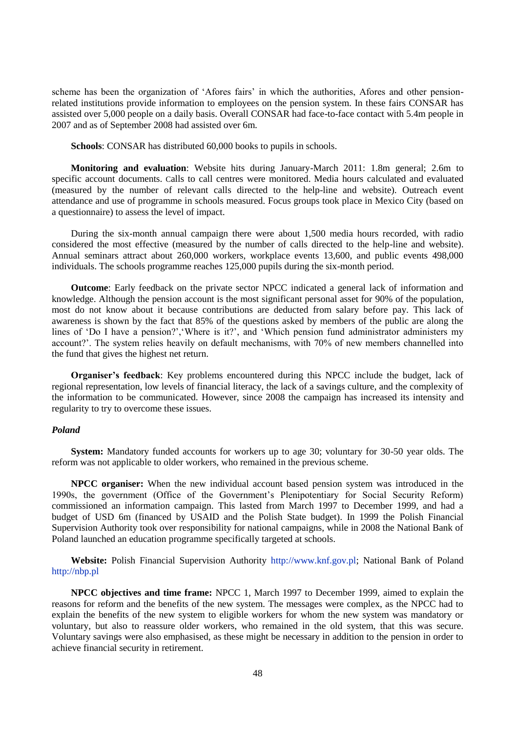scheme has been the organization of 'Afores fairs' in which the authorities, Afores and other pension-related institutions provide information to employees on the pension system. In these fairs CONSAR has assisted over 5,000 people on a daily basis. Overall CONSAR had face-to-face contact with 5.4m people in 2007 and as of September 2008 had assisted over 6m.

**Schools**: CONSAR has distributed 60,000 books to pupils in schools.

**Monitoring and evaluation**: Website hits during January-March 2011: 1.8m general; 2.6m to specific account documents. Calls to call centres were monitored. Media hours calculated and evaluated (measured by the number of relevant calls directed to the help-line and website). Outreach event attendance and use of programme in schools measured. Focus groups took place in Mexico City (based on a questionnaire) to assess the level of impact.

During the six-month annual campaign there were about 1,500 media hours recorded, with radio considered the most effective (measured by the number of calls directed to the help-line and website). Annual seminars attract about 260,000 workers, workplace events 13,600, and public events 498,000 individuals. The schools programme reaches 125,000 pupils during the six-month period.

**Outcome**: Early feedback on the private sector NPCC indicated a general lack of information and knowledge. Although the pension account is the most significant personal asset for 90% of the population, most do not know about it because contributions are deducted from salary before pay. This lack of awareness is shown by the fact that 85% of the questions asked by members of the public are along the lines of 'Do I have a pension?','Where is it?', and 'Which pension fund administrator administers my account?'. The system relies heavily on default mechanisms, with 70% of new members channelled into the fund that gives the highest net return.

**Organiser's feedback**: Key problems encountered during this NPCC include the budget, lack of regional representation, low levels of financial literacy, the lack of a savings culture, and the complexity of the information to be communicated. However, since 2008 the campaign has increased its intensity and regularity to try to overcome these issues.

### *Poland*

**System:** Mandatory funded accounts for workers up to age 30; voluntary for 30-50 year olds. The reform was not applicable to older workers, who remained in the previous scheme.

**NPCC organiser:** When the new individual account based pension system was introduced in the 1990s, the government (Office of the Government's Plenipotentiary for Social Security Reform) commissioned an information campaign. This lasted from March 1997 to December 1999, and had a budget of USD 6m (financed by USAID and the Polish State budget). In 1999 the Polish Financial Supervision Authority took over responsibility for national campaigns, while in 2008 the National Bank of Poland launched an education programme specifically targeted at schools.

**Website:** Polish Financial Supervision Authority http://www.knf.gov.pl; National Bank of Poland http://nbp.pl

**NPCC objectives and time frame:** NPCC 1, March 1997 to December 1999, aimed to explain the reasons for reform and the benefits of the new system. The messages were complex, as the NPCC had to explain the benefits of the new system to eligible workers for whom the new system was mandatory or voluntary, but also to reassure older workers, who remained in the old system, that this was secure. Voluntary savings were also emphasised, as these might be necessary in addition to the pension in order to achieve financial security in retirement.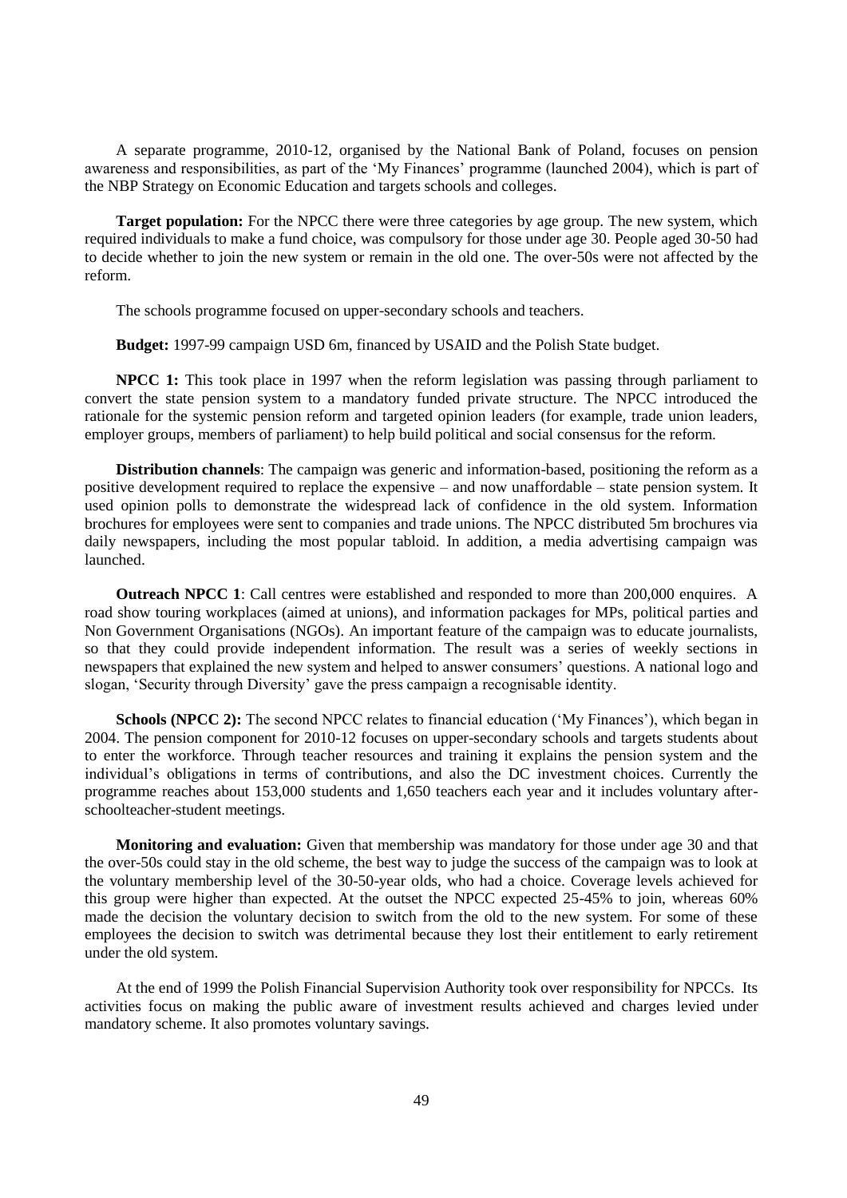A separate programme, 2010-12, organised by the National Bank of Poland, focuses on pension awareness and responsibilities, as part of the 'My Finances' programme (launched 2004), which is part of the NBP Strategy on Economic Education and targets schools and colleges.

**Target population:** For the NPCC there were three categories by age group. The new system, which required individuals to make a fund choice, was compulsory for those under age 30. People aged 30-50 had to decide whether to join the new system or remain in the old one. The over-50s were not affected by the reform.

The schools programme focused on upper-secondary schools and teachers.

**Budget:** 1997-99 campaign USD 6m, financed by USAID and the Polish State budget.

**NPCC 1:** This took place in 1997 when the reform legislation was passing through parliament to convert the state pension system to a mandatory funded private structure. The NPCC introduced the rationale for the systemic pension reform and targeted opinion leaders (for example, trade union leaders, employer groups, members of parliament) to help build political and social consensus for the reform.

**Distribution channels**: The campaign was generic and information-based, positioning the reform as a positive development required to replace the expensive – and now unaffordable – state pension system. It used opinion polls to demonstrate the widespread lack of confidence in the old system. Information brochures for employees were sent to companies and trade unions. The NPCC distributed 5m brochures via daily newspapers, including the most popular tabloid. In addition, a media advertising campaign was launched.

**Outreach NPCC 1**: Call centres were established and responded to more than 200,000 enquires. A road show touring workplaces (aimed at unions), and information packages for MPs, political parties and Non Government Organisations (NGOs). An important feature of the campaign was to educate journalists, so that they could provide independent information. The result was a series of weekly sections in newspapers that explained the new system and helped to answer consumers' questions. A national logo and slogan, 'Security through Diversity' gave the press campaign a recognisable identity.

**Schools (NPCC 2):** The second NPCC relates to financial education ('My Finances'), which began in 2004. The pension component for 2010-12 focuses on upper-secondary schools and targets students about to enter the workforce. Through teacher resources and training it explains the pension system and the individual's obligations in terms of contributions, and also the DC investment choices. Currently the programme reaches about 153,000 students and 1,650 teachers each year and it includes voluntary after-schoolteacher-student meetings.

**Monitoring and evaluation:** Given that membership was mandatory for those under age 30 and that the over-50s could stay in the old scheme, the best way to judge the success of the campaign was to look at the voluntary membership level of the 30-50-year olds, who had a choice. Coverage levels achieved for this group were higher than expected. At the outset the NPCC expected 25-45% to join, whereas 60% made the decision the voluntary decision to switch from the old to the new system. For some of these employees the decision to switch was detrimental because they lost their entitlement to early retirement under the old system.

At the end of 1999 the Polish Financial Supervision Authority took over responsibility for NPCCs. Its activities focus on making the public aware of investment results achieved and charges levied under mandatory scheme. It also promotes voluntary savings.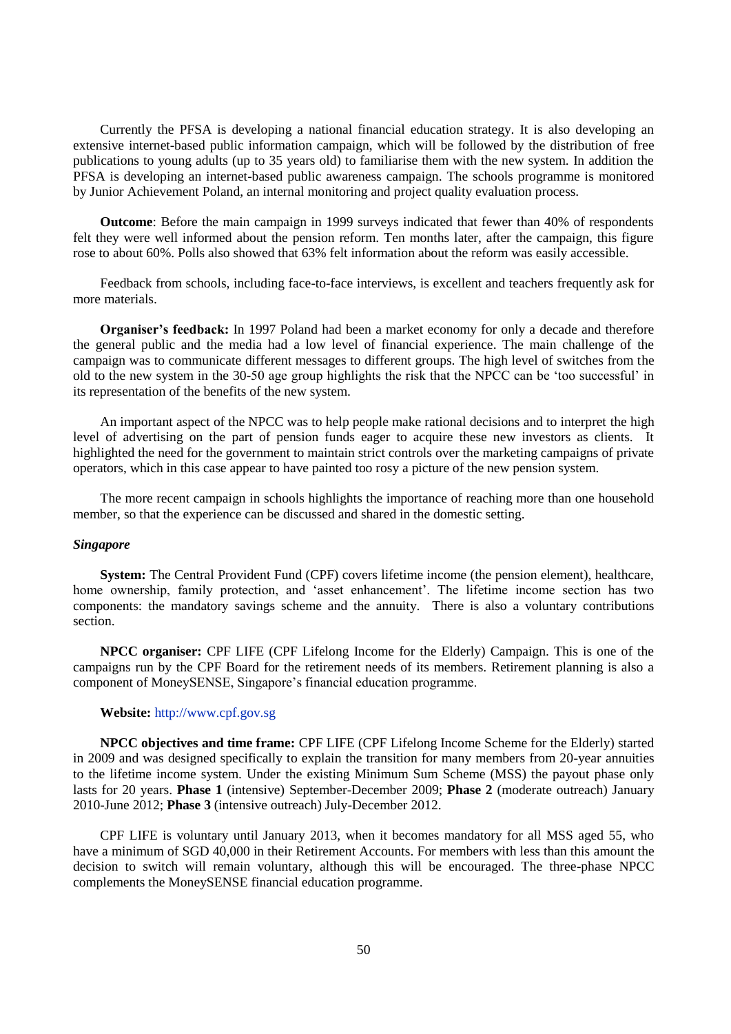Currently the PFSA is developing a national financial education strategy. It is also developing an extensive internet-based public information campaign, which will be followed by the distribution of free publications to young adults (up to 35 years old) to familiarise them with the new system. In addition the PFSA is developing an internet-based public awareness campaign. The schools programme is monitored by Junior Achievement Poland, an internal monitoring and project quality evaluation process.

**Outcome**: Before the main campaign in 1999 surveys indicated that fewer than 40% of respondents felt they were well informed about the pension reform. Ten months later, after the campaign, this figure rose to about 60%. Polls also showed that 63% felt information about the reform was easily accessible.

Feedback from schools, including face-to-face interviews, is excellent and teachers frequently ask for more materials.

**Organiser's feedback:** In 1997 Poland had been a market economy for only a decade and therefore the general public and the media had a low level of financial experience. The main challenge of the campaign was to communicate different messages to different groups. The high level of switches from the old to the new system in the 30-50 age group highlights the risk that the NPCC can be 'too successful' in its representation of the benefits of the new system.

An important aspect of the NPCC was to help people make rational decisions and to interpret the high level of advertising on the part of pension funds eager to acquire these new investors as clients. It highlighted the need for the government to maintain strict controls over the marketing campaigns of private operators, which in this case appear to have painted too rosy a picture of the new pension system.

The more recent campaign in schools highlights the importance of reaching more than one household member, so that the experience can be discussed and shared in the domestic setting.

***Singapore***

**System:** The Central Provident Fund (CPF) covers lifetime income (the pension element), healthcare, home ownership, family protection, and 'asset enhancement'. The lifetime income section has two components: the mandatory savings scheme and the annuity. There is also a voluntary contributions section.

**NPCC organiser:** CPF LIFE (CPF Lifelong Income for the Elderly) Campaign. This is one of the campaigns run by the CPF Board for the retirement needs of its members. Retirement planning is also a component of MoneySENSE, Singapore's financial education programme.

**Website:** http://www.cpf.gov.sg

**NPCC objectives and time frame:** CPF LIFE (CPF Lifelong Income Scheme for the Elderly) started in 2009 and was designed specifically to explain the transition for many members from 20-year annuities to the lifetime income system. Under the existing Minimum Sum Scheme (MSS) the payout phase only lasts for 20 years. **Phase 1** (intensive) September-December 2009; **Phase 2** (moderate outreach) January 2010-June 2012; **Phase 3** (intensive outreach) July-December 2012.

CPF LIFE is voluntary until January 2013, when it becomes mandatory for all MSS aged 55, who have a minimum of SGD 40,000 in their Retirement Accounts. For members with less than this amount the decision to switch will remain voluntary, although this will be encouraged. The three-phase NPCC complements the MoneySENSE financial education programme.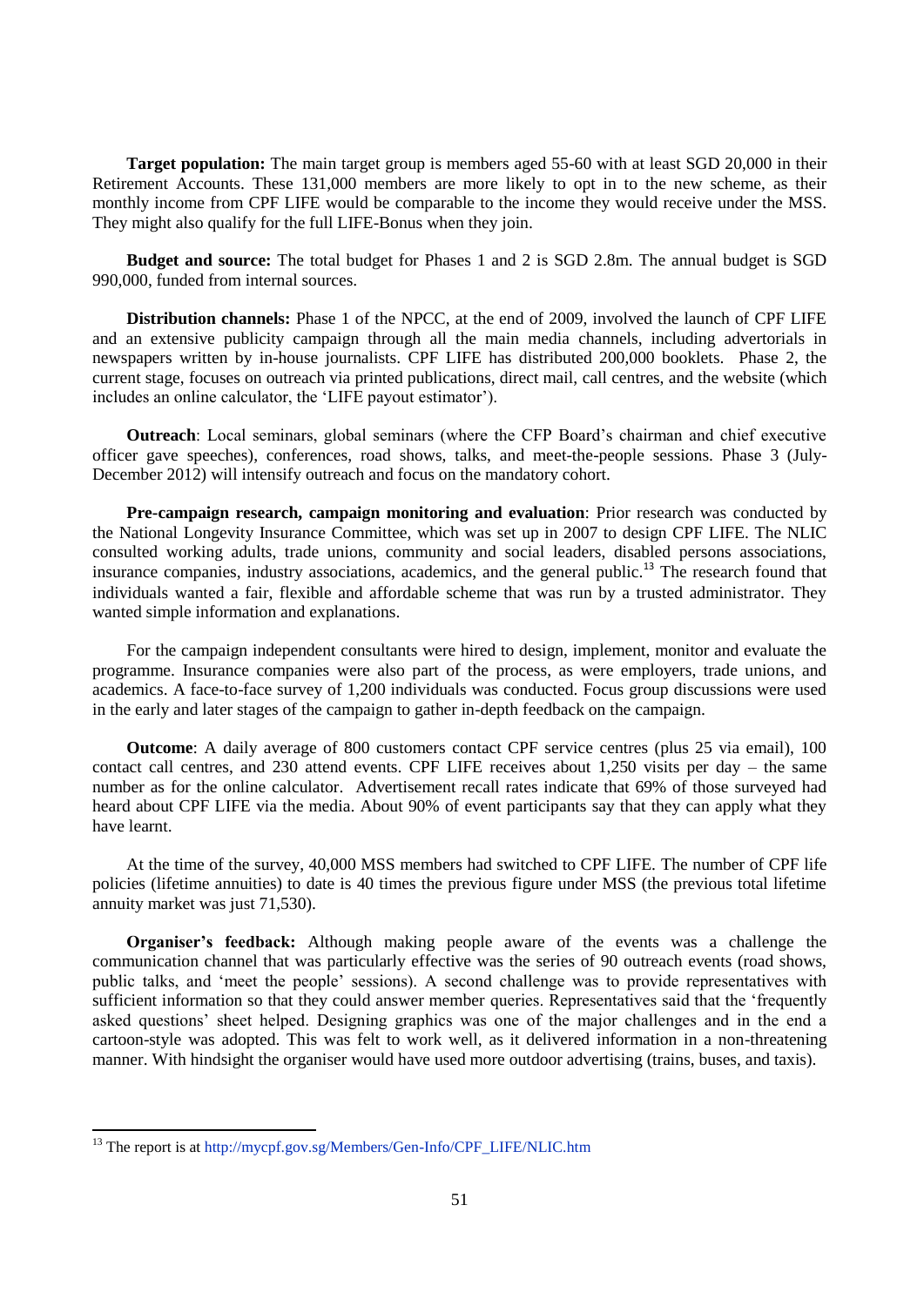**Target population:** The main target group is members aged 55-60 with at least SGD 20,000 in their Retirement Accounts. These 131,000 members are more likely to opt in to the new scheme, as their monthly income from CPF LIFE would be comparable to the income they would receive under the MSS. They might also qualify for the full LIFE-Bonus when they join.

**Budget and source:** The total budget for Phases 1 and 2 is SGD 2.8m. The annual budget is SGD 990,000, funded from internal sources.

**Distribution channels:** Phase 1 of the NPCC, at the end of 2009, involved the launch of CPF LIFE and an extensive publicity campaign through all the main media channels, including advertorials in newspapers written by in-house journalists. CPF LIFE has distributed 200,000 booklets. Phase 2, the current stage, focuses on outreach via printed publications, direct mail, call centres, and the website (which includes an online calculator, the 'LIFE payout estimator').

**Outreach**: Local seminars, global seminars (where the CFP Board's chairman and chief executive officer gave speeches), conferences, road shows, talks, and meet-the-people sessions. Phase 3 (July-December 2012) will intensify outreach and focus on the mandatory cohort.

**Pre-campaign research, campaign monitoring and evaluation**: Prior research was conducted by the National Longevity Insurance Committee, which was set up in 2007 to design CPF LIFE. The NLIC consulted working adults, trade unions, community and social leaders, disabled persons associations, insurance companies, industry associations, academics, and the general public.[13] The research found that individuals wanted a fair, flexible and affordable scheme that was run by a trusted administrator. They wanted simple information and explanations.

For the campaign independent consultants were hired to design, implement, monitor and evaluate the programme. Insurance companies were also part of the process, as were employers, trade unions, and academics. A face-to-face survey of 1,200 individuals was conducted. Focus group discussions were used in the early and later stages of the campaign to gather in-depth feedback on the campaign.

**Outcome**: A daily average of 800 customers contact CPF service centres (plus 25 via email), 100 contact call centres, and 230 attend events. CPF LIFE receives about 1,250 visits per day – the same number as for the online calculator. Advertisement recall rates indicate that 69% of those surveyed had heard about CPF LIFE via the media. About 90% of event participants say that they can apply what they have learnt.

At the time of the survey, 40,000 MSS members had switched to CPF LIFE. The number of CPF life policies (lifetime annuities) to date is 40 times the previous figure under MSS (the previous total lifetime annuity market was just 71,530).

**Organiser's feedback:** Although making people aware of the events was a challenge the communication channel that was particularly effective was the series of 90 outreach events (road shows, public talks, and 'meet the people' sessions). A second challenge was to provide representatives with sufficient information so that they could answer member queries. Representatives said that the 'frequently asked questions' sheet helped. Designing graphics was one of the major challenges and in the end a cartoon-style was adopted. This was felt to work well, as it delivered information in a non-threatening manner. With hindsight the organiser would have used more outdoor advertising (trains, buses, and taxis).

---

[13] The report is at http://mycpf.gov.sg/Members/Gen-Info/CPF_LIFE/NLIC.htm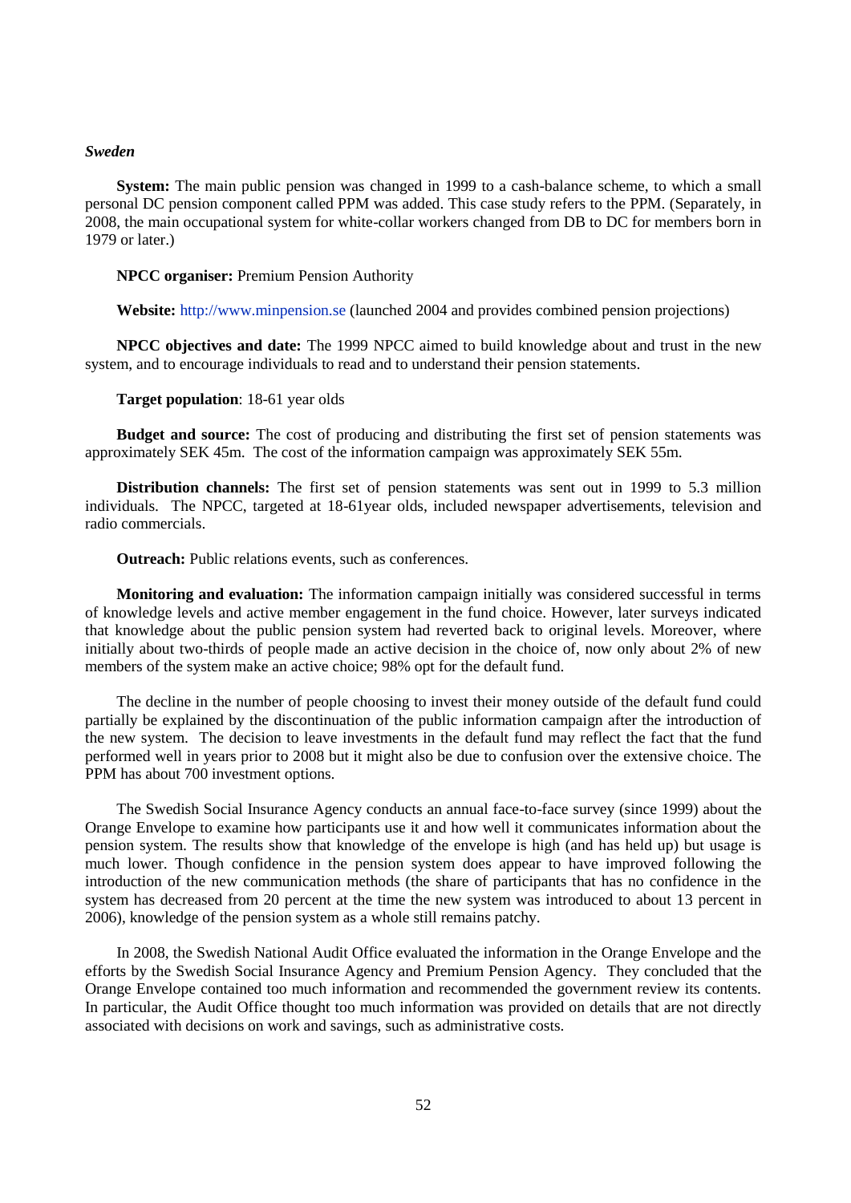*Sweden*

**System:** The main public pension was changed in 1999 to a cash-balance scheme, to which a small personal DC pension component called PPM was added. This case study refers to the PPM. (Separately, in 2008, the main occupational system for white-collar workers changed from DB to DC for members born in 1979 or later.)

**NPCC organiser:** Premium Pension Authority

**Website:** http://www.minpension.se (launched 2004 and provides combined pension projections)

**NPCC objectives and date:** The 1999 NPCC aimed to build knowledge about and trust in the new system, and to encourage individuals to read and to understand their pension statements.

**Target population**: 18-61 year olds

**Budget and source:** The cost of producing and distributing the first set of pension statements was approximately SEK 45m. The cost of the information campaign was approximately SEK 55m.

**Distribution channels:** The first set of pension statements was sent out in 1999 to 5.3 million individuals. The NPCC, targeted at 18-61year olds, included newspaper advertisements, television and radio commercials.

**Outreach:** Public relations events, such as conferences.

**Monitoring and evaluation:** The information campaign initially was considered successful in terms of knowledge levels and active member engagement in the fund choice. However, later surveys indicated that knowledge about the public pension system had reverted back to original levels. Moreover, where initially about two-thirds of people made an active decision in the choice of, now only about 2% of new members of the system make an active choice; 98% opt for the default fund.

The decline in the number of people choosing to invest their money outside of the default fund could partially be explained by the discontinuation of the public information campaign after the introduction of the new system. The decision to leave investments in the default fund may reflect the fact that the fund performed well in years prior to 2008 but it might also be due to confusion over the extensive choice. The PPM has about 700 investment options.

The Swedish Social Insurance Agency conducts an annual face-to-face survey (since 1999) about the Orange Envelope to examine how participants use it and how well it communicates information about the pension system. The results show that knowledge of the envelope is high (and has held up) but usage is much lower. Though confidence in the pension system does appear to have improved following the introduction of the new communication methods (the share of participants that has no confidence in the system has decreased from 20 percent at the time the new system was introduced to about 13 percent in 2006), knowledge of the pension system as a whole still remains patchy.

In 2008, the Swedish National Audit Office evaluated the information in the Orange Envelope and the efforts by the Swedish Social Insurance Agency and Premium Pension Agency. They concluded that the Orange Envelope contained too much information and recommended the government review its contents. In particular, the Audit Office thought too much information was provided on details that are not directly associated with decisions on work and savings, such as administrative costs.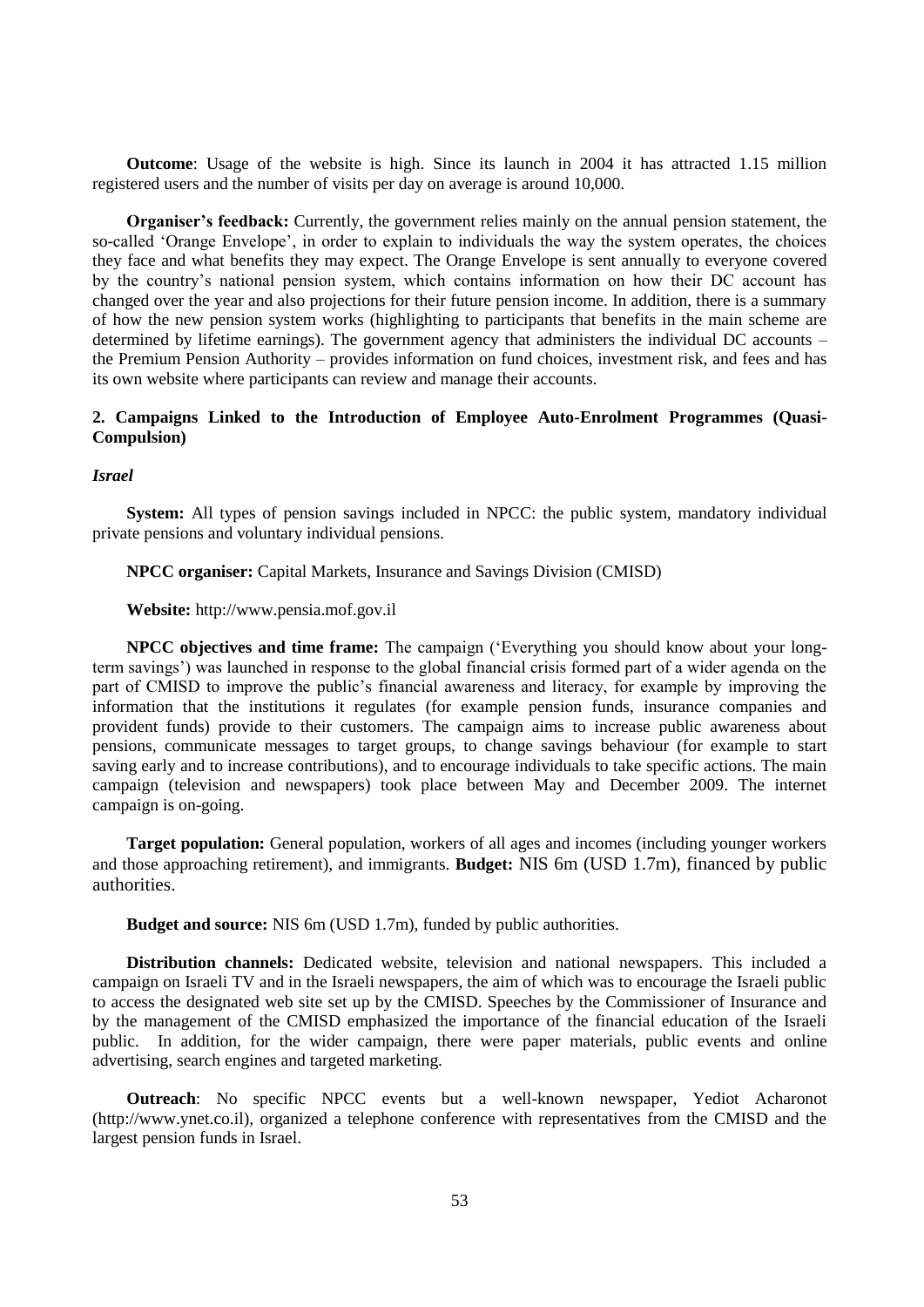**Outcome**: Usage of the website is high. Since its launch in 2004 it has attracted 1.15 million registered users and the number of visits per day on average is around 10,000.

**Organiser's feedback:** Currently, the government relies mainly on the annual pension statement, the so-called 'Orange Envelope', in order to explain to individuals the way the system operates, the choices they face and what benefits they may expect. The Orange Envelope is sent annually to everyone covered by the country's national pension system, which contains information on how their DC account has changed over the year and also projections for their future pension income. In addition, there is a summary of how the new pension system works (highlighting to participants that benefits in the main scheme are determined by lifetime earnings). The government agency that administers the individual DC accounts – the Premium Pension Authority – provides information on fund choices, investment risk, and fees and has its own website where participants can review and manage their accounts.

### 2. Campaigns Linked to the Introduction of Employee Auto-Enrolment Programmes (Quasi-Compulsion)

#### *Israel*

**System:** All types of pension savings included in NPCC: the public system, mandatory individual private pensions and voluntary individual pensions.

**NPCC organiser:** Capital Markets, Insurance and Savings Division (CMISD)

**Website:** http://www.pensia.mof.gov.il

**NPCC objectives and time frame:** The campaign ('Everything you should know about your long-term savings') was launched in response to the global financial crisis formed part of a wider agenda on the part of CMISD to improve the public's financial awareness and literacy, for example by improving the information that the institutions it regulates (for example pension funds, insurance companies and provident funds) provide to their customers. The campaign aims to increase public awareness about pensions, communicate messages to target groups, to change savings behaviour (for example to start saving early and to increase contributions), and to encourage individuals to take specific actions. The main campaign (television and newspapers) took place between May and December 2009. The internet campaign is on-going.

**Target population:** General population, workers of all ages and incomes (including younger workers and those approaching retirement), and immigrants. **Budget:** NIS 6m (USD 1.7m), financed by public authorities.

**Budget and source:** NIS 6m (USD 1.7m), funded by public authorities.

**Distribution channels:** Dedicated website, television and national newspapers. This included a campaign on Israeli TV and in the Israeli newspapers, the aim of which was to encourage the Israeli public to access the designated web site set up by the CMISD. Speeches by the Commissioner of Insurance and by the management of the CMISD emphasized the importance of the financial education of the Israeli public. In addition, for the wider campaign, there were paper materials, public events and online advertising, search engines and targeted marketing.

**Outreach**: No specific NPCC events but a well-known newspaper, Yediot Acharonot (http://www.ynet.co.il), organized a telephone conference with representatives from the CMISD and the largest pension funds in Israel.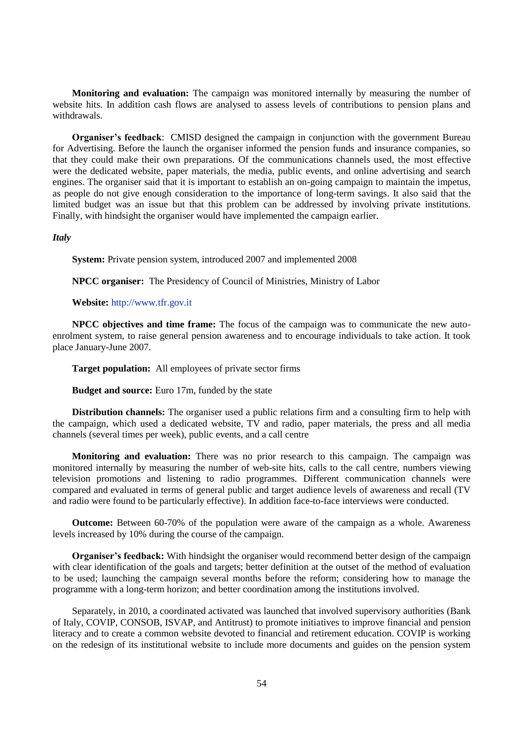**Monitoring and evaluation:** The campaign was monitored internally by measuring the number of website hits. In addition cash flows are analysed to assess levels of contributions to pension plans and withdrawals.

**Organiser's feedback**: CMISD designed the campaign in conjunction with the government Bureau for Advertising. Before the launch the organiser informed the pension funds and insurance companies, so that they could make their own preparations. Of the communications channels used, the most effective were the dedicated website, paper materials, the media, public events, and online advertising and search engines. The organiser said that it is important to establish an on-going campaign to maintain the impetus, as people do not give enough consideration to the importance of long-term savings. It also said that the limited budget was an issue but that this problem can be addressed by involving private institutions. Finally, with hindsight the organiser would have implemented the campaign earlier.

*Italy*

**System:** Private pension system, introduced 2007 and implemented 2008

**NPCC organiser:** The Presidency of Council of Ministries, Ministry of Labor

**Website:** http://www.tfr.gov.it

**NPCC objectives and time frame:** The focus of the campaign was to communicate the new auto-enrolment system, to raise general pension awareness and to encourage individuals to take action. It took place January-June 2007.

**Target population:** All employees of private sector firms

**Budget and source:** Euro 17m, funded by the state

**Distribution channels:** The organiser used a public relations firm and a consulting firm to help with the campaign, which used a dedicated website, TV and radio, paper materials, the press and all media channels (several times per week), public events, and a call centre

**Monitoring and evaluation:** There was no prior research to this campaign. The campaign was monitored internally by measuring the number of web-site hits, calls to the call centre, numbers viewing television promotions and listening to radio programmes. Different communication channels were compared and evaluated in terms of general public and target audience levels of awareness and recall (TV and radio were found to be particularly effective). In addition face-to-face interviews were conducted.

**Outcome:** Between 60-70% of the population were aware of the campaign as a whole. Awareness levels increased by 10% during the course of the campaign.

**Organiser's feedback:** With hindsight the organiser would recommend better design of the campaign with clear identification of the goals and targets; better definition at the outset of the method of evaluation to be used; launching the campaign several months before the reform; considering how to manage the programme with a long-term horizon; and better coordination among the institutions involved.

Separately, in 2010, a coordinated activated was launched that involved supervisory authorities (Bank of Italy, COVIP, CONSOB, ISVAP, and Antitrust) to promote initiatives to improve financial and pension literacy and to create a common website devoted to financial and retirement education. COVIP is working on the redesign of its institutional website to include more documents and guides on the pension system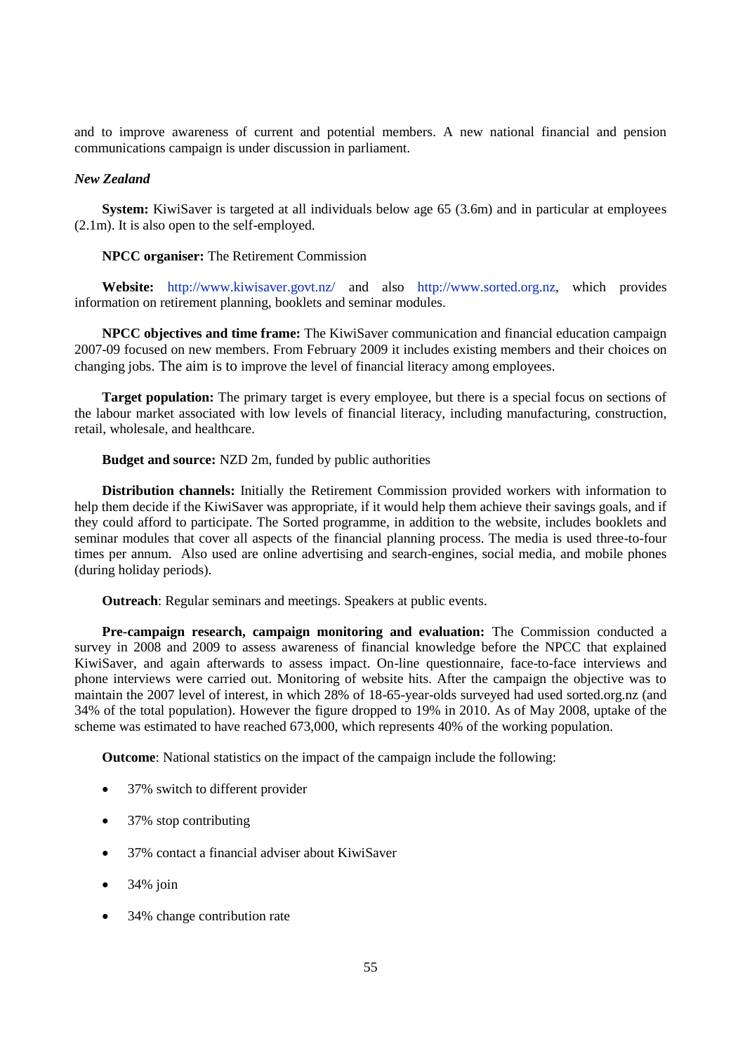and to improve awareness of current and potential members. A new national financial and pension communications campaign is under discussion in parliament.

*New Zealand*

**System:** KiwiSaver is targeted at all individuals below age 65 (3.6m) and in particular at employees (2.1m). It is also open to the self-employed.

**NPCC organiser:** The Retirement Commission

**Website:** http://www.kiwisaver.govt.nz/ and also http://www.sorted.org.nz, which provides information on retirement planning, booklets and seminar modules.

**NPCC objectives and time frame:** The KiwiSaver communication and financial education campaign 2007-09 focused on new members. From February 2009 it includes existing members and their choices on changing jobs. The aim is to improve the level of financial literacy among employees.

**Target population:** The primary target is every employee, but there is a special focus on sections of the labour market associated with low levels of financial literacy, including manufacturing, construction, retail, wholesale, and healthcare.

**Budget and source:** NZD 2m, funded by public authorities

**Distribution channels:** Initially the Retirement Commission provided workers with information to help them decide if the KiwiSaver was appropriate, if it would help them achieve their savings goals, and if they could afford to participate. The Sorted programme, in addition to the website, includes booklets and seminar modules that cover all aspects of the financial planning process. The media is used three-to-four times per annum. Also used are online advertising and search-engines, social media, and mobile phones (during holiday periods).

**Outreach**: Regular seminars and meetings. Speakers at public events.

**Pre-campaign research, campaign monitoring and evaluation:** The Commission conducted a survey in 2008 and 2009 to assess awareness of financial knowledge before the NPCC that explained KiwiSaver, and again afterwards to assess impact. On-line questionnaire, face-to-face interviews and phone interviews were carried out. Monitoring of website hits. After the campaign the objective was to maintain the 2007 level of interest, in which 28% of 18-65-year-olds surveyed had used sorted.org.nz (and 34% of the total population). However the figure dropped to 19% in 2010. As of May 2008, uptake of the scheme was estimated to have reached 673,000, which represents 40% of the working population.

**Outcome**: National statistics on the impact of the campaign include the following:

- 37% switch to different provider
- 37% stop contributing
- 37% contact a financial adviser about KiwiSaver
- 34% join
- 34% change contribution rate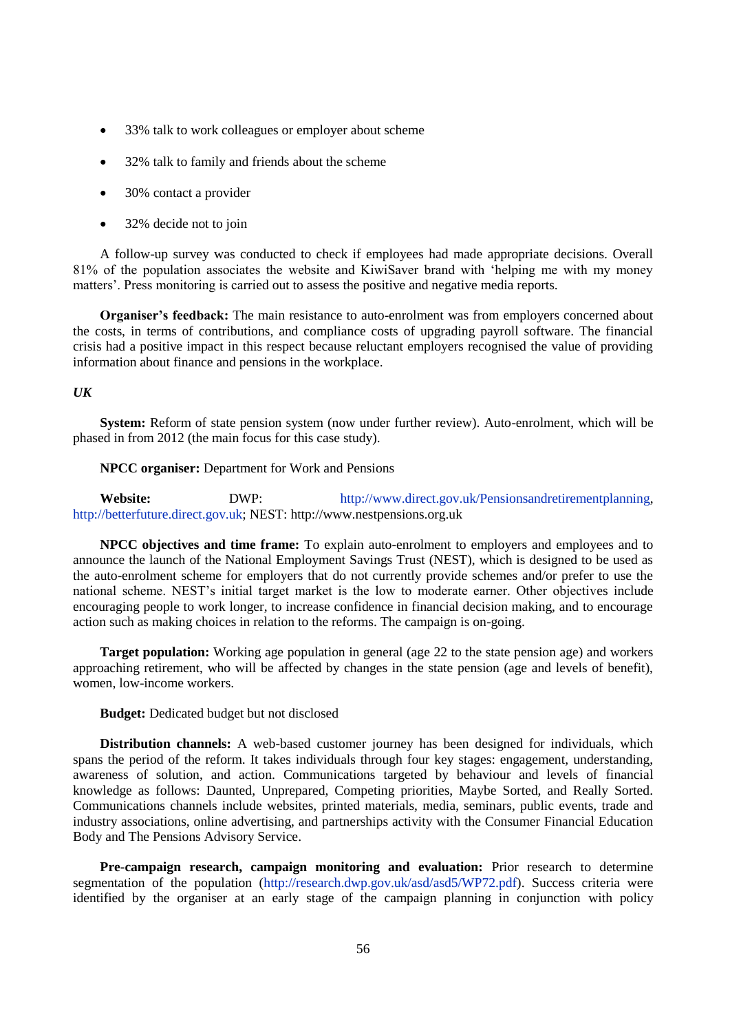- 33% talk to work colleagues or employer about scheme
- 32% talk to family and friends about the scheme
- 30% contact a provider
- 32% decide not to join

A follow-up survey was conducted to check if employees had made appropriate decisions. Overall 81% of the population associates the website and KiwiSaver brand with 'helping me with my money matters'. Press monitoring is carried out to assess the positive and negative media reports.

**Organiser's feedback:** The main resistance to auto-enrolment was from employers concerned about the costs, in terms of contributions, and compliance costs of upgrading payroll software. The financial crisis had a positive impact in this respect because reluctant employers recognised the value of providing information about finance and pensions in the workplace.

***UK***

**System:** Reform of state pension system (now under further review). Auto-enrolment, which will be phased in from 2012 (the main focus for this case study).

**NPCC organiser:** Department for Work and Pensions

**Website:** DWP: http://www.direct.gov.uk/Pensionsandretirementplanning, http://betterfuture.direct.gov.uk; NEST: http://www.nestpensions.org.uk

**NPCC objectives and time frame:** To explain auto-enrolment to employers and employees and to announce the launch of the National Employment Savings Trust (NEST), which is designed to be used as the auto-enrolment scheme for employers that do not currently provide schemes and/or prefer to use the national scheme. NEST's initial target market is the low to moderate earner. Other objectives include encouraging people to work longer, to increase confidence in financial decision making, and to encourage action such as making choices in relation to the reforms. The campaign is on-going.

**Target population:** Working age population in general (age 22 to the state pension age) and workers approaching retirement, who will be affected by changes in the state pension (age and levels of benefit), women, low-income workers.

**Budget:** Dedicated budget but not disclosed

**Distribution channels:** A web-based customer journey has been designed for individuals, which spans the period of the reform. It takes individuals through four key stages: engagement, understanding, awareness of solution, and action. Communications targeted by behaviour and levels of financial knowledge as follows: Daunted, Unprepared, Competing priorities, Maybe Sorted, and Really Sorted. Communications channels include websites, printed materials, media, seminars, public events, trade and industry associations, online advertising, and partnerships activity with the Consumer Financial Education Body and The Pensions Advisory Service.

**Pre-campaign research, campaign monitoring and evaluation:** Prior research to determine segmentation of the population (http://research.dwp.gov.uk/asd/asd5/WP72.pdf). Success criteria were identified by the organiser at an early stage of the campaign planning in conjunction with policy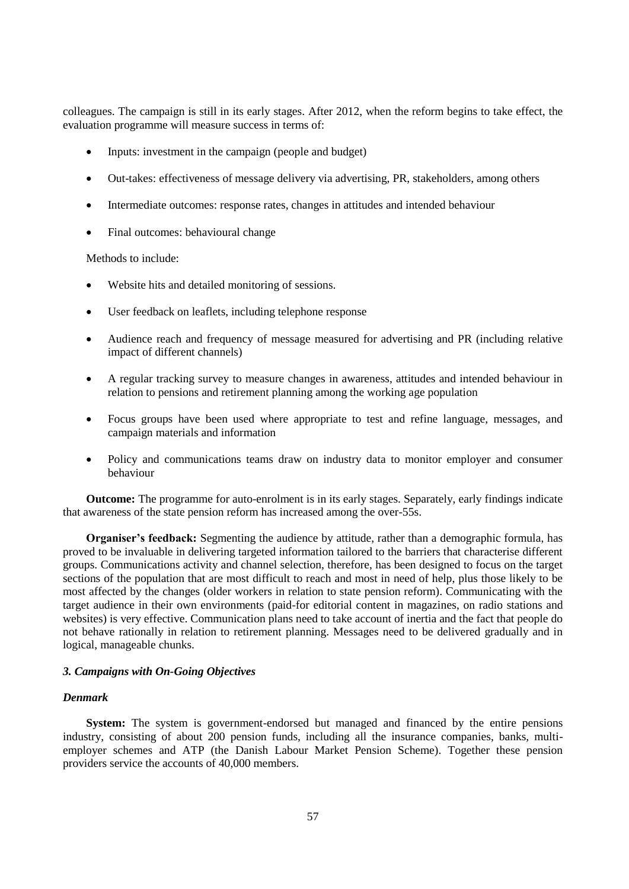colleagues. The campaign is still in its early stages. After 2012, when the reform begins to take effect, the evaluation programme will measure success in terms of:

- Inputs: investment in the campaign (people and budget)
- Out-takes: effectiveness of message delivery via advertising, PR, stakeholders, among others
- Intermediate outcomes: response rates, changes in attitudes and intended behaviour
- Final outcomes: behavioural change

Methods to include:

- Website hits and detailed monitoring of sessions.
- User feedback on leaflets, including telephone response
- Audience reach and frequency of message measured for advertising and PR (including relative impact of different channels)
- A regular tracking survey to measure changes in awareness, attitudes and intended behaviour in relation to pensions and retirement planning among the working age population
- Focus groups have been used where appropriate to test and refine language, messages, and campaign materials and information
- Policy and communications teams draw on industry data to monitor employer and consumer behaviour

**Outcome:** The programme for auto-enrolment is in its early stages. Separately, early findings indicate that awareness of the state pension reform has increased among the over-55s.

**Organiser's feedback:** Segmenting the audience by attitude, rather than a demographic formula, has proved to be invaluable in delivering targeted information tailored to the barriers that characterise different groups. Communications activity and channel selection, therefore, has been designed to focus on the target sections of the population that are most difficult to reach and most in need of help, plus those likely to be most affected by the changes (older workers in relation to state pension reform). Communicating with the target audience in their own environments (paid-for editorial content in magazines, on radio stations and websites) is very effective. Communication plans need to take account of inertia and the fact that people do not behave rationally in relation to retirement planning. Messages need to be delivered gradually and in logical, manageable chunks.

### *3. Campaigns with On-Going Objectives*

#### *Denmark*

**System:** The system is government-endorsed but managed and financed by the entire pensions industry, consisting of about 200 pension funds, including all the insurance companies, banks, multi-employer schemes and ATP (the Danish Labour Market Pension Scheme). Together these pension providers service the accounts of 40,000 members.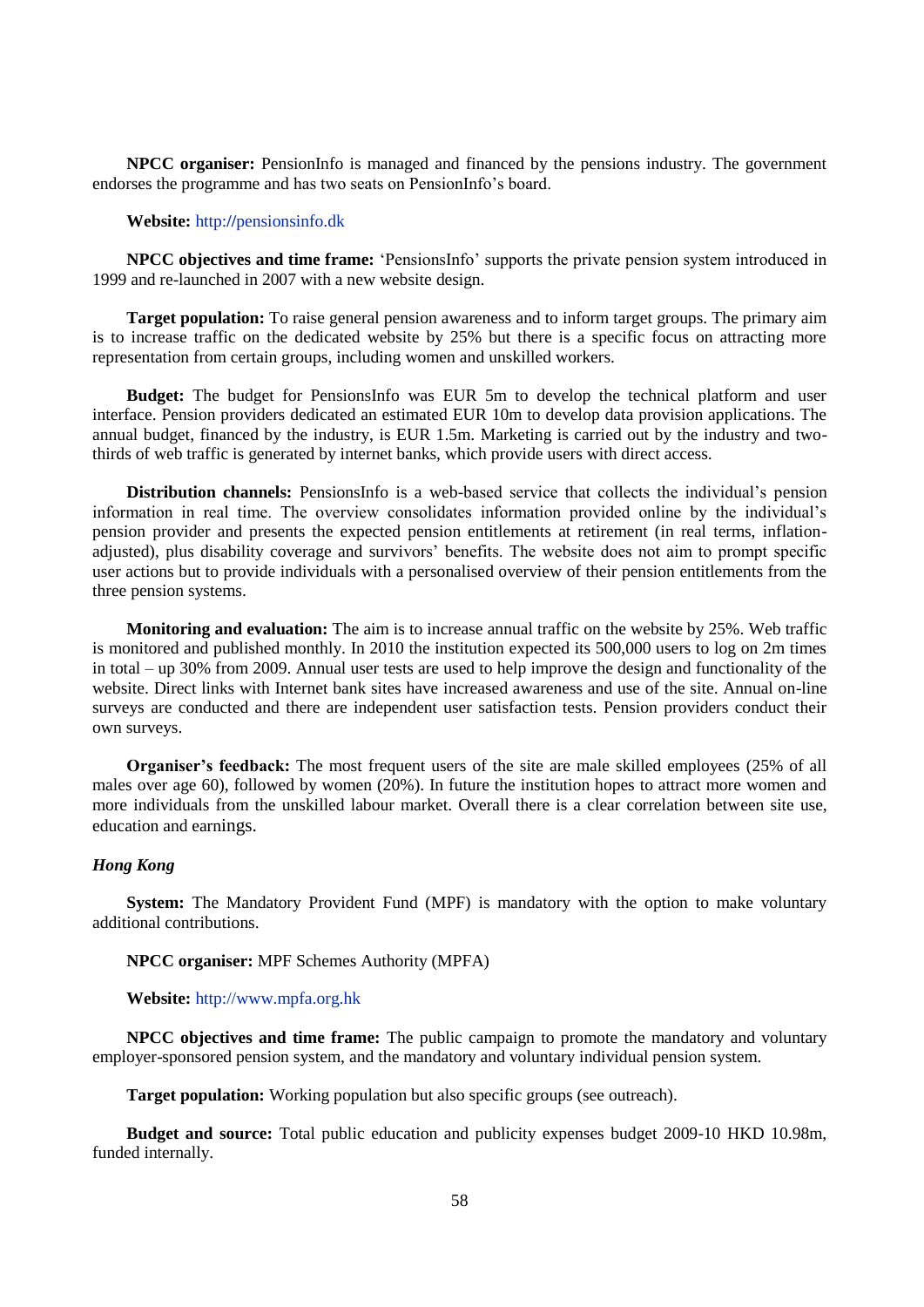**NPCC organiser:** PensionInfo is managed and financed by the pensions industry. The government endorses the programme and has two seats on PensionInfo's board.

**Website:** http://pensionsinfo.dk

**NPCC objectives and time frame:** 'PensionsInfo' supports the private pension system introduced in 1999 and re-launched in 2007 with a new website design.

**Target population:** To raise general pension awareness and to inform target groups. The primary aim is to increase traffic on the dedicated website by 25% but there is a specific focus on attracting more representation from certain groups, including women and unskilled workers.

**Budget:** The budget for PensionsInfo was EUR 5m to develop the technical platform and user interface. Pension providers dedicated an estimated EUR 10m to develop data provision applications. The annual budget, financed by the industry, is EUR 1.5m. Marketing is carried out by the industry and two-thirds of web traffic is generated by internet banks, which provide users with direct access.

**Distribution channels:** PensionsInfo is a web-based service that collects the individual's pension information in real time. The overview consolidates information provided online by the individual's pension provider and presents the expected pension entitlements at retirement (in real terms, inflation-adjusted), plus disability coverage and survivors' benefits. The website does not aim to prompt specific user actions but to provide individuals with a personalised overview of their pension entitlements from the three pension systems.

**Monitoring and evaluation:** The aim is to increase annual traffic on the website by 25%. Web traffic is monitored and published monthly. In 2010 the institution expected its 500,000 users to log on 2m times in total – up 30% from 2009. Annual user tests are used to help improve the design and functionality of the website. Direct links with Internet bank sites have increased awareness and use of the site. Annual on-line surveys are conducted and there are independent user satisfaction tests. Pension providers conduct their own surveys.

**Organiser's feedback:** The most frequent users of the site are male skilled employees (25% of all males over age 60), followed by women (20%). In future the institution hopes to attract more women and more individuals from the unskilled labour market. Overall there is a clear correlation between site use, education and earnings.

***Hong Kong***

**System:** The Mandatory Provident Fund (MPF) is mandatory with the option to make voluntary additional contributions.

**NPCC organiser:** MPF Schemes Authority (MPFA)

**Website:** http://www.mpfa.org.hk

**NPCC objectives and time frame:** The public campaign to promote the mandatory and voluntary employer-sponsored pension system, and the mandatory and voluntary individual pension system.

**Target population:** Working population but also specific groups (see outreach).

**Budget and source:** Total public education and publicity expenses budget 2009-10 HKD 10.98m, funded internally.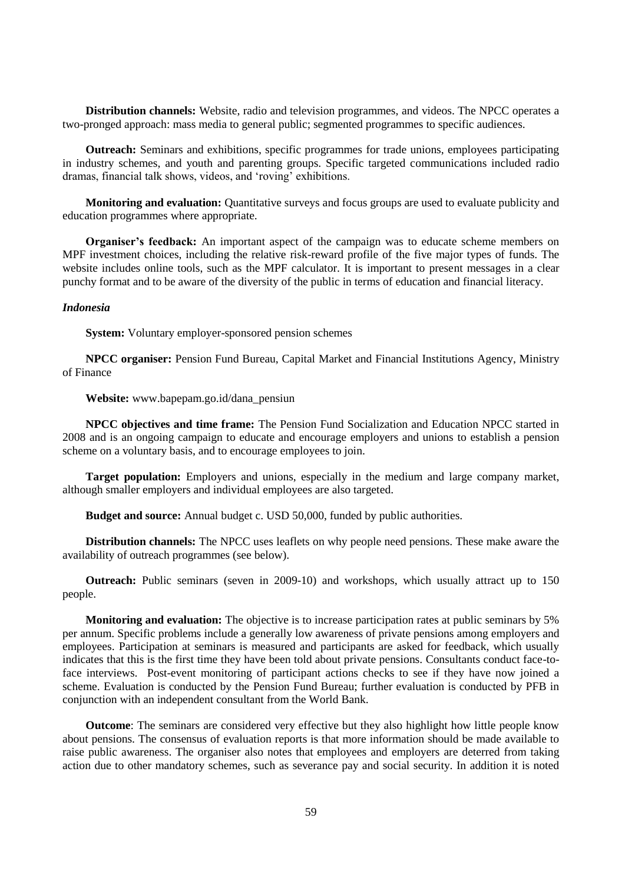**Distribution channels:** Website, radio and television programmes, and videos. The NPCC operates a two-pronged approach: mass media to general public; segmented programmes to specific audiences.

**Outreach:** Seminars and exhibitions, specific programmes for trade unions, employees participating in industry schemes, and youth and parenting groups. Specific targeted communications included radio dramas, financial talk shows, videos, and 'roving' exhibitions.

**Monitoring and evaluation:** Quantitative surveys and focus groups are used to evaluate publicity and education programmes where appropriate.

**Organiser's feedback:** An important aspect of the campaign was to educate scheme members on MPF investment choices, including the relative risk-reward profile of the five major types of funds. The website includes online tools, such as the MPF calculator. It is important to present messages in a clear punchy format and to be aware of the diversity of the public in terms of education and financial literacy.

***Indonesia***

**System:** Voluntary employer-sponsored pension schemes

**NPCC organiser:** Pension Fund Bureau, Capital Market and Financial Institutions Agency, Ministry of Finance

**Website:** www.bapepam.go.id/dana_pensiun

**NPCC objectives and time frame:** The Pension Fund Socialization and Education NPCC started in 2008 and is an ongoing campaign to educate and encourage employers and unions to establish a pension scheme on a voluntary basis, and to encourage employees to join.

**Target population:** Employers and unions, especially in the medium and large company market, although smaller employers and individual employees are also targeted.

**Budget and source:** Annual budget c. USD 50,000, funded by public authorities.

**Distribution channels:** The NPCC uses leaflets on why people need pensions. These make aware the availability of outreach programmes (see below).

**Outreach:** Public seminars (seven in 2009-10) and workshops, which usually attract up to 150 people.

**Monitoring and evaluation:** The objective is to increase participation rates at public seminars by 5% per annum. Specific problems include a generally low awareness of private pensions among employers and employees. Participation at seminars is measured and participants are asked for feedback, which usually indicates that this is the first time they have been told about private pensions. Consultants conduct face-to-face interviews. Post-event monitoring of participant actions checks to see if they have now joined a scheme. Evaluation is conducted by the Pension Fund Bureau; further evaluation is conducted by PFB in conjunction with an independent consultant from the World Bank.

**Outcome**: The seminars are considered very effective but they also highlight how little people know about pensions. The consensus of evaluation reports is that more information should be made available to raise public awareness. The organiser also notes that employees and employers are deterred from taking action due to other mandatory schemes, such as severance pay and social security. In addition it is noted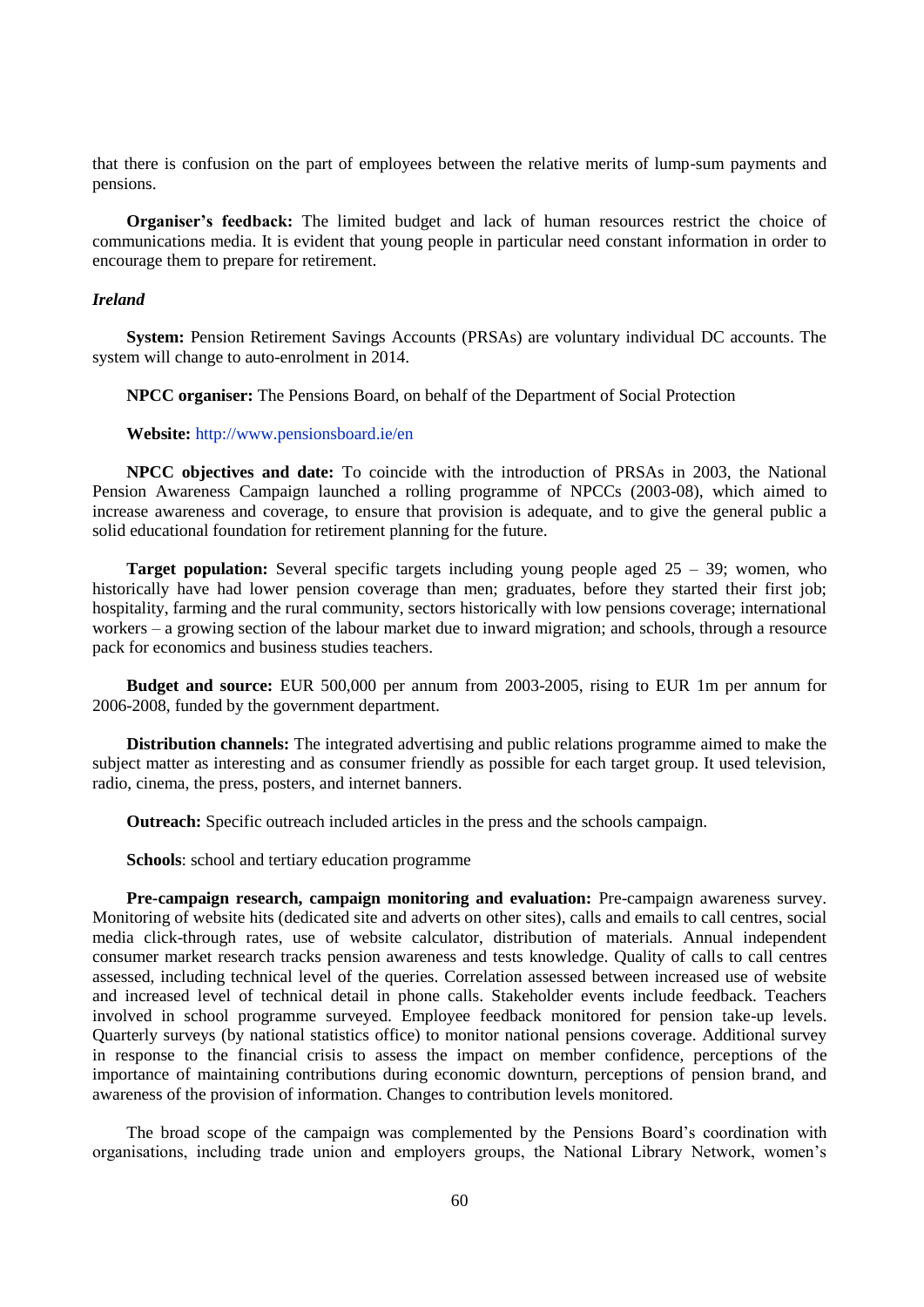that there is confusion on the part of employees between the relative merits of lump-sum payments and pensions.

**Organiser's feedback:** The limited budget and lack of human resources restrict the choice of communications media. It is evident that young people in particular need constant information in order to encourage them to prepare for retirement.

***Ireland***

**System:** Pension Retirement Savings Accounts (PRSAs) are voluntary individual DC accounts. The system will change to auto-enrolment in 2014.

**NPCC organiser:** The Pensions Board, on behalf of the Department of Social Protection

**Website:** http://www.pensionsboard.ie/en

**NPCC objectives and date:** To coincide with the introduction of PRSAs in 2003, the National Pension Awareness Campaign launched a rolling programme of NPCCs (2003-08), which aimed to increase awareness and coverage, to ensure that provision is adequate, and to give the general public a solid educational foundation for retirement planning for the future.

**Target population:** Several specific targets including young people aged 25 – 39; women, who historically have had lower pension coverage than men; graduates, before they started their first job; hospitality, farming and the rural community, sectors historically with low pensions coverage; international workers – a growing section of the labour market due to inward migration; and schools, through a resource pack for economics and business studies teachers.

**Budget and source:** EUR 500,000 per annum from 2003-2005, rising to EUR 1m per annum for 2006-2008, funded by the government department.

**Distribution channels:** The integrated advertising and public relations programme aimed to make the subject matter as interesting and as consumer friendly as possible for each target group. It used television, radio, cinema, the press, posters, and internet banners.

**Outreach:** Specific outreach included articles in the press and the schools campaign.

**Schools**: school and tertiary education programme

**Pre-campaign research, campaign monitoring and evaluation:** Pre-campaign awareness survey. Monitoring of website hits (dedicated site and adverts on other sites), calls and emails to call centres, social media click-through rates, use of website calculator, distribution of materials. Annual independent consumer market research tracks pension awareness and tests knowledge. Quality of calls to call centres assessed, including technical level of the queries. Correlation assessed between increased use of website and increased level of technical detail in phone calls. Stakeholder events include feedback. Teachers involved in school programme surveyed. Employee feedback monitored for pension take-up levels. Quarterly surveys (by national statistics office) to monitor national pensions coverage. Additional survey in response to the financial crisis to assess the impact on member confidence, perceptions of the importance of maintaining contributions during economic downturn, perceptions of pension brand, and awareness of the provision of information. Changes to contribution levels monitored.

The broad scope of the campaign was complemented by the Pensions Board's coordination with organisations, including trade union and employers groups, the National Library Network, women's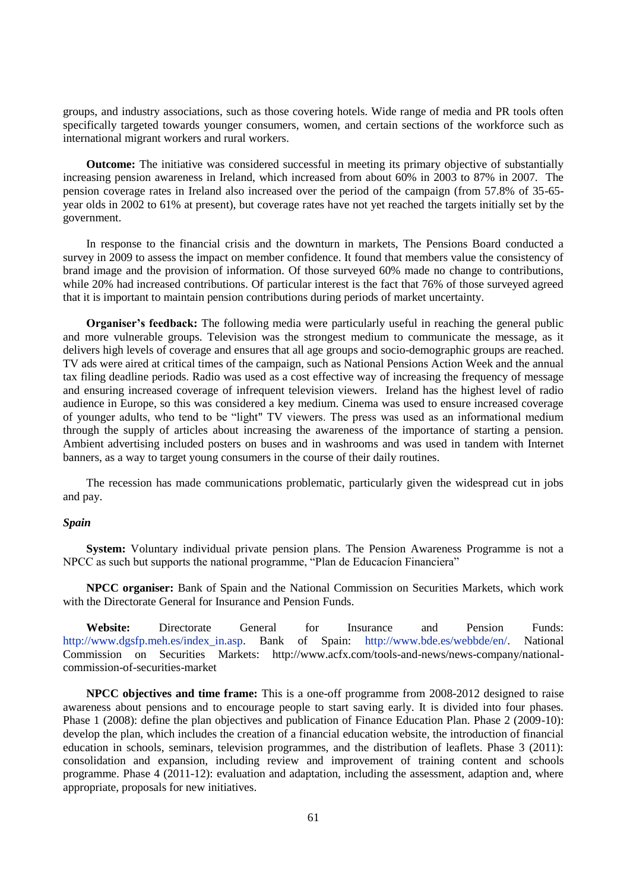groups, and industry associations, such as those covering hotels. Wide range of media and PR tools often specifically targeted towards younger consumers, women, and certain sections of the workforce such as international migrant workers and rural workers.

**Outcome:** The initiative was considered successful in meeting its primary objective of substantially increasing pension awareness in Ireland, which increased from about 60% in 2003 to 87% in 2007. The pension coverage rates in Ireland also increased over the period of the campaign (from 57.8% of 35-65-year olds in 2002 to 61% at present), but coverage rates have not yet reached the targets initially set by the government.

In response to the financial crisis and the downturn in markets, The Pensions Board conducted a survey in 2009 to assess the impact on member confidence. It found that members value the consistency of brand image and the provision of information. Of those surveyed 60% made no change to contributions, while 20% had increased contributions. Of particular interest is the fact that 76% of those surveyed agreed that it is important to maintain pension contributions during periods of market uncertainty.

**Organiser's feedback:** The following media were particularly useful in reaching the general public and more vulnerable groups. Television was the strongest medium to communicate the message, as it delivers high levels of coverage and ensures that all age groups and socio-demographic groups are reached. TV ads were aired at critical times of the campaign, such as National Pensions Action Week and the annual tax filing deadline periods. Radio was used as a cost effective way of increasing the frequency of message and ensuring increased coverage of infrequent television viewers. Ireland has the highest level of radio audience in Europe, so this was considered a key medium. Cinema was used to ensure increased coverage of younger adults, who tend to be "light" TV viewers. The press was used as an informational medium through the supply of articles about increasing the awareness of the importance of starting a pension. Ambient advertising included posters on buses and in washrooms and was used in tandem with Internet banners, as a way to target young consumers in the course of their daily routines.

The recession has made communications problematic, particularly given the widespread cut in jobs and pay.

***Spain***

**System:** Voluntary individual private pension plans. The Pension Awareness Programme is not a NPCC as such but supports the national programme, "Plan de Educacíon Financiera"

**NPCC organiser:** Bank of Spain and the National Commission on Securities Markets, which work with the Directorate General for Insurance and Pension Funds.

**Website:** Directorate General for Insurance and Pension Funds: http://www.dgsfp.meh.es/index_in.asp. Bank of Spain: http://www.bde.es/webbde/en/. National Commission on Securities Markets: http://www.acfx.com/tools-and-news/news-company/national-commission-of-securities-market

**NPCC objectives and time frame:** This is a one-off programme from 2008-2012 designed to raise awareness about pensions and to encourage people to start saving early. It is divided into four phases. Phase 1 (2008): define the plan objectives and publication of Finance Education Plan. Phase 2 (2009-10): develop the plan, which includes the creation of a financial education website, the introduction of financial education in schools, seminars, television programmes, and the distribution of leaflets. Phase 3 (2011): consolidation and expansion, including review and improvement of training content and schools programme. Phase 4 (2011-12): evaluation and adaptation, including the assessment, adaption and, where appropriate, proposals for new initiatives.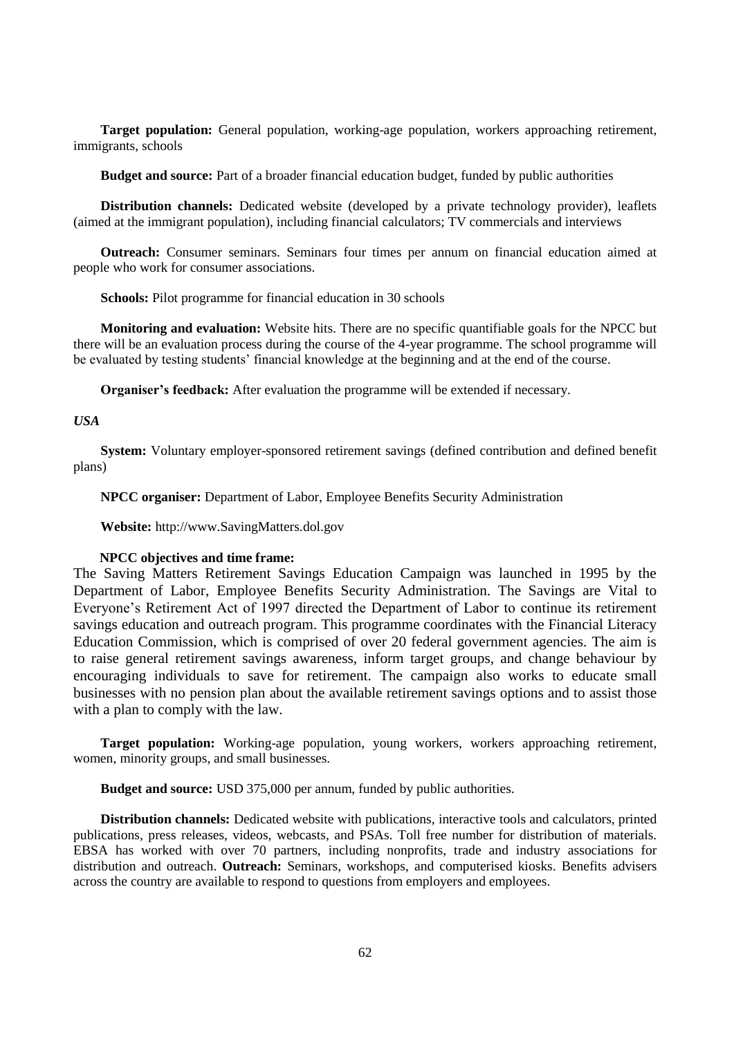**Target population:** General population, working-age population, workers approaching retirement, immigrants, schools

**Budget and source:** Part of a broader financial education budget, funded by public authorities

**Distribution channels:** Dedicated website (developed by a private technology provider), leaflets (aimed at the immigrant population), including financial calculators; TV commercials and interviews

**Outreach:** Consumer seminars. Seminars four times per annum on financial education aimed at people who work for consumer associations.

**Schools:** Pilot programme for financial education in 30 schools

**Monitoring and evaluation:** Website hits. There are no specific quantifiable goals for the NPCC but there will be an evaluation process during the course of the 4-year programme. The school programme will be evaluated by testing students' financial knowledge at the beginning and at the end of the course.

**Organiser's feedback:** After evaluation the programme will be extended if necessary.

***USA***

**System:** Voluntary employer-sponsored retirement savings (defined contribution and defined benefit plans)

**NPCC organiser:** Department of Labor, Employee Benefits Security Administration

**Website:** http://www.SavingMatters.dol.gov

**NPCC objectives and time frame:**

The Saving Matters Retirement Savings Education Campaign was launched in 1995 by the Department of Labor, Employee Benefits Security Administration. The Savings are Vital to Everyone's Retirement Act of 1997 directed the Department of Labor to continue its retirement savings education and outreach program. This programme coordinates with the Financial Literacy Education Commission, which is comprised of over 20 federal government agencies. The aim is to raise general retirement savings awareness, inform target groups, and change behaviour by encouraging individuals to save for retirement. The campaign also works to educate small businesses with no pension plan about the available retirement savings options and to assist those with a plan to comply with the law.

**Target population:** Working-age population, young workers, workers approaching retirement, women, minority groups, and small businesses.

**Budget and source:** USD 375,000 per annum, funded by public authorities.

**Distribution channels:** Dedicated website with publications, interactive tools and calculators, printed publications, press releases, videos, webcasts, and PSAs. Toll free number for distribution of materials. EBSA has worked with over 70 partners, including nonprofits, trade and industry associations for distribution and outreach. **Outreach:** Seminars, workshops, and computerised kiosks. Benefits advisers across the country are available to respond to questions from employers and employees.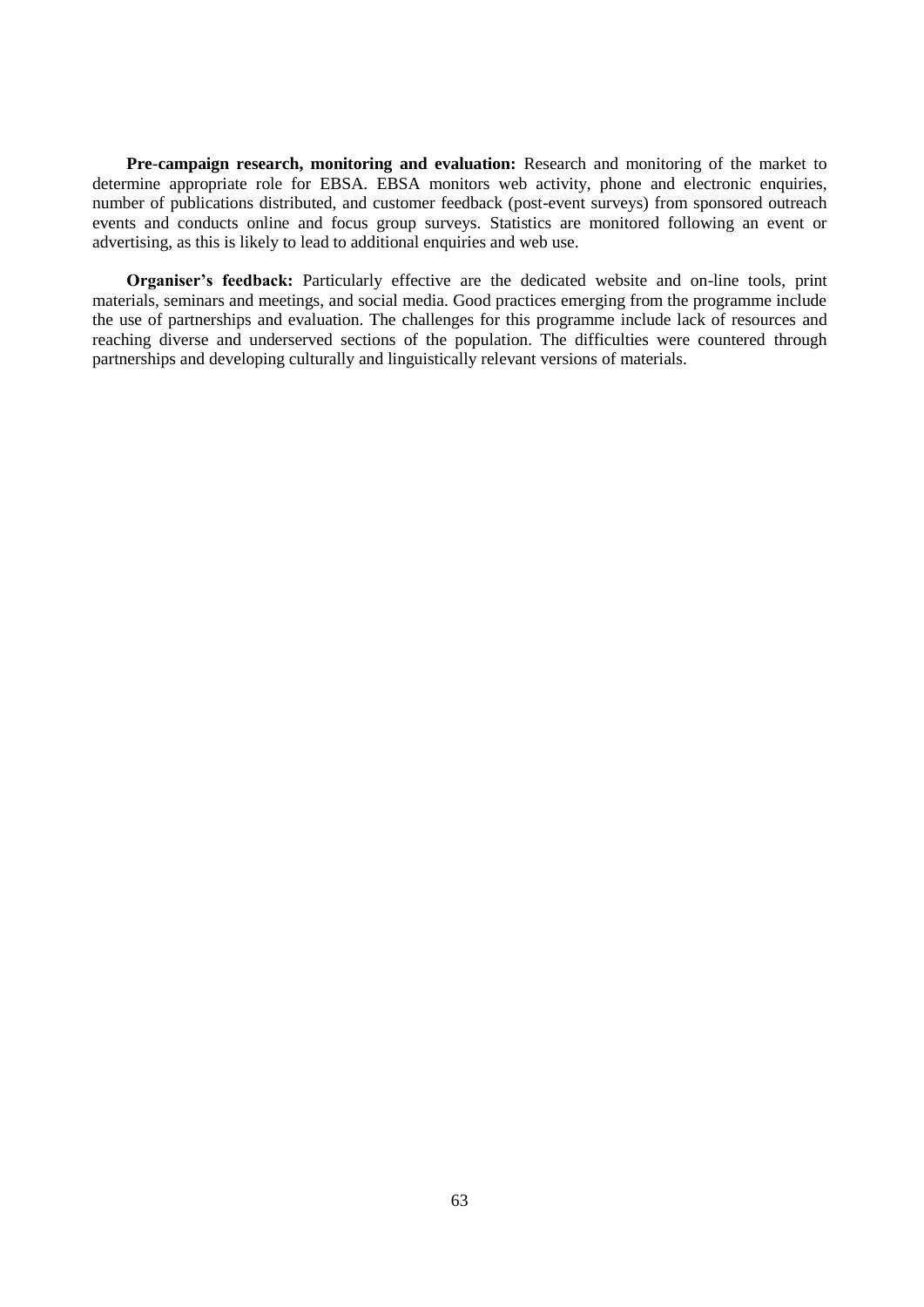**Pre-campaign research, monitoring and evaluation:** Research and monitoring of the market to determine appropriate role for EBSA. EBSA monitors web activity, phone and electronic enquiries, number of publications distributed, and customer feedback (post-event surveys) from sponsored outreach events and conducts online and focus group surveys. Statistics are monitored following an event or advertising, as this is likely to lead to additional enquiries and web use.

**Organiser's feedback:** Particularly effective are the dedicated website and on-line tools, print materials, seminars and meetings, and social media. Good practices emerging from the programme include the use of partnerships and evaluation. The challenges for this programme include lack of resources and reaching diverse and underserved sections of the population. The difficulties were countered through partnerships and developing culturally and linguistically relevant versions of materials.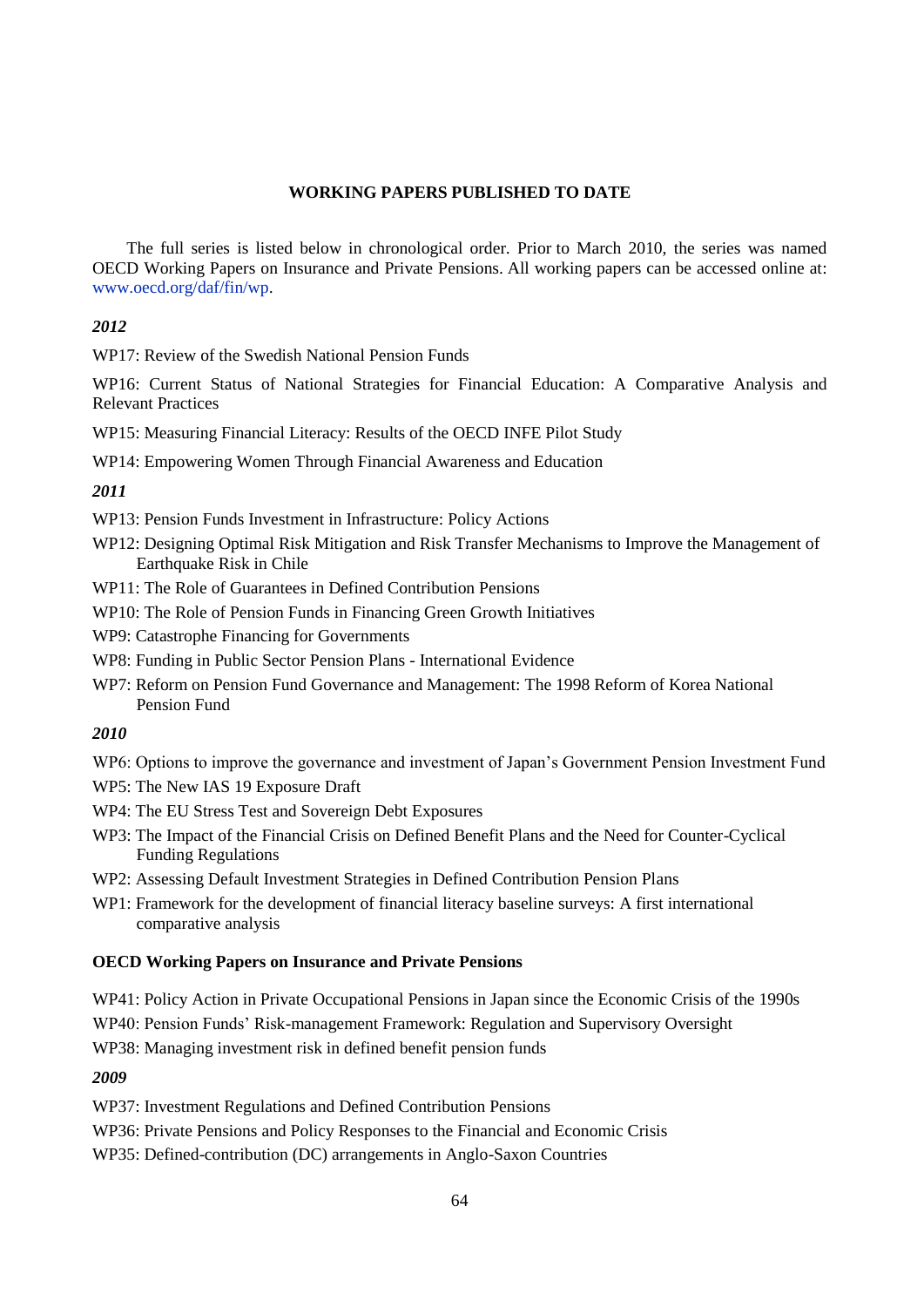**WORKING PAPERS PUBLISHED TO DATE**

The full series is listed below in chronological order. Prior to March 2010, the series was named OECD Working Papers on Insurance and Private Pensions. All working papers can be accessed online at: www.oecd.org/daf/fin/wp.

*2012*

WP17: Review of the Swedish National Pension Funds

WP16: Current Status of National Strategies for Financial Education: A Comparative Analysis and Relevant Practices

WP15: Measuring Financial Literacy: Results of the OECD INFE Pilot Study

WP14: Empowering Women Through Financial Awareness and Education

*2011*

WP13: Pension Funds Investment in Infrastructure: Policy Actions

WP12: Designing Optimal Risk Mitigation and Risk Transfer Mechanisms to Improve the Management of Earthquake Risk in Chile

WP11: The Role of Guarantees in Defined Contribution Pensions

WP10: The Role of Pension Funds in Financing Green Growth Initiatives

WP9: Catastrophe Financing for Governments

WP8: Funding in Public Sector Pension Plans - International Evidence

WP7: Reform on Pension Fund Governance and Management: The 1998 Reform of Korea National Pension Fund

*2010*

WP6: Options to improve the governance and investment of Japan's Government Pension Investment Fund

WP5: The New IAS 19 Exposure Draft

WP4: The EU Stress Test and Sovereign Debt Exposures

WP3: The Impact of the Financial Crisis on Defined Benefit Plans and the Need for Counter-Cyclical Funding Regulations

WP2: Assessing Default Investment Strategies in Defined Contribution Pension Plans

WP1: Framework for the development of financial literacy baseline surveys: A first international comparative analysis

**OECD Working Papers on Insurance and Private Pensions**

WP41: Policy Action in Private Occupational Pensions in Japan since the Economic Crisis of the 1990s

WP40: Pension Funds' Risk-management Framework: Regulation and Supervisory Oversight

WP38: Managing investment risk in defined benefit pension funds

*2009*

WP37: Investment Regulations and Defined Contribution Pensions

WP36: Private Pensions and Policy Responses to the Financial and Economic Crisis

WP35: Defined-contribution (DC) arrangements in Anglo-Saxon Countries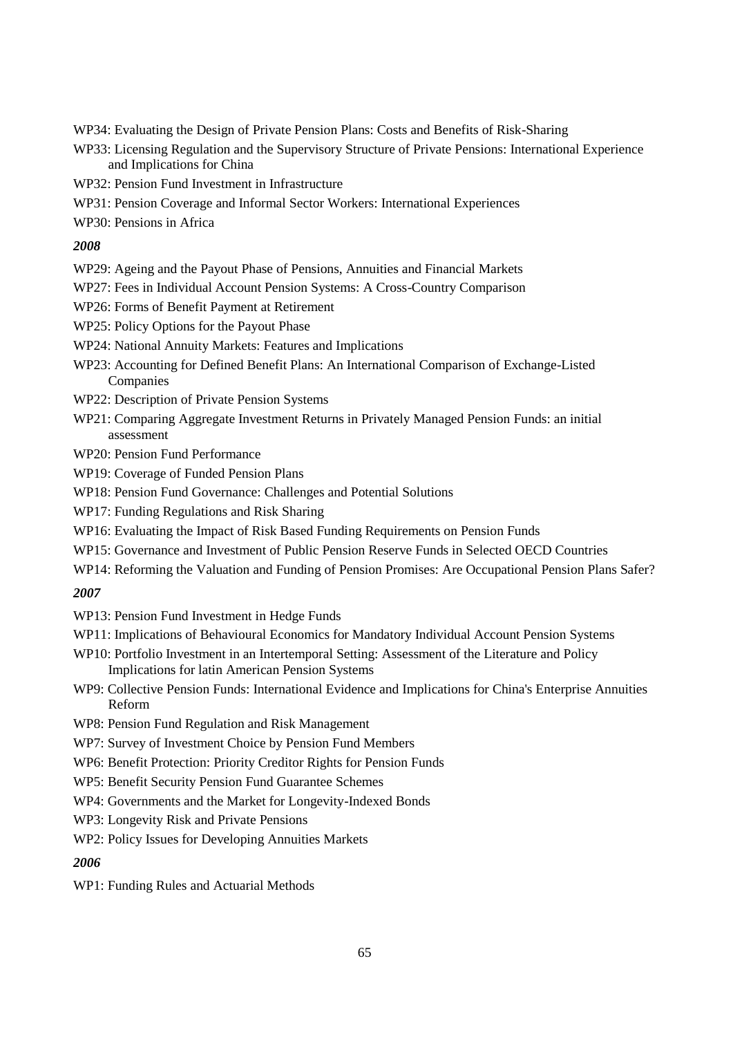WP34: Evaluating the Design of Private Pension Plans: Costs and Benefits of Risk-Sharing

WP33: Licensing Regulation and the Supervisory Structure of Private Pensions: International Experience and Implications for China

WP32: Pension Fund Investment in Infrastructure

WP31: Pension Coverage and Informal Sector Workers: International Experiences

WP30: Pensions in Africa

*2008*

WP29: Ageing and the Payout Phase of Pensions, Annuities and Financial Markets

WP27: Fees in Individual Account Pension Systems: A Cross-Country Comparison

WP26: Forms of Benefit Payment at Retirement

WP25: Policy Options for the Payout Phase

WP24: National Annuity Markets: Features and Implications

WP23: Accounting for Defined Benefit Plans: An International Comparison of Exchange-Listed Companies

WP22: Description of Private Pension Systems

WP21: Comparing Aggregate Investment Returns in Privately Managed Pension Funds: an initial assessment

WP20: Pension Fund Performance

WP19: Coverage of Funded Pension Plans

WP18: Pension Fund Governance: Challenges and Potential Solutions

WP17: Funding Regulations and Risk Sharing

WP16: Evaluating the Impact of Risk Based Funding Requirements on Pension Funds

WP15: Governance and Investment of Public Pension Reserve Funds in Selected OECD Countries

WP14: Reforming the Valuation and Funding of Pension Promises: Are Occupational Pension Plans Safer?

*2007*

WP13: Pension Fund Investment in Hedge Funds

WP11: Implications of Behavioural Economics for Mandatory Individual Account Pension Systems

WP10: Portfolio Investment in an Intertemporal Setting: Assessment of the Literature and Policy Implications for latin American Pension Systems

WP9: Collective Pension Funds: International Evidence and Implications for China's Enterprise Annuities Reform

WP8: Pension Fund Regulation and Risk Management

WP7: Survey of Investment Choice by Pension Fund Members

WP6: Benefit Protection: Priority Creditor Rights for Pension Funds

WP5: Benefit Security Pension Fund Guarantee Schemes

WP4: Governments and the Market for Longevity-Indexed Bonds

WP3: Longevity Risk and Private Pensions

WP2: Policy Issues for Developing Annuities Markets

*2006*

WP1: Funding Rules and Actuarial Methods